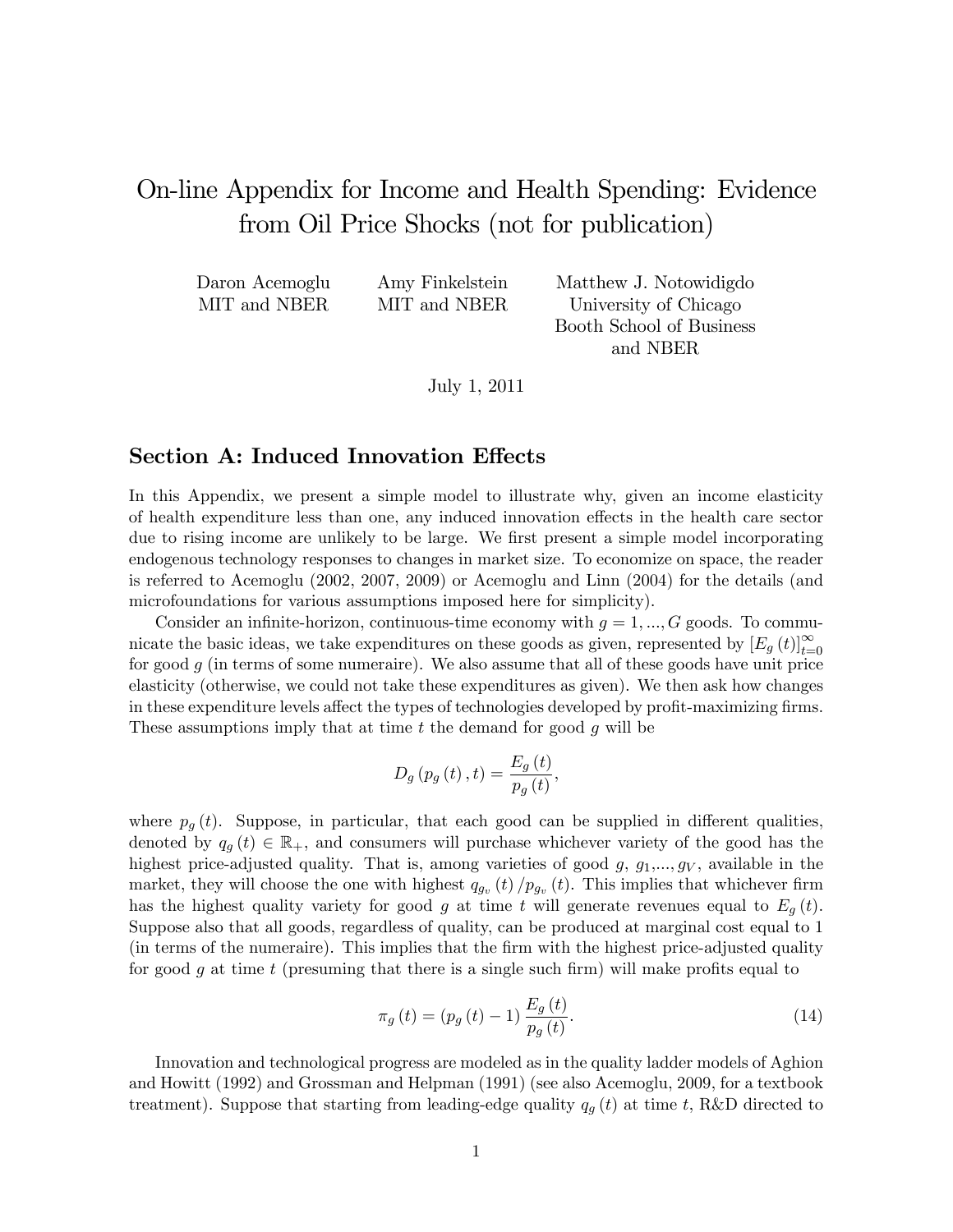# On-line Appendix for Income and Health Spending: Evidence from Oil Price Shocks (not for publication)

Daron Acemoglu  
MIT and NBER

Amy Finkelstein  
MIT and NBER

Matthew J. Notowidigdo  
University of Chicago  
Booth School of Business  
and NBER

July 1, 2011

## Section A: Induced Innovation Effects

In this Appendix, we present a simple model to illustrate why, given an income elasticity of health expenditure less than one, any induced innovation effects in the health care sector due to rising income are unlikely to be large. We first present a simple model incorporating endogenous technology responses to changes in market size. To economize on space, the reader is referred to Acemoglu (2002, 2007, 2009) or Acemoglu and Linn (2004) for the details (and microfoundations for various assumptions imposed here for simplicity).

Consider an infinite-horizon, continuous-time economy with $g = 1, ..., G$ goods. To communicate the basic ideas, we take expenditures on these goods as given, represented by $[E_g(t)]_{t=0}^{\infty}$ for good $g$ (in terms of some numeraire). We also assume that all of these goods have unit price elasticity (otherwise, we could not take these expenditures as given). We then ask how changes in these expenditure levels affect the types of technologies developed by profit-maximizing firms. These assumptions imply that at time $t$ the demand for good $g$ will be

$$D_g(p_g(t), t) = \frac{E_g(t)}{p_g(t)},$$

where $p_g(t)$. Suppose, in particular, that each good can be supplied in different qualities, denoted by $q_g(t) \in \mathbb{R}_+$, and consumers will purchase whichever variety of the good has the highest price-adjusted quality. That is, among varieties of good $g$, $g_1$,..., $g_V$, available in the market, they will choose the one with highest $q_{g_v}(t)/p_{g_v}(t)$. This implies that whichever firm has the highest quality variety for good $g$ at time $t$ will generate revenues equal to $E_g(t)$. Suppose also that all goods, regardless of quality, can be produced at marginal cost equal to 1 (in terms of the numeraire). This implies that the firm with the highest price-adjusted quality for good $g$ at time $t$ (presuming that there is a single such firm) will make profits equal to

$$\pi_g(t) = (p_g(t) - 1)\frac{E_g(t)}{p_g(t)}. \tag{14}$$

Innovation and technological progress are modeled as in the quality ladder models of Aghion and Howitt (1992) and Grossman and Helpman (1991) (see also Acemoglu, 2009, for a textbook treatment). Suppose that starting from leading-edge quality $q_g(t)$ at time $t$, R&D directed to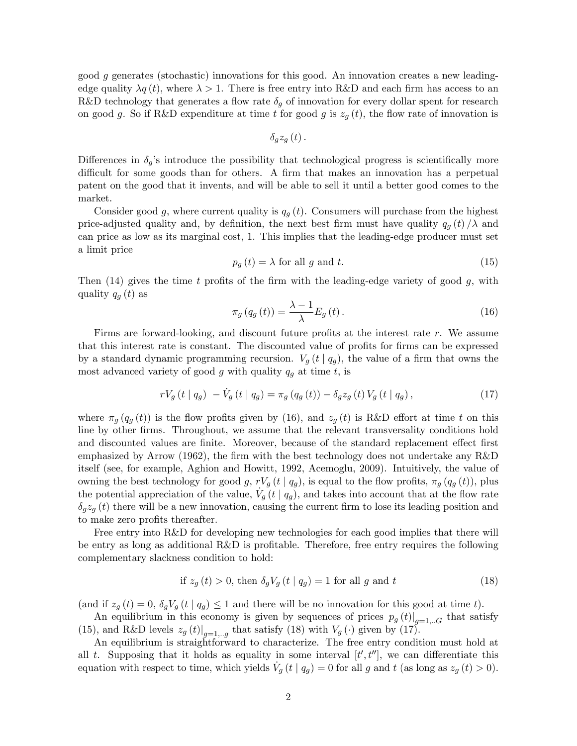good $g$ generates (stochastic) innovations for this good. An innovation creates a new leading-edge quality $\lambda q(t)$, where $\lambda > 1$. There is free entry into R&D and each firm has access to an R&D technology that generates a flow rate $\delta_g$ of innovation for every dollar spent for research on good $g$. So if R&D expenditure at time $t$ for good $g$ is $z_g(t)$, the flow rate of innovation is

$$\delta_g z_g(t).$$

Differences in $\delta_g$'s introduce the possibility that technological progress is scientifically more difficult for some goods than for others. A firm that makes an innovation has a perpetual patent on the good that it invents, and will be able to sell it until a better good comes to the market.

Consider good $g$, where current quality is $q_g(t)$. Consumers will purchase from the highest price-adjusted quality and, by definition, the next best firm must have quality $q_g(t)/\lambda$ and can price as low as its marginal cost, 1. This implies that the leading-edge producer must set a limit price

$$p_g(t) = \lambda \text{ for all } g \text{ and } t. \tag{15}$$

Then (14) gives the time $t$ profits of the firm with the leading-edge variety of good $g$, with quality $q_g(t)$ as

$$\pi_g(q_g(t)) = \frac{\lambda - 1}{\lambda} E_g(t). \tag{16}$$

Firms are forward-looking, and discount future profits at the interest rate $r$. We assume that this interest rate is constant. The discounted value of profits for firms can be expressed by a standard dynamic programming recursion. $V_g(t \mid q_g)$, the value of a firm that owns the most advanced variety of good $g$ with quality $q_g$ at time $t$, is

$$rV_g(t \mid q_g) - \dot{V}_g(t \mid q_g) = \pi_g(q_g(t)) - \delta_g z_g(t) V_g(t \mid q_g), \tag{17}$$

where $\pi_g(q_g(t))$ is the flow profits given by (16), and $z_g(t)$ is R&D effort at time $t$ on this line by other firms. Throughout, we assume that the relevant transversality conditions hold and discounted values are finite. Moreover, because of the standard replacement effect first emphasized by Arrow (1962), the firm with the best technology does not undertake any R&D itself (see, for example, Aghion and Howitt, 1992, Acemoglu, 2009). Intuitively, the value of owning the best technology for good $g$, $rV_g(t \mid q_g)$, is equal to the flow profits, $\pi_g(q_g(t))$, plus the potential appreciation of the value, $\dot{V}_g(t \mid q_g)$, and takes into account that at the flow rate $\delta_g z_g(t)$ there will be a new innovation, causing the current firm to lose its leading position and to make zero profits thereafter.

Free entry into R&D for developing new technologies for each good implies that there will be entry as long as additional R&D is profitable. Therefore, free entry requires the following complementary slackness condition to hold:

$$\text{if } z_g(t) > 0, \text{ then } \delta_g V_g(t \mid q_g) = 1 \text{ for all } g \text{ and } t \tag{18}$$

(and if $z_g(t) = 0$, $\delta_g V_g(t \mid q_g) \leq 1$ and there will be no innovation for this good at time $t$).

An equilibrium in this economy is given by sequences of prices $p_g(t)|_{g=1,..G}$ that satisfy (15), and R&D levels $z_g(t)|_{g=1,..g}$ that satisfy (18) with $V_g(\cdot)$ given by (17).

An equilibrium is straightforward to characterize. The free entry condition must hold at all $t$. Supposing that it holds as equality in some interval $[t', t'']$, we can differentiate this equation with respect to time, which yields $\dot{V}_g(t \mid q_g) = 0$ for all $g$ and $t$ (as long as $z_g(t) > 0$).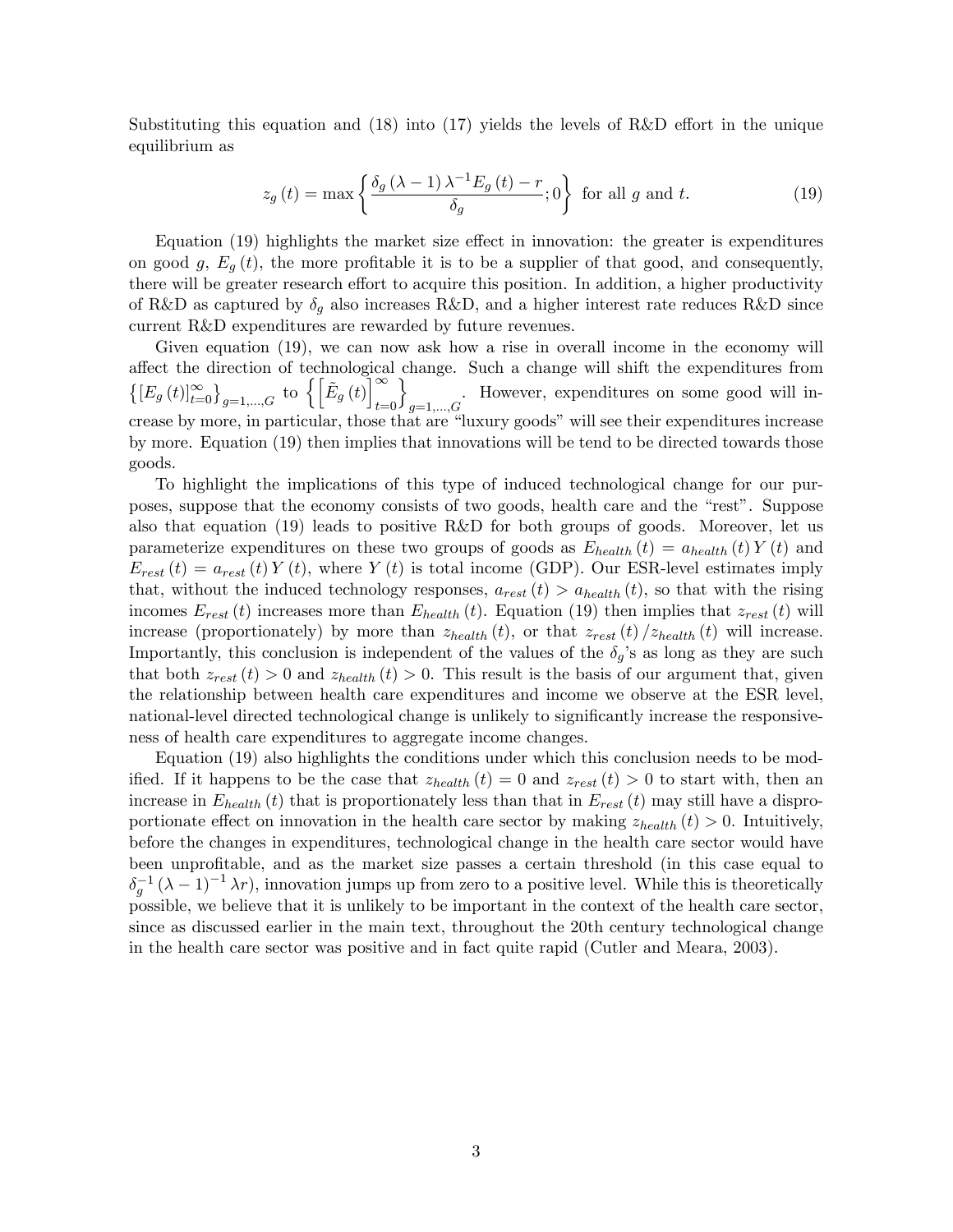Substituting this equation and (18) into (17) yields the levels of R&D effort in the unique equilibrium as

$$z_g(t) = \max\left\{\frac{\delta_g(\lambda-1)\lambda^{-1}E_g(t) - r}{\delta_g}; 0\right\} \text{ for all } g \text{ and } t. \tag{19}$$

Equation (19) highlights the market size effect in innovation: the greater is expenditures on good $g$, $E_g(t)$, the more profitable it is to be a supplier of that good, and consequently, there will be greater research effort to acquire this position. In addition, a higher productivity of R&D as captured by $\delta_g$ also increases R&D, and a higher interest rate reduces R&D since current R&D expenditures are rewarded by future revenues.

Given equation (19), we can now ask how a rise in overall income in the economy will affect the direction of technological change. Such a change will shift the expenditures from $\left\{[E_g(t)]_{t=0}^{\infty}\right\}_{g=1,\ldots,G}$ to $\left\{\left[\tilde{E}_g(t)\right]_{t=0}^{\infty}\right\}_{g=1,\ldots,G}$. However, expenditures on some good will increase by more, in particular, those that are "luxury goods" will see their expenditures increase by more. Equation (19) then implies that innovations will be tend to be directed towards those goods.

To highlight the implications of this type of induced technological change for our purposes, suppose that the economy consists of two goods, health care and the "rest". Suppose also that equation (19) leads to positive R&D for both groups of goods. Moreover, let us parameterize expenditures on these two groups of goods as $E_{health}(t) = a_{health}(t)Y(t)$ and $E_{rest}(t) = a_{rest}(t)Y(t)$, where $Y(t)$ is total income (GDP). Our ESR-level estimates imply that, without the induced technology responses, $a_{rest}(t) > a_{health}(t)$, so that with the rising incomes $E_{rest}(t)$ increases more than $E_{health}(t)$. Equation (19) then implies that $z_{rest}(t)$ will increase (proportionately) by more than $z_{health}(t)$, or that $z_{rest}(t)/z_{health}(t)$ will increase. Importantly, this conclusion is independent of the values of the $\delta_g$'s as long as they are such that both $z_{rest}(t) > 0$ and $z_{health}(t) > 0$. This result is the basis of our argument that, given the relationship between health care expenditures and income we observe at the ESR level, national-level directed technological change is unlikely to significantly increase the responsiveness of health care expenditures to aggregate income changes.

Equation (19) also highlights the conditions under which this conclusion needs to be modified. If it happens to be the case that $z_{health}(t) = 0$ and $z_{rest}(t) > 0$ to start with, then an increase in $E_{health}(t)$ that is proportionately less than that in $E_{rest}(t)$ may still have a disproportionate effect on innovation in the health care sector by making $z_{health}(t) > 0$. Intuitively, before the changes in expenditures, technological change in the health care sector would have been unprofitable, and as the market size passes a certain threshold (in this case equal to $\delta_g^{-1}(\lambda-1)^{-1}\lambda r$), innovation jumps up from zero to a positive level. While this is theoretically possible, we believe that it is unlikely to be important in the context of the health care sector, since as discussed earlier in the main text, throughout the 20th century technological change in the health care sector was positive and in fact quite rapid (Cutler and Meara, 2003).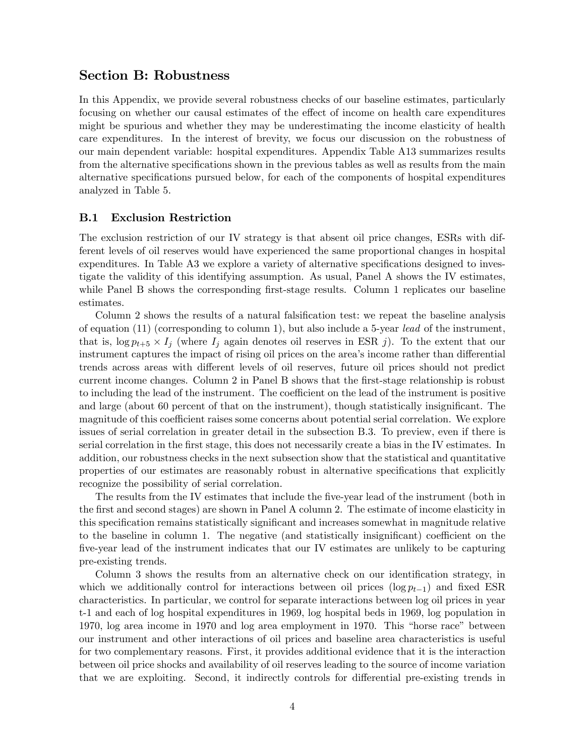## Section B: Robustness

In this Appendix, we provide several robustness checks of our baseline estimates, particularly focusing on whether our causal estimates of the effect of income on health care expenditures might be spurious and whether they may be underestimating the income elasticity of health care expenditures. In the interest of brevity, we focus our discussion on the robustness of our main dependent variable: hospital expenditures. Appendix Table A13 summarizes results from the alternative specifications shown in the previous tables as well as results from the main alternative specifications pursued below, for each of the components of hospital expenditures analyzed in Table 5.

### B.1 Exclusion Restriction

The exclusion restriction of our IV strategy is that absent oil price changes, ESRs with different levels of oil reserves would have experienced the same proportional changes in hospital expenditures. In Table A3 we explore a variety of alternative specifications designed to investigate the validity of this identifying assumption. As usual, Panel A shows the IV estimates, while Panel B shows the corresponding first-stage results. Column 1 replicates our baseline estimates.

Column 2 shows the results of a natural falsification test: we repeat the baseline analysis of equation (11) (corresponding to column 1), but also include a 5-year *lead* of the instrument, that is, $\log p_{t+5} \times I_j$ (where $I_j$ again denotes oil reserves in ESR $j$). To the extent that our instrument captures the impact of rising oil prices on the area's income rather than differential trends across areas with different levels of oil reserves, future oil prices should not predict current income changes. Column 2 in Panel B shows that the first-stage relationship is robust to including the lead of the instrument. The coefficient on the lead of the instrument is positive and large (about 60 percent of that on the instrument), though statistically insignificant. The magnitude of this coefficient raises some concerns about potential serial correlation. We explore issues of serial correlation in greater detail in the subsection B.3. To preview, even if there is serial correlation in the first stage, this does not necessarily create a bias in the IV estimates. In addition, our robustness checks in the next subsection show that the statistical and quantitative properties of our estimates are reasonably robust in alternative specifications that explicitly recognize the possibility of serial correlation.

The results from the IV estimates that include the five-year lead of the instrument (both in the first and second stages) are shown in Panel A column 2. The estimate of income elasticity in this specification remains statistically significant and increases somewhat in magnitude relative to the baseline in column 1. The negative (and statistically insignificant) coefficient on the five-year lead of the instrument indicates that our IV estimates are unlikely to be capturing pre-existing trends.

Column 3 shows the results from an alternative check on our identification strategy, in which we additionally control for interactions between oil prices ($\log p_{t-1}$) and fixed ESR characteristics. In particular, we control for separate interactions between log oil prices in year t-1 and each of log hospital expenditures in 1969, log hospital beds in 1969, log population in 1970, log area income in 1970 and log area employment in 1970. This "horse race" between our instrument and other interactions of oil prices and baseline area characteristics is useful for two complementary reasons. First, it provides additional evidence that it is the interaction between oil price shocks and availability of oil reserves leading to the source of income variation that we are exploiting. Second, it indirectly controls for differential pre-existing trends in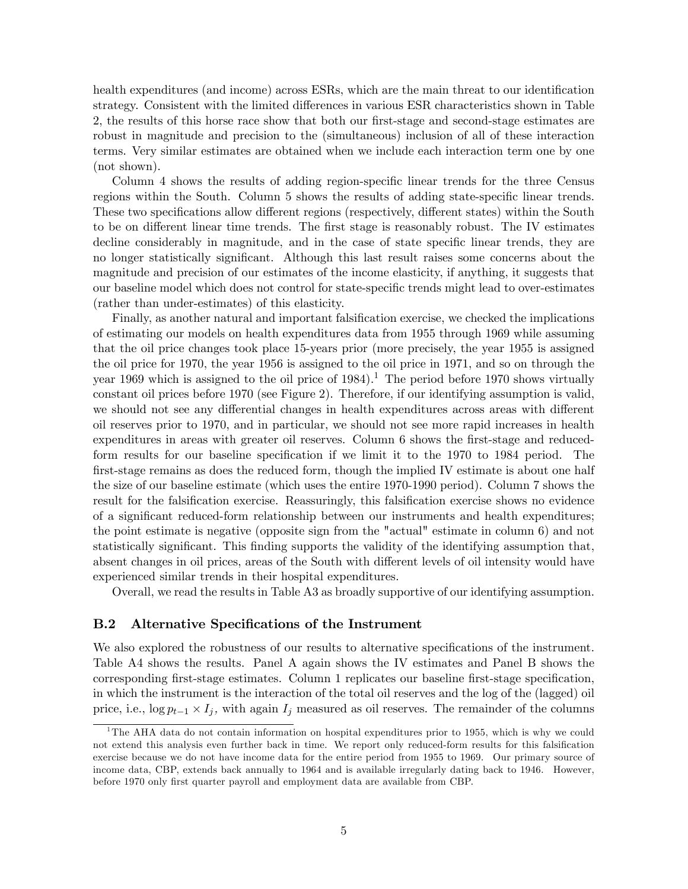health expenditures (and income) across ESRs, which are the main threat to our identification strategy. Consistent with the limited differences in various ESR characteristics shown in Table 2, the results of this horse race show that both our first-stage and second-stage estimates are robust in magnitude and precision to the (simultaneous) inclusion of all of these interaction terms. Very similar estimates are obtained when we include each interaction term one by one (not shown).

Column 4 shows the results of adding region-specific linear trends for the three Census regions within the South. Column 5 shows the results of adding state-specific linear trends. These two specifications allow different regions (respectively, different states) within the South to be on different linear time trends. The first stage is reasonably robust. The IV estimates decline considerably in magnitude, and in the case of state specific linear trends, they are no longer statistically significant. Although this last result raises some concerns about the magnitude and precision of our estimates of the income elasticity, if anything, it suggests that our baseline model which does not control for state-specific trends might lead to over-estimates (rather than under-estimates) of this elasticity.

Finally, as another natural and important falsification exercise, we checked the implications of estimating our models on health expenditures data from 1955 through 1969 while assuming that the oil price changes took place 15-years prior (more precisely, the year 1955 is assigned the oil price for 1970, the year 1956 is assigned to the oil price in 1971, and so on through the year 1969 which is assigned to the oil price of 1984).[1] The period before 1970 shows virtually constant oil prices before 1970 (see Figure 2). Therefore, if our identifying assumption is valid, we should not see any differential changes in health expenditures across areas with different oil reserves prior to 1970, and in particular, we should not see more rapid increases in health expenditures in areas with greater oil reserves. Column 6 shows the first-stage and reduced-form results for our baseline specification if we limit it to the 1970 to 1984 period. The first-stage remains as does the reduced form, though the implied IV estimate is about one half the size of our baseline estimate (which uses the entire 1970-1990 period). Column 7 shows the result for the falsification exercise. Reassuringly, this falsification exercise shows no evidence of a significant reduced-form relationship between our instruments and health expenditures; the point estimate is negative (opposite sign from the "actual" estimate in column 6) and not statistically significant. This finding supports the validity of the identifying assumption that, absent changes in oil prices, areas of the South with different levels of oil intensity would have experienced similar trends in their hospital expenditures.

Overall, we read the results in Table A3 as broadly supportive of our identifying assumption.

### B.2 Alternative Specifications of the Instrument

We also explored the robustness of our results to alternative specifications of the instrument. Table A4 shows the results. Panel A again shows the IV estimates and Panel B shows the corresponding first-stage estimates. Column 1 replicates our baseline first-stage specification, in which the instrument is the interaction of the total oil reserves and the log of the (lagged) oil price, i.e., $\log p_{t-1} \times I_j$, with again $I_j$ measured as oil reserves. The remainder of the columns

[1] The AHA data do not contain information on hospital expenditures prior to 1955, which is why we could not extend this analysis even further back in time. We report only reduced-form results for this falsification exercise because we do not have income data for the entire period from 1955 to 1969. Our primary source of income data, CBP, extends back annually to 1964 and is available irregularly dating back to 1946. However, before 1970 only first quarter payroll and employment data are available from CBP.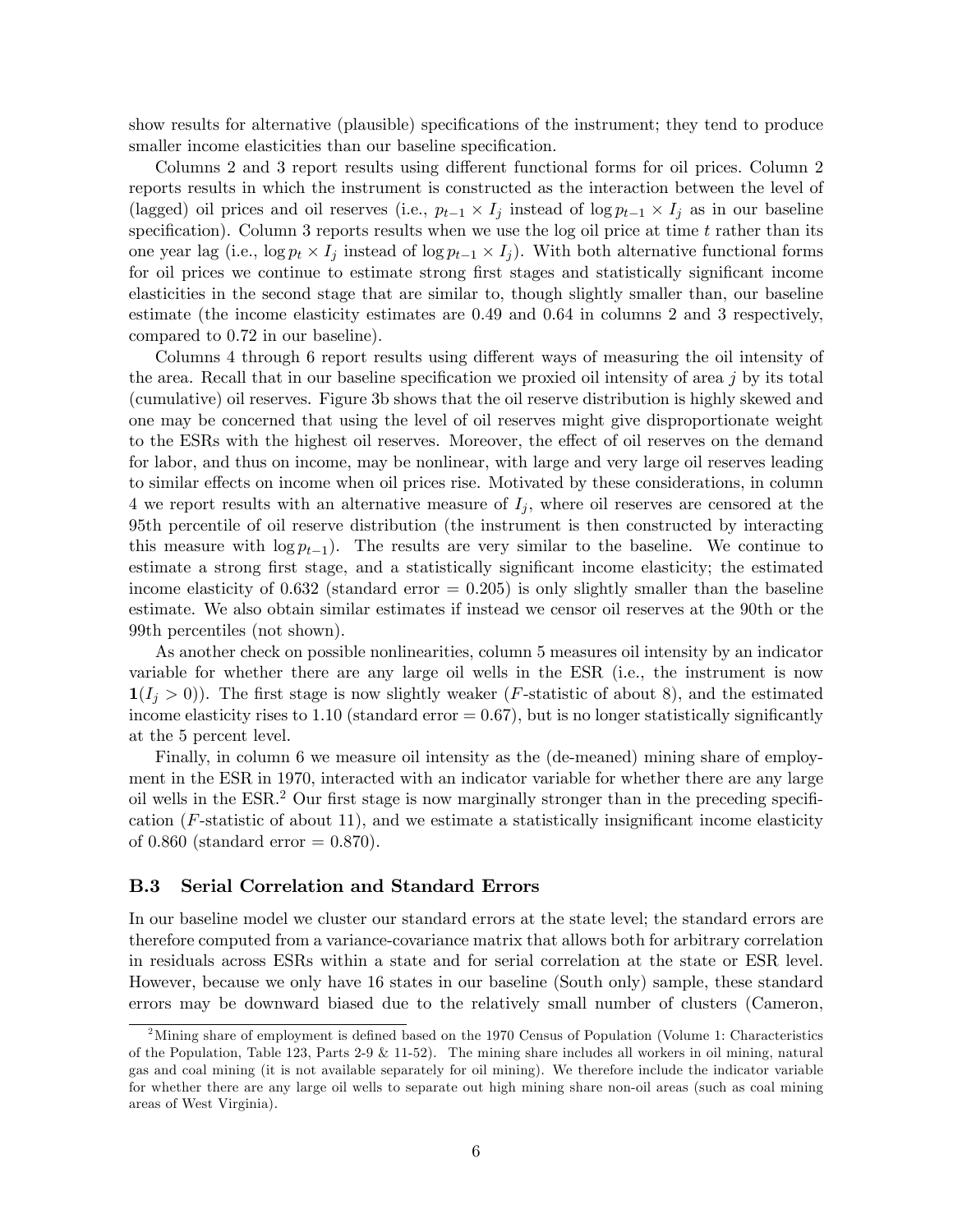show results for alternative (plausible) specifications of the instrument; they tend to produce smaller income elasticities than our baseline specification.

Columns 2 and 3 report results using different functional forms for oil prices. Column 2 reports results in which the instrument is constructed as the interaction between the level of (lagged) oil prices and oil reserves (i.e., $p_{t-1} \times I_j$ instead of $\log p_{t-1} \times I_j$ as in our baseline specification). Column 3 reports results when we use the log oil price at time $t$ rather than its one year lag (i.e., $\log p_t \times I_j$ instead of $\log p_{t-1} \times I_j$). With both alternative functional forms for oil prices we continue to estimate strong first stages and statistically significant income elasticities in the second stage that are similar to, though slightly smaller than, our baseline estimate (the income elasticity estimates are 0.49 and 0.64 in columns 2 and 3 respectively, compared to 0.72 in our baseline).

Columns 4 through 6 report results using different ways of measuring the oil intensity of the area. Recall that in our baseline specification we proxied oil intensity of area $j$ by its total (cumulative) oil reserves. Figure 3b shows that the oil reserve distribution is highly skewed and one may be concerned that using the level of oil reserves might give disproportionate weight to the ESRs with the highest oil reserves. Moreover, the effect of oil reserves on the demand for labor, and thus on income, may be nonlinear, with large and very large oil reserves leading to similar effects on income when oil prices rise. Motivated by these considerations, in column 4 we report results with an alternative measure of $I_j$, where oil reserves are censored at the 95th percentile of oil reserve distribution (the instrument is then constructed by interacting this measure with $\log p_{t-1}$). The results are very similar to the baseline. We continue to estimate a strong first stage, and a statistically significant income elasticity; the estimated income elasticity of 0.632 (standard error = 0.205) is only slightly smaller than the baseline estimate. We also obtain similar estimates if instead we censor oil reserves at the 90th or the 99th percentiles (not shown).

As another check on possible nonlinearities, column 5 measures oil intensity by an indicator variable for whether there are any large oil wells in the ESR (i.e., the instrument is now $\mathbf{1}(I_j > 0)$). The first stage is now slightly weaker ($F$-statistic of about 8), and the estimated income elasticity rises to 1.10 (standard error = 0.67), but is no longer statistically significantly at the 5 percent level.

Finally, in column 6 we measure oil intensity as the (de-meaned) mining share of employment in the ESR in 1970, interacted with an indicator variable for whether there are any large oil wells in the ESR.[2] Our first stage is now marginally stronger than in the preceding specification ($F$-statistic of about 11), and we estimate a statistically insignificant income elasticity of 0.860 (standard error = 0.870).

### B.3 Serial Correlation and Standard Errors

In our baseline model we cluster our standard errors at the state level; the standard errors are therefore computed from a variance-covariance matrix that allows both for arbitrary correlation in residuals across ESRs within a state and for serial correlation at the state or ESR level. However, because we only have 16 states in our baseline (South only) sample, these standard errors may be downward biased due to the relatively small number of clusters (Cameron,

---

[2] Mining share of employment is defined based on the 1970 Census of Population (Volume 1: Characteristics of the Population, Table 123, Parts 2-9 & 11-52). The mining share includes all workers in oil mining, natural gas and coal mining (it is not available separately for oil mining). We therefore include the indicator variable for whether there are any large oil wells to separate out high mining share non-oil areas (such as coal mining areas of West Virginia).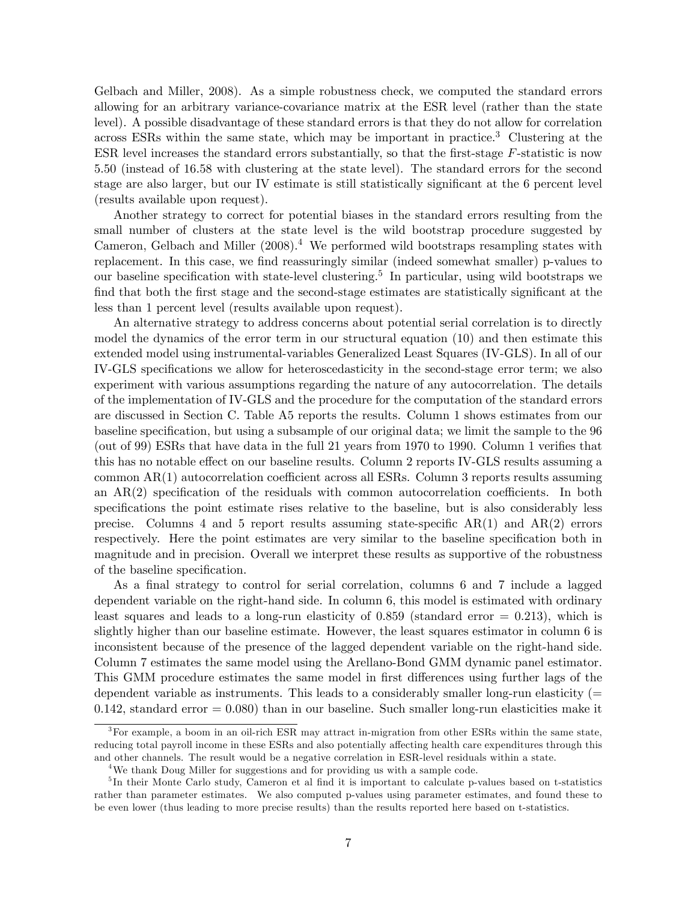Gelbach and Miller, 2008). As a simple robustness check, we computed the standard errors allowing for an arbitrary variance-covariance matrix at the ESR level (rather than the state level). A possible disadvantage of these standard errors is that they do not allow for correlation across ESRs within the same state, which may be important in practice.[3] Clustering at the ESR level increases the standard errors substantially, so that the first-stage $F$-statistic is now 5.50 (instead of 16.58 with clustering at the state level). The standard errors for the second stage are also larger, but our IV estimate is still statistically significant at the 6 percent level (results available upon request).

Another strategy to correct for potential biases in the standard errors resulting from the small number of clusters at the state level is the wild bootstrap procedure suggested by Cameron, Gelbach and Miller (2008).[4] We performed wild bootstraps resampling states with replacement. In this case, we find reassuringly similar (indeed somewhat smaller) p-values to our baseline specification with state-level clustering.[5] In particular, using wild bootstraps we find that both the first stage and the second-stage estimates are statistically significant at the less than 1 percent level (results available upon request).

An alternative strategy to address concerns about potential serial correlation is to directly model the dynamics of the error term in our structural equation (10) and then estimate this extended model using instrumental-variables Generalized Least Squares (IV-GLS). In all of our IV-GLS specifications we allow for heteroscedasticity in the second-stage error term; we also experiment with various assumptions regarding the nature of any autocorrelation. The details of the implementation of IV-GLS and the procedure for the computation of the standard errors are discussed in Section C. Table A5 reports the results. Column 1 shows estimates from our baseline specification, but using a subsample of our original data; we limit the sample to the 96 (out of 99) ESRs that have data in the full 21 years from 1970 to 1990. Column 1 verifies that this has no notable effect on our baseline results. Column 2 reports IV-GLS results assuming a common AR(1) autocorrelation coefficient across all ESRs. Column 3 reports results assuming an AR(2) specification of the residuals with common autocorrelation coefficients. In both specifications the point estimate rises relative to the baseline, but is also considerably less precise. Columns 4 and 5 report results assuming state-specific AR(1) and AR(2) errors respectively. Here the point estimates are very similar to the baseline specification both in magnitude and in precision. Overall we interpret these results as supportive of the robustness of the baseline specification.

As a final strategy to control for serial correlation, columns 6 and 7 include a lagged dependent variable on the right-hand side. In column 6, this model is estimated with ordinary least squares and leads to a long-run elasticity of 0.859 (standard error = 0.213), which is slightly higher than our baseline estimate. However, the least squares estimator in column 6 is inconsistent because of the presence of the lagged dependent variable on the right-hand side. Column 7 estimates the same model using the Arellano-Bond GMM dynamic panel estimator. This GMM procedure estimates the same model in first differences using further lags of the dependent variable as instruments. This leads to a considerably smaller long-run elasticity (= 0.142, standard error = 0.080) than in our baseline. Such smaller long-run elasticities make it

[3] For example, a boom in an oil-rich ESR may attract in-migration from other ESRs within the same state, reducing total payroll income in these ESRs and also potentially affecting health care expenditures through this and other channels. The result would be a negative correlation in ESR-level residuals within a state.

[4] We thank Doug Miller for suggestions and for providing us with a sample code.

[5] In their Monte Carlo study, Cameron et al find it is important to calculate p-values based on t-statistics rather than parameter estimates. We also computed p-values using parameter estimates, and found these to be even lower (thus leading to more precise results) than the results reported here based on t-statistics.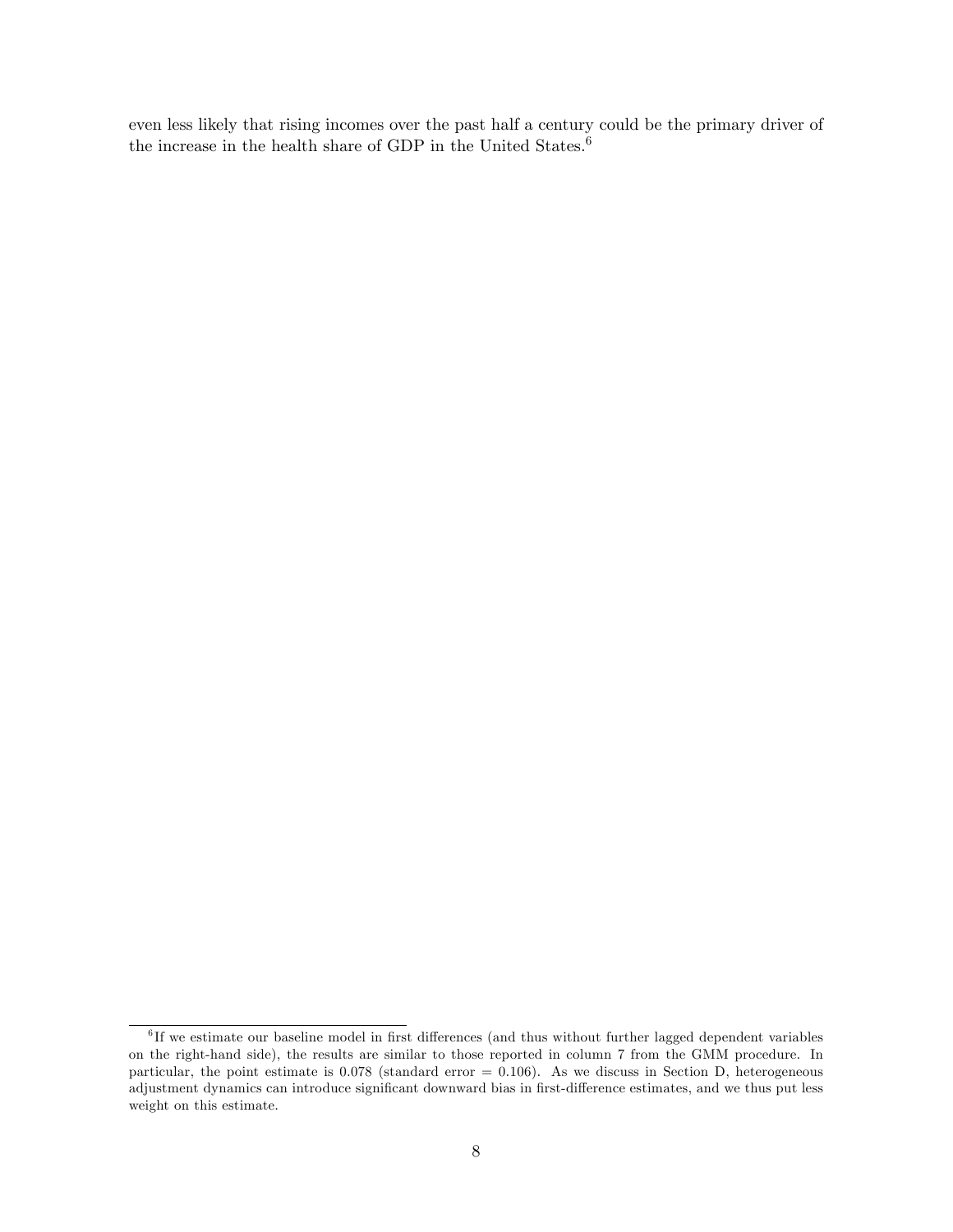even less likely that rising incomes over the past half a century could be the primary driver of the increase in the health share of GDP in the United States.[6]

[6] If we estimate our baseline model in first differences (and thus without further lagged dependent variables on the right-hand side), the results are similar to those reported in column 7 from the GMM procedure. In particular, the point estimate is 0.078 (standard error = 0.106). As we discuss in Section D, heterogeneous adjustment dynamics can introduce significant downward bias in first-difference estimates, and we thus put less weight on this estimate.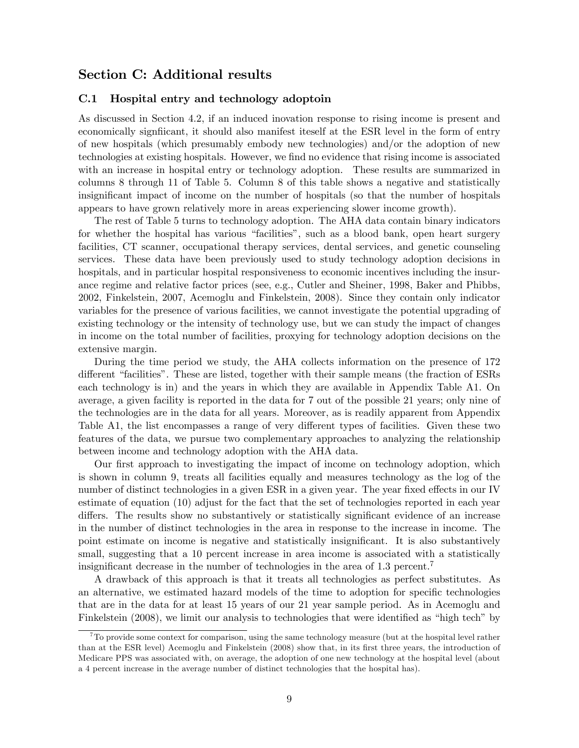## Section C: Additional results

### C.1 Hospital entry and technology adoptoin

As discussed in Section 4.2, if an induced inovation response to rising income is present and economically signficant, it should also manifest iteself at the ESR level in the form of entry of new hospitals (which presumably embody new technologies) and/or the adoption of new technologies at existing hospitals. However, we find no evidence that rising income is associated with an increase in hospital entry or technology adoption. These results are summarized in columns 8 through 11 of Table 5. Column 8 of this table shows a negative and statistically insignificant impact of income on the number of hospitals (so that the number of hospitals appears to have grown relatively more in areas experiencing slower income growth).

The rest of Table 5 turns to technology adoption. The AHA data contain binary indicators for whether the hospital has various "facilities", such as a blood bank, open heart surgery facilities, CT scanner, occupational therapy services, dental services, and genetic counseling services. These data have been previously used to study technology adoption decisions in hospitals, and in particular hospital responsiveness to economic incentives including the insurance regime and relative factor prices (see, e.g., Cutler and Sheiner, 1998, Baker and Phibbs, 2002, Finkelstein, 2007, Acemoglu and Finkelstein, 2008). Since they contain only indicator variables for the presence of various facilities, we cannot investigate the potential upgrading of existing technology or the intensity of technology use, but we can study the impact of changes in income on the total number of facilities, proxying for technology adoption decisions on the extensive margin.

During the time period we study, the AHA collects information on the presence of 172 different "facilities". These are listed, together with their sample means (the fraction of ESRs each technology is in) and the years in which they are available in Appendix Table A1. On average, a given facility is reported in the data for 7 out of the possible 21 years; only nine of the technologies are in the data for all years. Moreover, as is readily apparent from Appendix Table A1, the list encompasses a range of very different types of facilities. Given these two features of the data, we pursue two complementary approaches to analyzing the relationship between income and technology adoption with the AHA data.

Our first approach to investigating the impact of income on technology adoption, which is shown in column 9, treats all facilities equally and measures technology as the log of the number of distinct technologies in a given ESR in a given year. The year fixed effects in our IV estimate of equation (10) adjust for the fact that the set of technologies reported in each year differs. The results show no substantively or statistically significant evidence of an increase in the number of distinct technologies in the area in response to the increase in income. The point estimate on income is negative and statistically insignificant. It is also substantively small, suggesting that a 10 percent increase in area income is associated with a statistically insignificant decrease in the number of technologies in the area of 1.3 percent.[7]

A drawback of this approach is that it treats all technologies as perfect substitutes. As an alternative, we estimated hazard models of the time to adoption for specific technologies that are in the data for at least 15 years of our 21 year sample period. As in Acemoglu and Finkelstein (2008), we limit our analysis to technologies that were identified as "high tech" by

[7] To provide some context for comparison, using the same technology measure (but at the hospital level rather than at the ESR level) Acemoglu and Finkelstein (2008) show that, in its first three years, the introduction of Medicare PPS was associated with, on average, the adoption of one new technology at the hospital level (about a 4 percent increase in the average number of distinct technologies that the hospital has).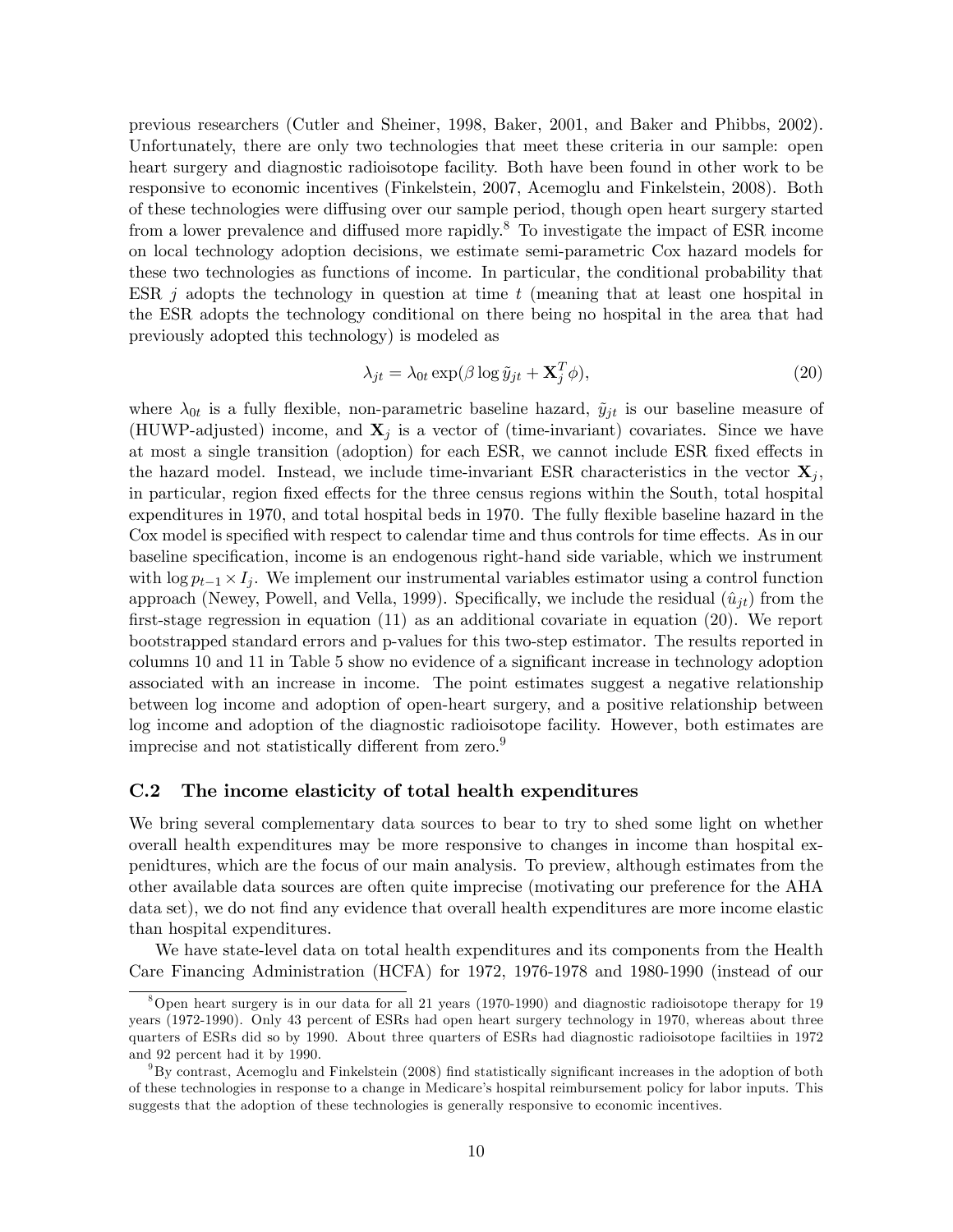previous researchers (Cutler and Sheiner, 1998, Baker, 2001, and Baker and Phibbs, 2002). Unfortunately, there are only two technologies that meet these criteria in our sample: open heart surgery and diagnostic radioisotope facility. Both have been found in other work to be responsive to economic incentives (Finkelstein, 2007, Acemoglu and Finkelstein, 2008). Both of these technologies were diffusing over our sample period, though open heart surgery started from a lower prevalence and diffused more rapidly.[8] To investigate the impact of ESR income on local technology adoption decisions, we estimate semi-parametric Cox hazard models for these two technologies as functions of income. In particular, the conditional probability that ESR $j$ adopts the technology in question at time $t$ (meaning that at least one hospital in the ESR adopts the technology conditional on there being no hospital in the area that had previously adopted this technology) is modeled as

$$\lambda_{jt} = \lambda_{0t} \exp(\beta \log \tilde{y}_{jt} + \mathbf{X}_j^T \phi), \tag{20}$$

where $\lambda_{0t}$ is a fully flexible, non-parametric baseline hazard, $\tilde{y}_{jt}$ is our baseline measure of (HUWP-adjusted) income, and $\mathbf{X}_j$ is a vector of (time-invariant) covariates. Since we have at most a single transition (adoption) for each ESR, we cannot include ESR fixed effects in the hazard model. Instead, we include time-invariant ESR characteristics in the vector $\mathbf{X}_j$, in particular, region fixed effects for the three census regions within the South, total hospital expenditures in 1970, and total hospital beds in 1970. The fully flexible baseline hazard in the Cox model is specified with respect to calendar time and thus controls for time effects. As in our baseline specification, income is an endogenous right-hand side variable, which we instrument with $\log p_{t-1} \times I_j$. We implement our instrumental variables estimator using a control function approach (Newey, Powell, and Vella, 1999). Specifically, we include the residual ($\hat{u}_{jt}$) from the first-stage regression in equation (11) as an additional covariate in equation (20). We report bootstrapped standard errors and p-values for this two-step estimator. The results reported in columns 10 and 11 in Table 5 show no evidence of a significant increase in technology adoption associated with an increase in income. The point estimates suggest a negative relationship between log income and adoption of open-heart surgery, and a positive relationship between log income and adoption of the diagnostic radioisotope facility. However, both estimates are imprecise and not statistically different from zero.[9]

### C.2 The income elasticity of total health expenditures

We bring several complementary data sources to bear to try to shed some light on whether overall health expenditures may be more responsive to changes in income than hospital expenidtures, which are the focus of our main analysis. To preview, although estimates from the other available data sources are often quite imprecise (motivating our preference for the AHA data set), we do not find any evidence that overall health expenditures are more income elastic than hospital expenditures.

We have state-level data on total health expenditures and its components from the Health Care Financing Administration (HCFA) for 1972, 1976-1978 and 1980-1990 (instead of our

[8] Open heart surgery is in our data for all 21 years (1970-1990) and diagnostic radioisotope therapy for 19 years (1972-1990). Only 43 percent of ESRs had open heart surgery technology in 1970, whereas about three quarters of ESRs did so by 1990. About three quarters of ESRs had diagnostic radioisotope faciltiies in 1972 and 92 percent had it by 1990.

[9] By contrast, Acemoglu and Finkelstein (2008) find statistically significant increases in the adoption of both of these technologies in response to a change in Medicare's hospital reimbursement policy for labor inputs. This suggests that the adoption of these technologies is generally responsive to economic incentives.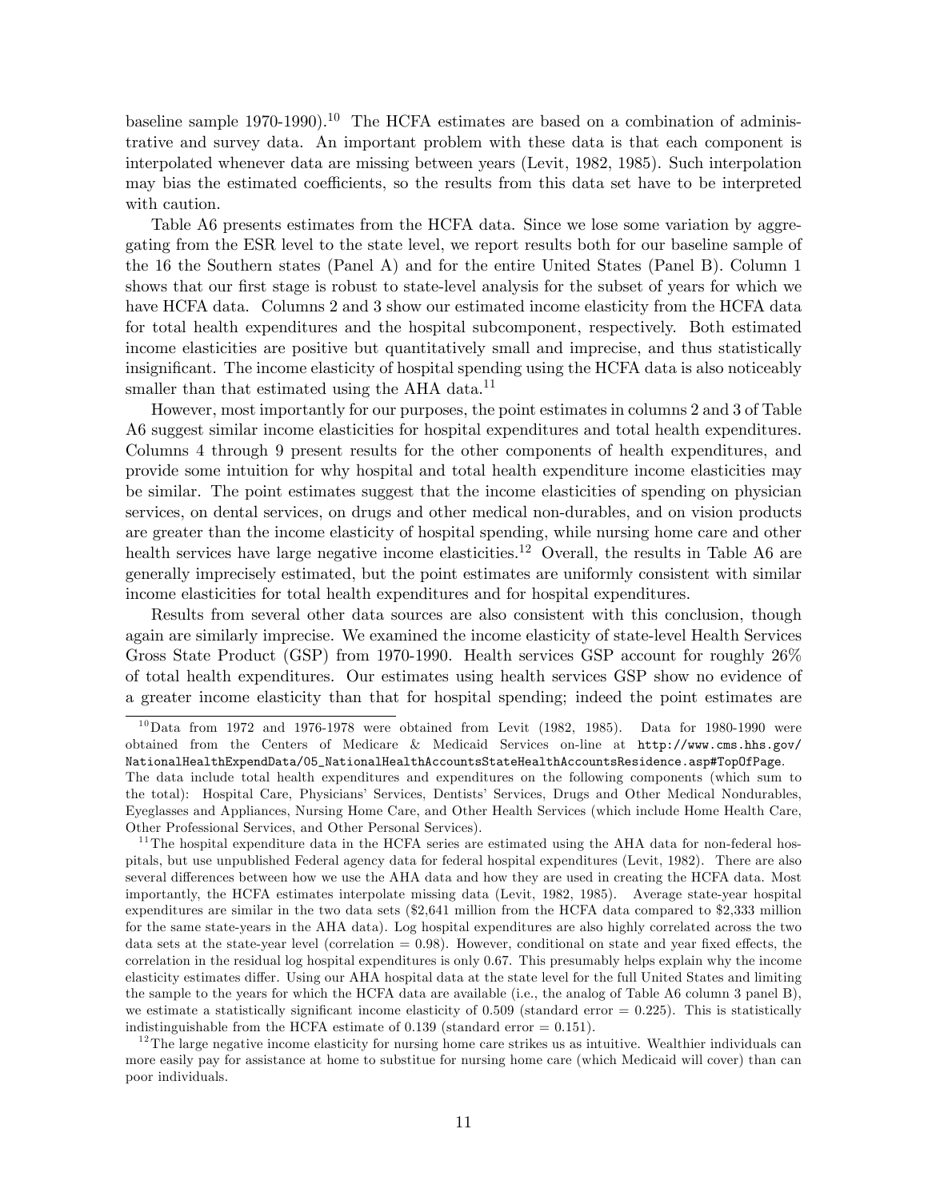baseline sample 1970-1990).[10] The HCFA estimates are based on a combination of administrative and survey data. An important problem with these data is that each component is interpolated whenever data are missing between years (Levit, 1982, 1985). Such interpolation may bias the estimated coefficients, so the results from this data set have to be interpreted with caution.

Table A6 presents estimates from the HCFA data. Since we lose some variation by aggregating from the ESR level to the state level, we report results both for our baseline sample of the 16 the Southern states (Panel A) and for the entire United States (Panel B). Column 1 shows that our first stage is robust to state-level analysis for the subset of years for which we have HCFA data. Columns 2 and 3 show our estimated income elasticity from the HCFA data for total health expenditures and the hospital subcomponent, respectively. Both estimated income elasticities are positive but quantitatively small and imprecise, and thus statistically insignificant. The income elasticity of hospital spending using the HCFA data is also noticeably smaller than that estimated using the AHA data.[11]

However, most importantly for our purposes, the point estimates in columns 2 and 3 of Table A6 suggest similar income elasticities for hospital expenditures and total health expenditures. Columns 4 through 9 present results for the other components of health expenditures, and provide some intuition for why hospital and total health expenditure income elasticities may be similar. The point estimates suggest that the income elasticities of spending on physician services, on dental services, on drugs and other medical non-durables, and on vision products are greater than the income elasticity of hospital spending, while nursing home care and other health services have large negative income elasticities.[12] Overall, the results in Table A6 are generally imprecisely estimated, but the point estimates are uniformly consistent with similar income elasticities for total health expenditures and for hospital expenditures.

Results from several other data sources are also consistent with this conclusion, though again are similarly imprecise. We examined the income elasticity of state-level Health Services Gross State Product (GSP) from 1970-1990. Health services GSP account for roughly 26% of total health expenditures. Our estimates using health services GSP show no evidence of a greater income elasticity than that for hospital spending; indeed the point estimates are

---

[10] Data from 1972 and 1976-1978 were obtained from Levit (1982, 1985). Data for 1980-1990 were obtained from the Centers of Medicare & Medicaid Services on-line at http://www.cms.hhs.gov/NationalHealthExpendData/05_NationalHealthAccountsStateHealthAccountsResidence.asp#TopOfPage. The data include total health expenditures and expenditures on the following components (which sum to the total): Hospital Care, Physicians' Services, Dentists' Services, Drugs and Other Medical Nondurables, Eyeglasses and Appliances, Nursing Home Care, and Other Health Services (which include Home Health Care, Other Professional Services, and Other Personal Services).

[11] The hospital expenditure data in the HCFA series are estimated using the AHA data for non-federal hospitals, but use unpublished Federal agency data for federal hospital expenditures (Levit, 1982). There are also several differences between how we use the AHA data and how they are used in creating the HCFA data. Most importantly, the HCFA estimates interpolate missing data (Levit, 1982, 1985). Average state-year hospital expenditures are similar in the two data sets ($2,641 million from the HCFA data compared to $2,333 million for the same state-years in the AHA data). Log hospital expenditures are also highly correlated across the two data sets at the state-year level (correlation = 0.98). However, conditional on state and year fixed effects, the correlation in the residual log hospital expenditures is only 0.67. This presumably helps explain why the income elasticity estimates differ. Using our AHA hospital data at the state level for the full United States and limiting the sample to the years for which the HCFA data are available (i.e., the analog of Table A6 column 3 panel B), we estimate a statistically significant income elasticity of 0.509 (standard error = 0.225). This is statistically indistinguishable from the HCFA estimate of 0.139 (standard error = 0.151).

[12] The large negative income elasticity for nursing home care strikes us as intuitive. Wealthier individuals can more easily pay for assistance at home to substitue for nursing home care (which Medicaid will cover) than can poor individuals.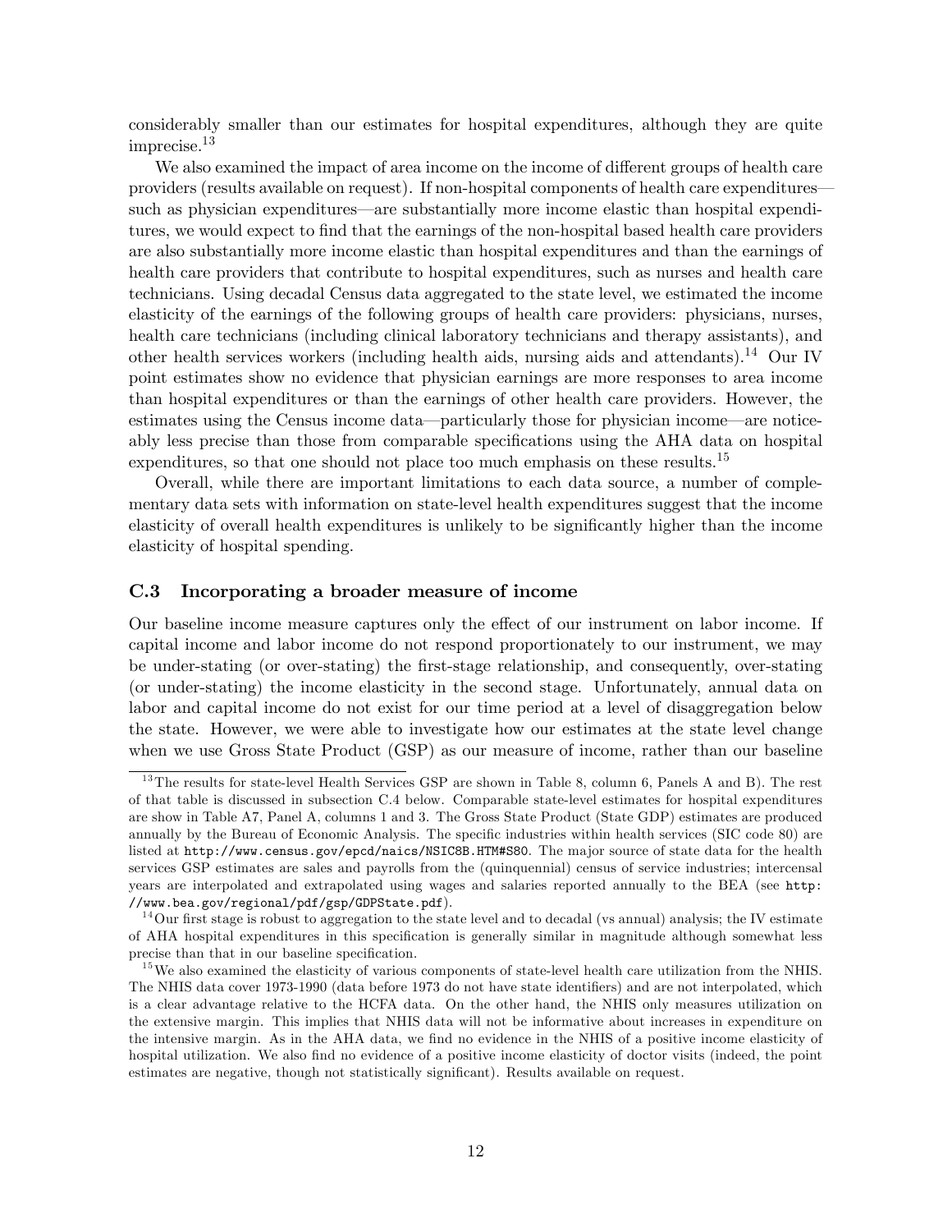considerably smaller than our estimates for hospital expenditures, although they are quite imprecise.[13]

We also examined the impact of area income on the income of different groups of health care providers (results available on request). If non-hospital components of health care expenditures—such as physician expenditures—are substantially more income elastic than hospital expenditures, we would expect to find that the earnings of the non-hospital based health care providers are also substantially more income elastic than hospital expenditures and than the earnings of health care providers that contribute to hospital expenditures, such as nurses and health care technicians. Using decadal Census data aggregated to the state level, we estimated the income elasticity of the earnings of the following groups of health care providers: physicians, nurses, health care technicians (including clinical laboratory technicians and therapy assistants), and other health services workers (including health aids, nursing aids and attendants).[14] Our IV point estimates show no evidence that physician earnings are more responses to area income than hospital expenditures or than the earnings of other health care providers. However, the estimates using the Census income data—particularly those for physician income—are noticeably less precise than those from comparable specifications using the AHA data on hospital expenditures, so that one should not place too much emphasis on these results.[15]

Overall, while there are important limitations to each data source, a number of complementary data sets with information on state-level health expenditures suggest that the income elasticity of overall health expenditures is unlikely to be significantly higher than the income elasticity of hospital spending.

### C.3 Incorporating a broader measure of income

Our baseline income measure captures only the effect of our instrument on labor income. If capital income and labor income do not respond proportionately to our instrument, we may be under-stating (or over-stating) the first-stage relationship, and consequently, over-stating (or under-stating) the income elasticity in the second stage. Unfortunately, annual data on labor and capital income do not exist for our time period at a level of disaggregation below the state. However, we were able to investigate how our estimates at the state level change when we use Gross State Product (GSP) as our measure of income, rather than our baseline

---

[13] The results for state-level Health Services GSP are shown in Table 8, column 6, Panels A and B). The rest of that table is discussed in subsection C.4 below. Comparable state-level estimates for hospital expenditures are show in Table A7, Panel A, columns 1 and 3. The Gross State Product (State GDP) estimates are produced annually by the Bureau of Economic Analysis. The specific industries within health services (SIC code 80) are listed at `http://www.census.gov/epcd/naics/NSIC8B.HTM#S80`. The major source of state data for the health services GSP estimates are sales and payrolls from the (quinquennial) census of service industries; intercensal years are interpolated and extrapolated using wages and salaries reported annually to the BEA (see `http://www.bea.gov/regional/pdf/gsp/GDPState.pdf`).

[14] Our first stage is robust to aggregation to the state level and to decadal (vs annual) analysis; the IV estimate of AHA hospital expenditures in this specification is generally similar in magnitude although somewhat less precise than that in our baseline specification.

[15] We also examined the elasticity of various components of state-level health care utilization from the NHIS. The NHIS data cover 1973-1990 (data before 1973 do not have state identifiers) and are not interpolated, which is a clear advantage relative to the HCFA data. On the other hand, the NHIS only measures utilization on the extensive margin. This implies that NHIS data will not be informative about increases in expenditure on the intensive margin. As in the AHA data, we find no evidence in the NHIS of a positive income elasticity of hospital utilization. We also find no evidence of a positive income elasticity of doctor visits (indeed, the point estimates are negative, though not statistically significant). Results available on request.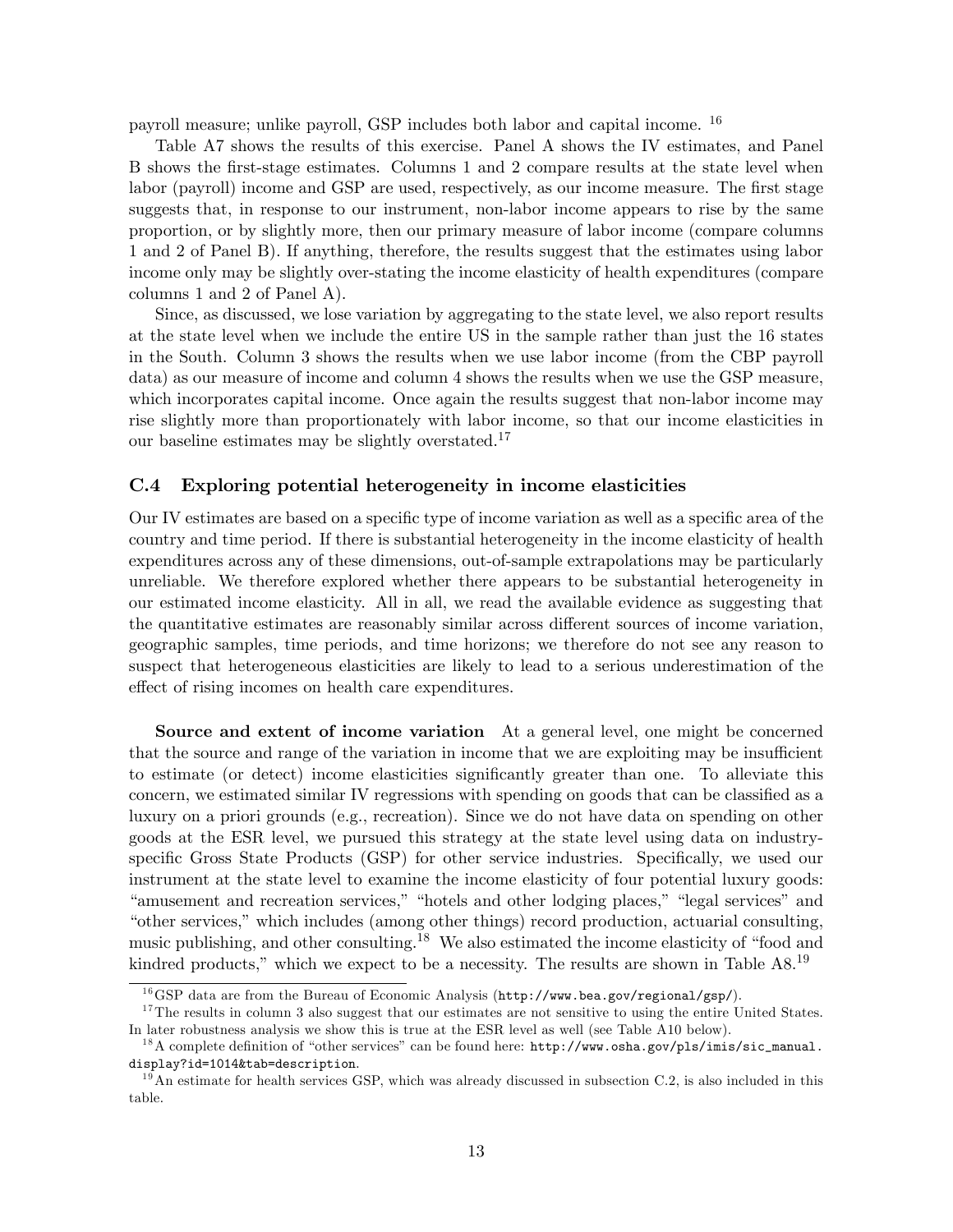payroll measure; unlike payroll, GSP includes both labor and capital income. [16]

Table A7 shows the results of this exercise. Panel A shows the IV estimates, and Panel B shows the first-stage estimates. Columns 1 and 2 compare results at the state level when labor (payroll) income and GSP are used, respectively, as our income measure. The first stage suggests that, in response to our instrument, non-labor income appears to rise by the same proportion, or by slightly more, then our primary measure of labor income (compare columns 1 and 2 of Panel B). If anything, therefore, the results suggest that the estimates using labor income only may be slightly over-stating the income elasticity of health expenditures (compare columns 1 and 2 of Panel A).

Since, as discussed, we lose variation by aggregating to the state level, we also report results at the state level when we include the entire US in the sample rather than just the 16 states in the South. Column 3 shows the results when we use labor income (from the CBP payroll data) as our measure of income and column 4 shows the results when we use the GSP measure, which incorporates capital income. Once again the results suggest that non-labor income may rise slightly more than proportionately with labor income, so that our income elasticities in our baseline estimates may be slightly overstated.[17]

### C.4 Exploring potential heterogeneity in income elasticities

Our IV estimates are based on a specific type of income variation as well as a specific area of the country and time period. If there is substantial heterogeneity in the income elasticity of health expenditures across any of these dimensions, out-of-sample extrapolations may be particularly unreliable. We therefore explored whether there appears to be substantial heterogeneity in our estimated income elasticity. All in all, we read the available evidence as suggesting that the quantitative estimates are reasonably similar across different sources of income variation, geographic samples, time periods, and time horizons; we therefore do not see any reason to suspect that heterogeneous elasticities are likely to lead to a serious underestimation of the effect of rising incomes on health care expenditures.

**Source and extent of income variation** At a general level, one might be concerned that the source and range of the variation in income that we are exploiting may be insufficient to estimate (or detect) income elasticities significantly greater than one. To alleviate this concern, we estimated similar IV regressions with spending on goods that can be classified as a luxury on a priori grounds (e.g., recreation). Since we do not have data on spending on other goods at the ESR level, we pursued this strategy at the state level using data on industry-specific Gross State Products (GSP) for other service industries. Specifically, we used our instrument at the state level to examine the income elasticity of four potential luxury goods: "amusement and recreation services," "hotels and other lodging places," "legal services" and "other services," which includes (among other things) record production, actuarial consulting, music publishing, and other consulting.[18] We also estimated the income elasticity of "food and kindred products," which we expect to be a necessity. The results are shown in Table A8.[19]

---

[16] GSP data are from the Bureau of Economic Analysis (http://www.bea.gov/regional/gsp/).

[17] The results in column 3 also suggest that our estimates are not sensitive to using the entire United States. In later robustness analysis we show this is true at the ESR level as well (see Table A10 below).

[18] A complete definition of "other services" can be found here: http://www.osha.gov/pls/imis/sic_manual.display?id=1014&tab=description.

[19] An estimate for health services GSP, which was already discussed in subsection C.2, is also included in this table.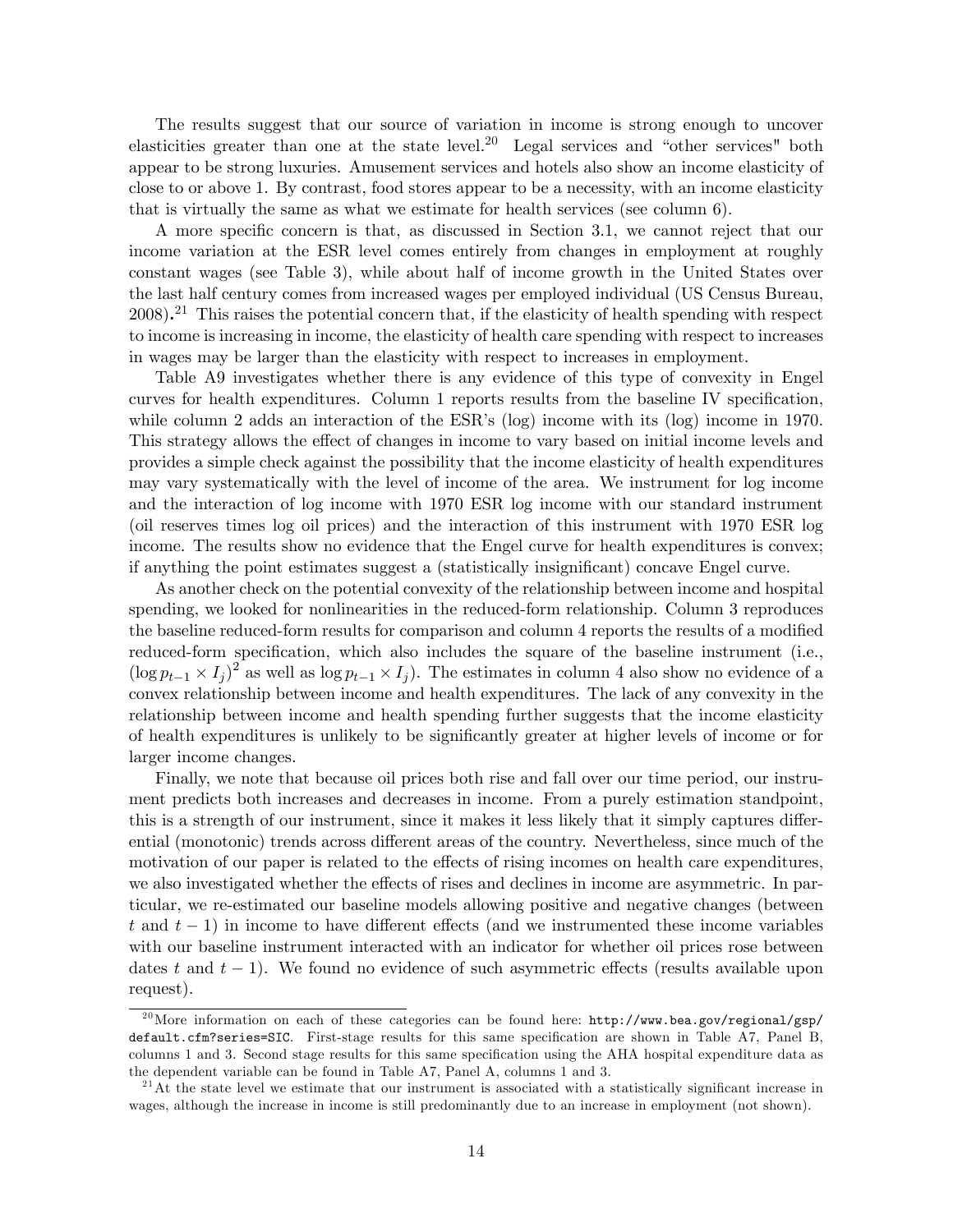The results suggest that our source of variation in income is strong enough to uncover elasticities greater than one at the state level.[20] Legal services and "other services" both appear to be strong luxuries. Amusement services and hotels also show an income elasticity of close to or above 1. By contrast, food stores appear to be a necessity, with an income elasticity that is virtually the same as what we estimate for health services (see column 6).

A more specific concern is that, as discussed in Section 3.1, we cannot reject that our income variation at the ESR level comes entirely from changes in employment at roughly constant wages (see Table 3), while about half of income growth in the United States over the last half century comes from increased wages per employed individual (US Census Bureau, 2008).[21] This raises the potential concern that, if the elasticity of health spending with respect to income is increasing in income, the elasticity of health care spending with respect to increases in wages may be larger than the elasticity with respect to increases in employment.

Table A9 investigates whether there is any evidence of this type of convexity in Engel curves for health expenditures. Column 1 reports results from the baseline IV specification, while column 2 adds an interaction of the ESR's (log) income with its (log) income in 1970. This strategy allows the effect of changes in income to vary based on initial income levels and provides a simple check against the possibility that the income elasticity of health expenditures may vary systematically with the level of income of the area. We instrument for log income and the interaction of log income with 1970 ESR log income with our standard instrument (oil reserves times log oil prices) and the interaction of this instrument with 1970 ESR log income. The results show no evidence that the Engel curve for health expenditures is convex; if anything the point estimates suggest a (statistically insignificant) concave Engel curve.

As another check on the potential convexity of the relationship between income and hospital spending, we looked for nonlinearities in the reduced-form relationship. Column 3 reproduces the baseline reduced-form results for comparison and column 4 reports the results of a modified reduced-form specification, which also includes the square of the baseline instrument (i.e., $(\log p_{t-1} \times I_j)^2$ as well as $\log p_{t-1} \times I_j$). The estimates in column 4 also show no evidence of a convex relationship between income and health expenditures. The lack of any convexity in the relationship between income and health spending further suggests that the income elasticity of health expenditures is unlikely to be significantly greater at higher levels of income or for larger income changes.

Finally, we note that because oil prices both rise and fall over our time period, our instrument predicts both increases and decreases in income. From a purely estimation standpoint, this is a strength of our instrument, since it makes it less likely that it simply captures differential (monotonic) trends across different areas of the country. Nevertheless, since much of the motivation of our paper is related to the effects of rising incomes on health care expenditures, we also investigated whether the effects of rises and declines in income are asymmetric. In particular, we re-estimated our baseline models allowing positive and negative changes (between $t$ and $t-1$) in income to have different effects (and we instrumented these income variables with our baseline instrument interacted with an indicator for whether oil prices rose between dates $t$ and $t-1$). We found no evidence of such asymmetric effects (results available upon request).

---

[20] More information on each of these categories can be found here: `http://www.bea.gov/regional/gsp/default.cfm?series=SIC`. First-stage results for this same specification are shown in Table A7, Panel B, columns 1 and 3. Second stage results for this same specification using the AHA hospital expenditure data as the dependent variable can be found in Table A7, Panel A, columns 1 and 3.

[21] At the state level we estimate that our instrument is associated with a statistically significant increase in wages, although the increase in income is still predominantly due to an increase in employment (not shown).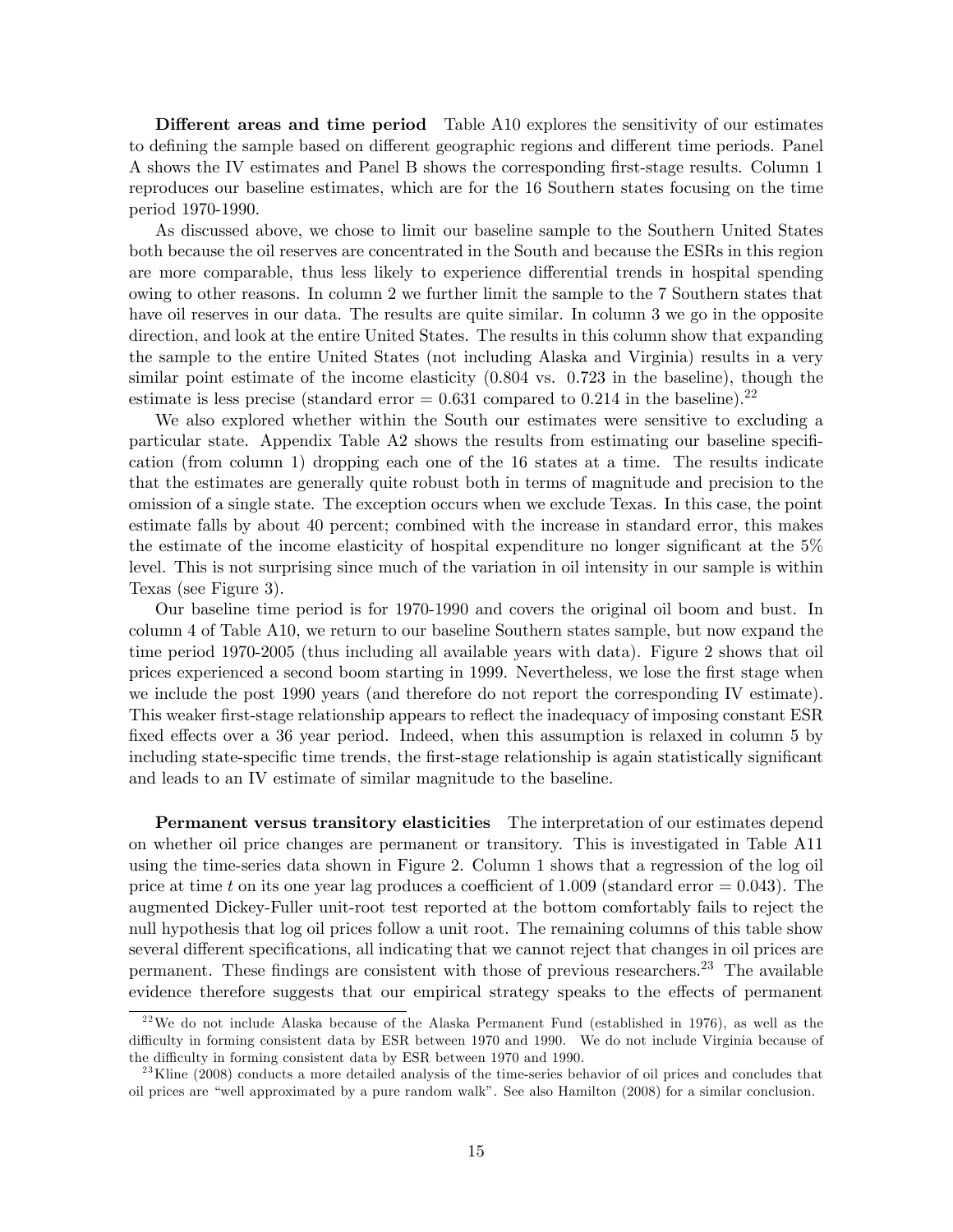**Different areas and time period** Table A10 explores the sensitivity of our estimates to defining the sample based on different geographic regions and different time periods. Panel A shows the IV estimates and Panel B shows the corresponding first-stage results. Column 1 reproduces our baseline estimates, which are for the 16 Southern states focusing on the time period 1970-1990.

As discussed above, we chose to limit our baseline sample to the Southern United States both because the oil reserves are concentrated in the South and because the ESRs in this region are more comparable, thus less likely to experience differential trends in hospital spending owing to other reasons. In column 2 we further limit the sample to the 7 Southern states that have oil reserves in our data. The results are quite similar. In column 3 we go in the opposite direction, and look at the entire United States. The results in this column show that expanding the sample to the entire United States (not including Alaska and Virginia) results in a very similar point estimate of the income elasticity (0.804 vs. 0.723 in the baseline), though the estimate is less precise (standard error = 0.631 compared to 0.214 in the baseline).[22]

We also explored whether within the South our estimates were sensitive to excluding a particular state. Appendix Table A2 shows the results from estimating our baseline specification (from column 1) dropping each one of the 16 states at a time. The results indicate that the estimates are generally quite robust both in terms of magnitude and precision to the omission of a single state. The exception occurs when we exclude Texas. In this case, the point estimate falls by about 40 percent; combined with the increase in standard error, this makes the estimate of the income elasticity of hospital expenditure no longer significant at the 5% level. This is not surprising since much of the variation in oil intensity in our sample is within Texas (see Figure 3).

Our baseline time period is for 1970-1990 and covers the original oil boom and bust. In column 4 of Table A10, we return to our baseline Southern states sample, but now expand the time period 1970-2005 (thus including all available years with data). Figure 2 shows that oil prices experienced a second boom starting in 1999. Nevertheless, we lose the first stage when we include the post 1990 years (and therefore do not report the corresponding IV estimate). This weaker first-stage relationship appears to reflect the inadequacy of imposing constant ESR fixed effects over a 36 year period. Indeed, when this assumption is relaxed in column 5 by including state-specific time trends, the first-stage relationship is again statistically significant and leads to an IV estimate of similar magnitude to the baseline.

**Permanent versus transitory elasticities** The interpretation of our estimates depend on whether oil price changes are permanent or transitory. This is investigated in Table A11 using the time-series data shown in Figure 2. Column 1 shows that a regression of the log oil price at time $t$ on its one year lag produces a coefficient of 1.009 (standard error = 0.043). The augmented Dickey-Fuller unit-root test reported at the bottom comfortably fails to reject the null hypothesis that log oil prices follow a unit root. The remaining columns of this table show several different specifications, all indicating that we cannot reject that changes in oil prices are permanent. These findings are consistent with those of previous researchers.[23] The available evidence therefore suggests that our empirical strategy speaks to the effects of permanent

[22]We do not include Alaska because of the Alaska Permanent Fund (established in 1976), as well as the difficulty in forming consistent data by ESR between 1970 and 1990. We do not include Virginia because of the difficulty in forming consistent data by ESR between 1970 and 1990.

[23]Kline (2008) conducts a more detailed analysis of the time-series behavior of oil prices and concludes that oil prices are "well approximated by a pure random walk". See also Hamilton (2008) for a similar conclusion.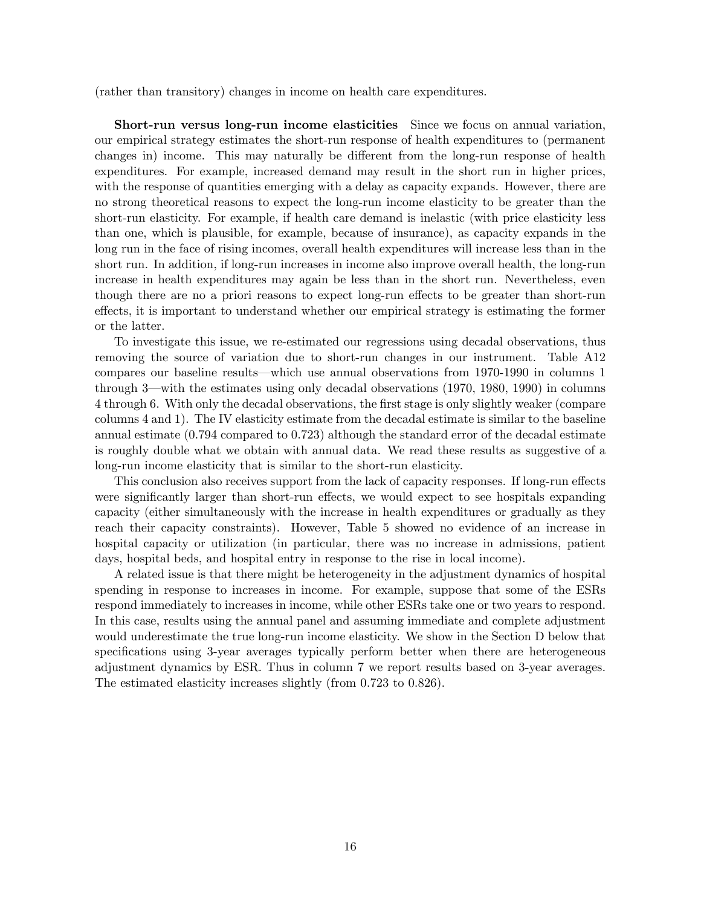(rather than transitory) changes in income on health care expenditures.

**Short-run versus long-run income elasticities** Since we focus on annual variation, our empirical strategy estimates the short-run response of health expenditures to (permanent changes in) income. This may naturally be different from the long-run response of health expenditures. For example, increased demand may result in the short run in higher prices, with the response of quantities emerging with a delay as capacity expands. However, there are no strong theoretical reasons to expect the long-run income elasticity to be greater than the short-run elasticity. For example, if health care demand is inelastic (with price elasticity less than one, which is plausible, for example, because of insurance), as capacity expands in the long run in the face of rising incomes, overall health expenditures will increase less than in the short run. In addition, if long-run increases in income also improve overall health, the long-run increase in health expenditures may again be less than in the short run. Nevertheless, even though there are no a priori reasons to expect long-run effects to be greater than short-run effects, it is important to understand whether our empirical strategy is estimating the former or the latter.

To investigate this issue, we re-estimated our regressions using decadal observations, thus removing the source of variation due to short-run changes in our instrument. Table A12 compares our baseline results—which use annual observations from 1970-1990 in columns 1 through 3—with the estimates using only decadal observations (1970, 1980, 1990) in columns 4 through 6. With only the decadal observations, the first stage is only slightly weaker (compare columns 4 and 1). The IV elasticity estimate from the decadal estimate is similar to the baseline annual estimate (0.794 compared to 0.723) although the standard error of the decadal estimate is roughly double what we obtain with annual data. We read these results as suggestive of a long-run income elasticity that is similar to the short-run elasticity.

This conclusion also receives support from the lack of capacity responses. If long-run effects were significantly larger than short-run effects, we would expect to see hospitals expanding capacity (either simultaneously with the increase in health expenditures or gradually as they reach their capacity constraints). However, Table 5 showed no evidence of an increase in hospital capacity or utilization (in particular, there was no increase in admissions, patient days, hospital beds, and hospital entry in response to the rise in local income).

A related issue is that there might be heterogeneity in the adjustment dynamics of hospital spending in response to increases in income. For example, suppose that some of the ESRs respond immediately to increases in income, while other ESRs take one or two years to respond. In this case, results using the annual panel and assuming immediate and complete adjustment would underestimate the true long-run income elasticity. We show in the Section D below that specifications using 3-year averages typically perform better when there are heterogeneous adjustment dynamics by ESR. Thus in column 7 we report results based on 3-year averages. The estimated elasticity increases slightly (from 0.723 to 0.826).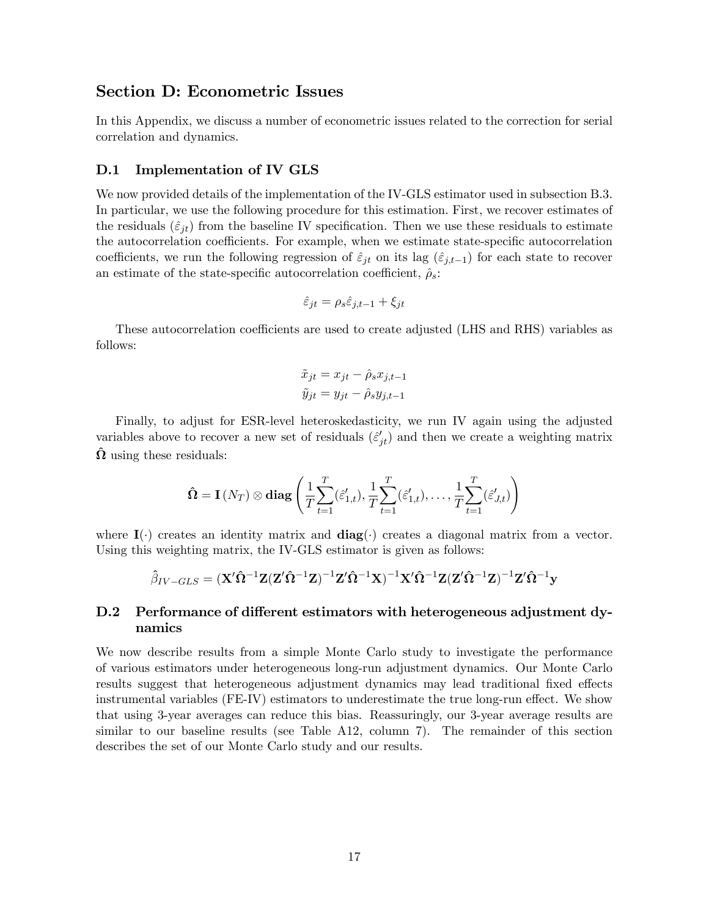## Section D: Econometric Issues

In this Appendix, we discuss a number of econometric issues related to the correction for serial correlation and dynamics.

### D.1 Implementation of IV GLS

We now provided details of the implementation of the IV-GLS estimator used in subsection B.3. In particular, we use the following procedure for this estimation. First, we recover estimates of the residuals ($\hat{\varepsilon}_{jt}$) from the baseline IV specification. Then we use these residuals to estimate the autocorrelation coefficients. For example, when we estimate state-specific autocorrelation coefficients, we run the following regression of $\hat{\varepsilon}_{jt}$ on its lag ($\hat{\varepsilon}_{j,t-1}$) for each state to recover an estimate of the state-specific autocorrelation coefficient, $\hat{\rho}_s$:

$$\hat{\varepsilon}_{jt} = \rho_s \hat{\varepsilon}_{j,t-1} + \xi_{jt}$$

These autocorrelation coefficients are used to create adjusted (LHS and RHS) variables as follows:

$$\tilde{x}_{jt} = x_{jt} - \hat{\rho}_s x_{j,t-1}$$
$$\tilde{y}_{jt} = y_{jt} - \hat{\rho}_s y_{j,t-1}$$

Finally, to adjust for ESR-level heteroskedasticity, we run IV again using the adjusted variables above to recover a new set of residuals ($\hat{\varepsilon}'_{jt}$) and then we create a weighting matrix $\hat{\mathbf{\Omega}}$ using these residuals:

$$\hat{\mathbf{\Omega}} = \mathbf{I}\left(N_T\right) \otimes \mathbf{diag}\left(\frac{1}{T}\sum_{t=1}^{T}(\hat{\varepsilon}'_{1,t}), \frac{1}{T}\sum_{t=1}^{T}(\hat{\varepsilon}'_{1,t}), \ldots, \frac{1}{T}\sum_{t=1}^{T}(\hat{\varepsilon}'_{J,t})\right)$$

where $\mathbf{I}(\cdot)$ creates an identity matrix and $\mathbf{diag}(\cdot)$ creates a diagonal matrix from a vector. Using this weighting matrix, the IV-GLS estimator is given as follows:

$$\hat{\beta}_{IV-GLS} = (\mathbf{X}'\hat{\mathbf{\Omega}}^{-1}\mathbf{Z}(\mathbf{Z}'\hat{\mathbf{\Omega}}^{-1}\mathbf{Z})^{-1}\mathbf{Z}'\hat{\mathbf{\Omega}}^{-1}\mathbf{X})^{-1}\mathbf{X}'\hat{\mathbf{\Omega}}^{-1}\mathbf{Z}(\mathbf{Z}'\hat{\mathbf{\Omega}}^{-1}\mathbf{Z})^{-1}\mathbf{Z}'\hat{\mathbf{\Omega}}^{-1}\mathbf{y}$$

### D.2 Performance of different estimators with heterogeneous adjustment dynamics

We now describe results from a simple Monte Carlo study to investigate the performance of various estimators under heterogeneous long-run adjustment dynamics. Our Monte Carlo results suggest that heterogeneous adjustment dynamics may lead traditional fixed effects instrumental variables (FE-IV) estimators to underestimate the true long-run effect. We show that using 3-year averages can reduce this bias. Reassuringly, our 3-year average results are similar to our baseline results (see Table A12, column 7). The remainder of this section describes the set of our Monte Carlo study and our results.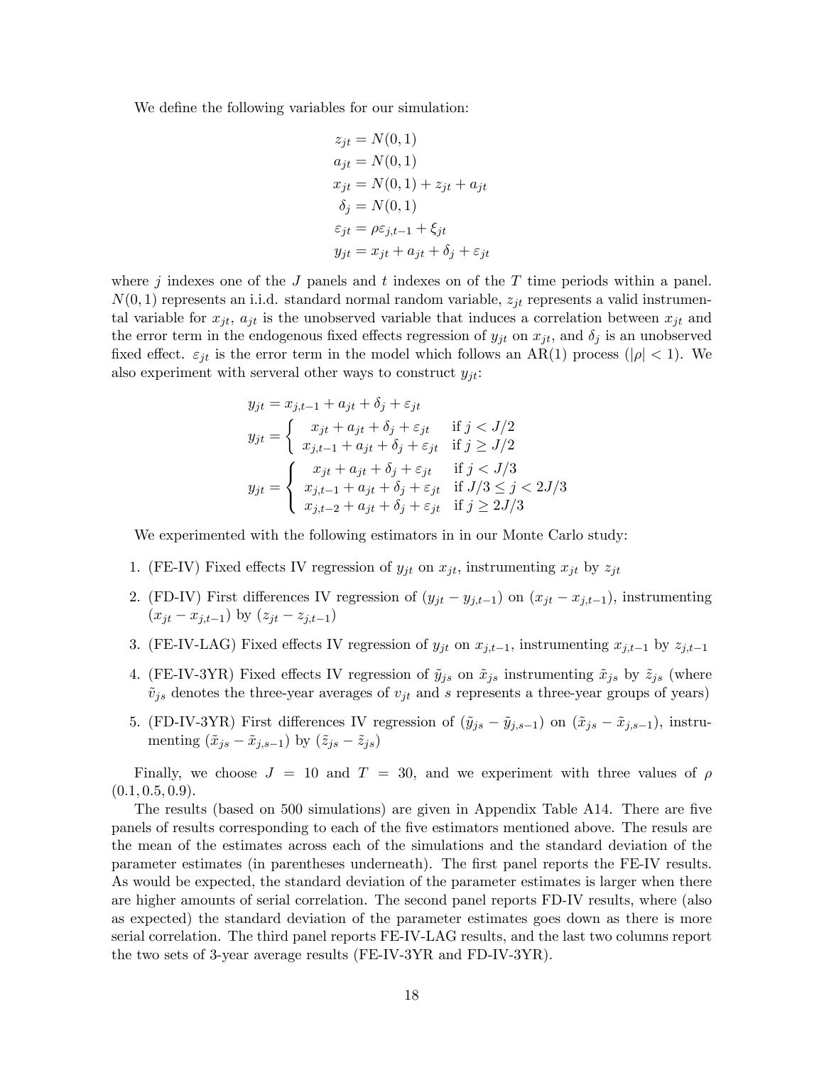We define the following variables for our simulation:

$$
\begin{aligned}
z_{jt} &= N(0,1) \\
a_{jt} &= N(0,1) \\
x_{jt} &= N(0,1) + z_{jt} + a_{jt} \\
\delta_j &= N(0,1) \\
\varepsilon_{jt} &= \rho \varepsilon_{j,t-1} + \xi_{jt} \\
y_{jt} &= x_{jt} + a_{jt} + \delta_j + \varepsilon_{jt}
\end{aligned}
$$

where $j$ indexes one of the $J$ panels and $t$ indexes on of the $T$ time periods within a panel. $N(0,1)$ represents an i.i.d. standard normal random variable, $z_{jt}$ represents a valid instrumental variable for $x_{jt}$, $a_{jt}$ is the unobserved variable that induces a correlation between $x_{jt}$ and the error term in the endogenous fixed effects regression of $y_{jt}$ on $x_{jt}$, and $\delta_j$ is an unobserved fixed effect. $\varepsilon_{jt}$ is the error term in the model which follows an AR(1) process ($|\rho| < 1$). We also experiment with serveral other ways to construct $y_{jt}$:

$$
y_{jt} = x_{j,t-1} + a_{jt} + \delta_j + \varepsilon_{jt}
$$

$$
y_{jt} = \begin{cases} x_{jt} + a_{jt} + \delta_j + \varepsilon_{jt} & \text{if } j < J/2 \\ x_{j,t-1} + a_{jt} + \delta_j + \varepsilon_{jt} & \text{if } j \geq J/2 \end{cases}
$$

$$
y_{jt} = \begin{cases} x_{jt} + a_{jt} + \delta_j + \varepsilon_{jt} & \text{if } j < J/3 \\ x_{j,t-1} + a_{jt} + \delta_j + \varepsilon_{jt} & \text{if } J/3 \leq j < 2J/3 \\ x_{j,t-2} + a_{jt} + \delta_j + \varepsilon_{jt} & \text{if } j \geq 2J/3 \end{cases}
$$

We experimented with the following estimators in in our Monte Carlo study:

1. (FE-IV) Fixed effects IV regression of $y_{jt}$ on $x_{jt}$, instrumenting $x_{jt}$ by $z_{jt}$
2. (FD-IV) First differences IV regression of $(y_{jt} - y_{j,t-1})$ on $(x_{jt} - x_{j,t-1})$, instrumenting $(x_{jt} - x_{j,t-1})$ by $(z_{jt} - z_{j,t-1})$
3. (FE-IV-LAG) Fixed effects IV regression of $y_{jt}$ on $x_{j,t-1}$, instrumenting $x_{j,t-1}$ by $z_{j,t-1}$
4. (FE-IV-3YR) Fixed effects IV regression of $\tilde{y}_{js}$ on $\tilde{x}_{js}$ instrumenting $\tilde{x}_{js}$ by $\tilde{z}_{js}$ (where $\tilde{v}_{js}$ denotes the three-year averages of $v_{jt}$ and $s$ represents a three-year groups of years)
5. (FD-IV-3YR) First differences IV regression of $(\tilde{y}_{js} - \tilde{y}_{j,s-1})$ on $(\tilde{x}_{js} - \tilde{x}_{j,s-1})$, instrumenting $(\tilde{x}_{js} - \tilde{x}_{j,s-1})$ by $(\tilde{z}_{js} - \tilde{z}_{js})$

Finally, we choose $J = 10$ and $T = 30$, and we experiment with three values of $\rho$ $(0.1, 0.5, 0.9)$.

The results (based on 500 simulations) are given in Appendix Table A14. There are five panels of results corresponding to each of the five estimators mentioned above. The resuls are the mean of the estimates across each of the simulations and the standard deviation of the parameter estimates (in parentheses underneath). The first panel reports the FE-IV results. As would be expected, the standard deviation of the parameter estimates is larger when there are higher amounts of serial correlation. The second panel reports FD-IV results, where (also as expected) the standard deviation of the parameter estimates goes down as there is more serial correlation. The third panel reports FE-IV-LAG results, and the last two columns report the two sets of 3-year average results (FE-IV-3YR and FD-IV-3YR).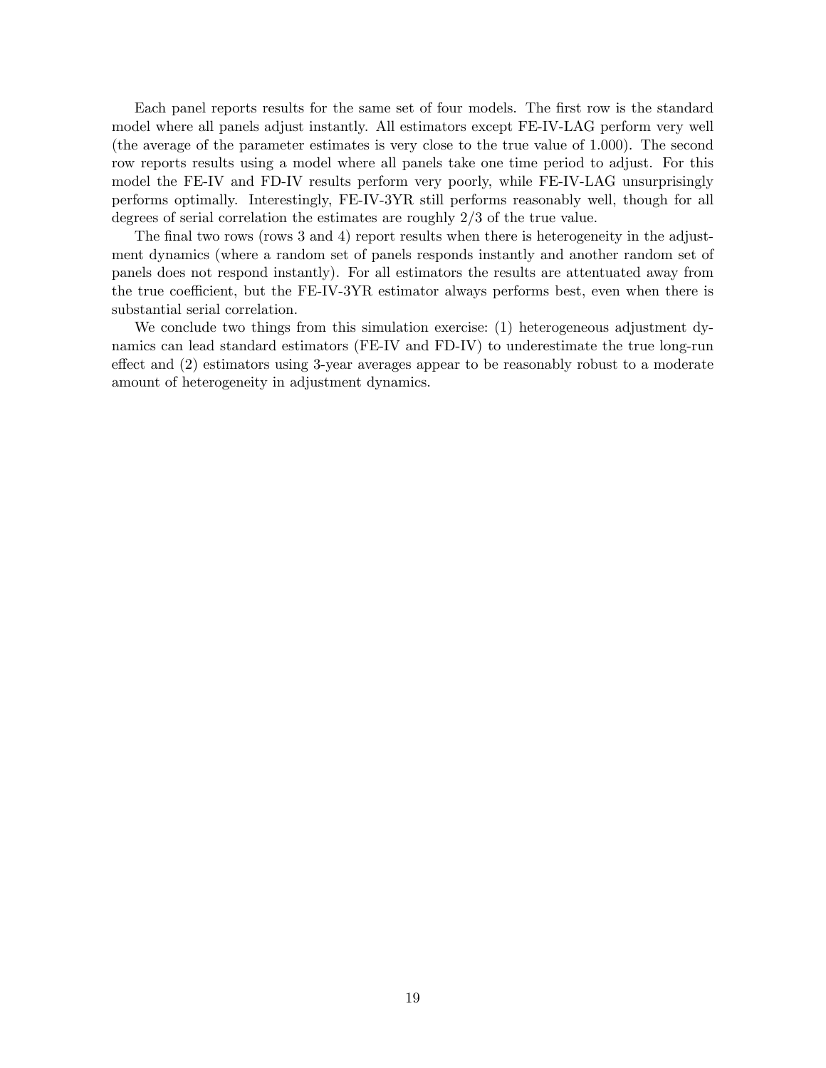Each panel reports results for the same set of four models. The first row is the standard model where all panels adjust instantly. All estimators except FE-IV-LAG perform very well (the average of the parameter estimates is very close to the true value of 1.000). The second row reports results using a model where all panels take one time period to adjust. For this model the FE-IV and FD-IV results perform very poorly, while FE-IV-LAG unsurprisingly performs optimally. Interestingly, FE-IV-3YR still performs reasonably well, though for all degrees of serial correlation the estimates are roughly 2/3 of the true value.

The final two rows (rows 3 and 4) report results when there is heterogeneity in the adjustment dynamics (where a random set of panels responds instantly and another random set of panels does not respond instantly). For all estimators the results are attentuated away from the true coefficient, but the FE-IV-3YR estimator always performs best, even when there is substantial serial correlation.

We conclude two things from this simulation exercise: (1) heterogeneous adjustment dynamics can lead standard estimators (FE-IV and FD-IV) to underestimate the true long-run effect and (2) estimators using 3-year averages appear to be reasonably robust to a moderate amount of heterogeneity in adjustment dynamics.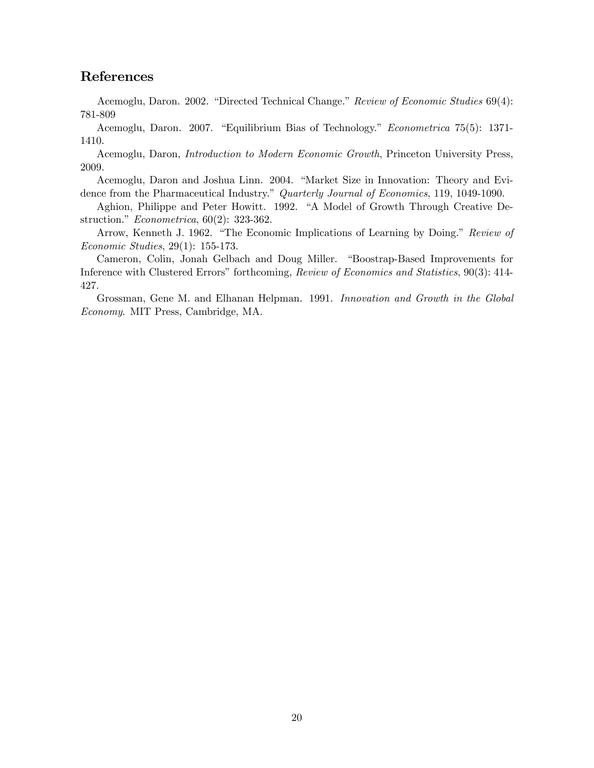## References

Acemoglu, Daron. 2002. "Directed Technical Change." *Review of Economic Studies* 69(4): 781-809

Acemoglu, Daron. 2007. "Equilibrium Bias of Technology." *Econometrica* 75(5): 1371-1410.

Acemoglu, Daron, *Introduction to Modern Economic Growth*, Princeton University Press, 2009.

Acemoglu, Daron and Joshua Linn. 2004. "Market Size in Innovation: Theory and Evidence from the Pharmaceutical Industry." *Quarterly Journal of Economics*, 119, 1049-1090.

Aghion, Philippe and Peter Howitt. 1992. "A Model of Growth Through Creative Destruction." *Econometrica*, 60(2): 323-362.

Arrow, Kenneth J. 1962. "The Economic Implications of Learning by Doing." *Review of Economic Studies*, 29(1): 155-173.

Cameron, Colin, Jonah Gelbach and Doug Miller. "Boostrap-Based Improvements for Inference with Clustered Errors" forthcoming, *Review of Economics and Statistics*, 90(3): 414-427.

Grossman, Gene M. and Elhanan Helpman. 1991. *Innovation and Growth in the Global Economy*. MIT Press, Cambridge, MA.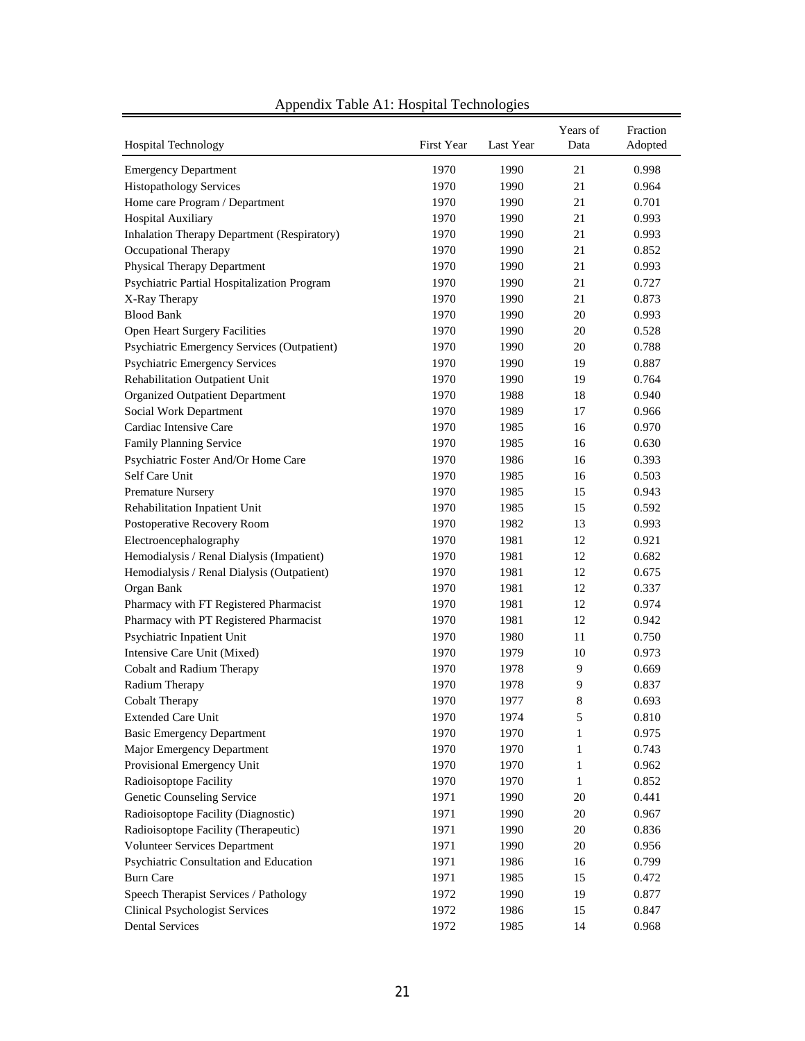Appendix Table A1: Hospital Technologies

| Hospital Technology | First Year | Last Year | Years of Data | Fraction Adopted |
|---|---|---|---|---|
| Emergency Department | 1970 | 1990 | 21 | 0.998 |
| Histopathology Services | 1970 | 1990 | 21 | 0.964 |
| Home care Program / Department | 1970 | 1990 | 21 | 0.701 |
| Hospital Auxiliary | 1970 | 1990 | 21 | 0.993 |
| Inhalation Therapy Department (Respiratory) | 1970 | 1990 | 21 | 0.993 |
| Occupational Therapy | 1970 | 1990 | 21 | 0.852 |
| Physical Therapy Department | 1970 | 1990 | 21 | 0.993 |
| Psychiatric Partial Hospitalization Program | 1970 | 1990 | 21 | 0.727 |
| X-Ray Therapy | 1970 | 1990 | 21 | 0.873 |
| Blood Bank | 1970 | 1990 | 20 | 0.993 |
| Open Heart Surgery Facilities | 1970 | 1990 | 20 | 0.528 |
| Psychiatric Emergency Services (Outpatient) | 1970 | 1990 | 20 | 0.788 |
| Psychiatric Emergency Services | 1970 | 1990 | 19 | 0.887 |
| Rehabilitation Outpatient Unit | 1970 | 1990 | 19 | 0.764 |
| Organized Outpatient Department | 1970 | 1988 | 18 | 0.940 |
| Social Work Department | 1970 | 1989 | 17 | 0.966 |
| Cardiac Intensive Care | 1970 | 1985 | 16 | 0.970 |
| Family Planning Service | 1970 | 1985 | 16 | 0.630 |
| Psychiatric Foster And/Or Home Care | 1970 | 1986 | 16 | 0.393 |
| Self Care Unit | 1970 | 1985 | 16 | 0.503 |
| Premature Nursery | 1970 | 1985 | 15 | 0.943 |
| Rehabilitation Inpatient Unit | 1970 | 1985 | 15 | 0.592 |
| Postoperative Recovery Room | 1970 | 1982 | 13 | 0.993 |
| Electroencephalography | 1970 | 1981 | 12 | 0.921 |
| Hemodialysis / Renal Dialysis (Impatient) | 1970 | 1981 | 12 | 0.682 |
| Hemodialysis / Renal Dialysis (Outpatient) | 1970 | 1981 | 12 | 0.675 |
| Organ Bank | 1970 | 1981 | 12 | 0.337 |
| Pharmacy with FT Registered Pharmacist | 1970 | 1981 | 12 | 0.974 |
| Pharmacy with PT Registered Pharmacist | 1970 | 1981 | 12 | 0.942 |
| Psychiatric Inpatient Unit | 1970 | 1980 | 11 | 0.750 |
| Intensive Care Unit (Mixed) | 1970 | 1979 | 10 | 0.973 |
| Cobalt and Radium Therapy | 1970 | 1978 | 9 | 0.669 |
| Radium Therapy | 1970 | 1978 | 9 | 0.837 |
| Cobalt Therapy | 1970 | 1977 | 8 | 0.693 |
| Extended Care Unit | 1970 | 1974 | 5 | 0.810 |
| Basic Emergency Department | 1970 | 1970 | 1 | 0.975 |
| Major Emergency Department | 1970 | 1970 | 1 | 0.743 |
| Provisional Emergency Unit | 1970 | 1970 | 1 | 0.962 |
| Radioisoptope Facility | 1970 | 1970 | 1 | 0.852 |
| Genetic Counseling Service | 1971 | 1990 | 20 | 0.441 |
| Radioisoptope Facility (Diagnostic) | 1971 | 1990 | 20 | 0.967 |
| Radioisoptope Facility (Therapeutic) | 1971 | 1990 | 20 | 0.836 |
| Volunteer Services Department | 1971 | 1990 | 20 | 0.956 |
| Psychiatric Consultation and Education | 1971 | 1986 | 16 | 0.799 |
| Burn Care | 1971 | 1985 | 15 | 0.472 |
| Speech Therapist Services / Pathology | 1972 | 1990 | 19 | 0.877 |
| Clinical Psychologist Services | 1972 | 1986 | 15 | 0.847 |
| Dental Services | 1972 | 1985 | 14 | 0.968 |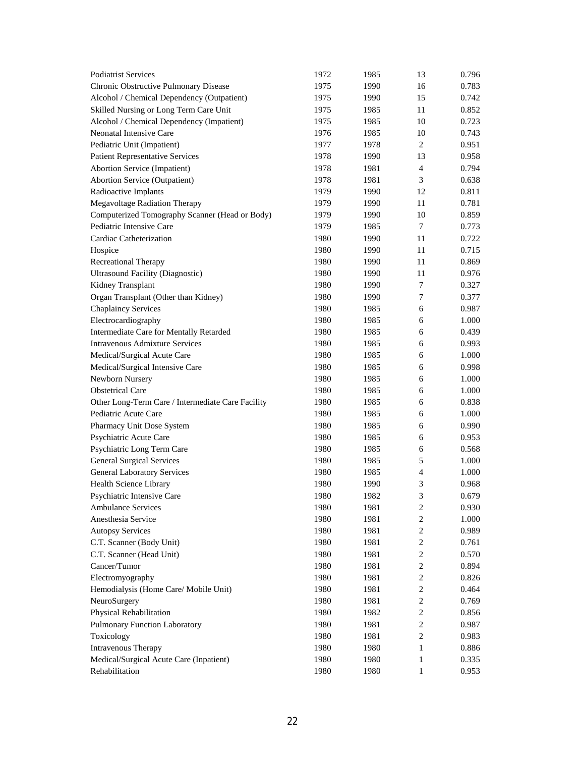| | | | | |
|---|---|---|---|---|
| Podiatrist Services | 1972 | 1985 | 13 | 0.796 |
| Chronic Obstructive Pulmonary Disease | 1975 | 1990 | 16 | 0.783 |
| Alcohol / Chemical Dependency (Outpatient) | 1975 | 1990 | 15 | 0.742 |
| Skilled Nursing or Long Term Care Unit | 1975 | 1985 | 11 | 0.852 |
| Alcohol / Chemical Dependency (Impatient) | 1975 | 1985 | 10 | 0.723 |
| Neonatal Intensive Care | 1976 | 1985 | 10 | 0.743 |
| Pediatric Unit (Impatient) | 1977 | 1978 | 2 | 0.951 |
| Patient Representative Services | 1978 | 1990 | 13 | 0.958 |
| Abortion Service (Impatient) | 1978 | 1981 | 4 | 0.794 |
| Abortion Service (Outpatient) | 1978 | 1981 | 3 | 0.638 |
| Radioactive Implants | 1979 | 1990 | 12 | 0.811 |
| Megavoltage Radiation Therapy | 1979 | 1990 | 11 | 0.781 |
| Computerized Tomography Scanner (Head or Body) | 1979 | 1990 | 10 | 0.859 |
| Pediatric Intensive Care | 1979 | 1985 | 7 | 0.773 |
| Cardiac Catheterization | 1980 | 1990 | 11 | 0.722 |
| Hospice | 1980 | 1990 | 11 | 0.715 |
| Recreational Therapy | 1980 | 1990 | 11 | 0.869 |
| Ultrasound Facility (Diagnostic) | 1980 | 1990 | 11 | 0.976 |
| Kidney Transplant | 1980 | 1990 | 7 | 0.327 |
| Organ Transplant (Other than Kidney) | 1980 | 1990 | 7 | 0.377 |
| Chaplaincy Services | 1980 | 1985 | 6 | 0.987 |
| Electrocardiography | 1980 | 1985 | 6 | 1.000 |
| Intermediate Care for Mentally Retarded | 1980 | 1985 | 6 | 0.439 |
| Intravenous Admixture Services | 1980 | 1985 | 6 | 0.993 |
| Medical/Surgical Acute Care | 1980 | 1985 | 6 | 1.000 |
| Medical/Surgical Intensive Care | 1980 | 1985 | 6 | 0.998 |
| Newborn Nursery | 1980 | 1985 | 6 | 1.000 |
| Obstetrical Care | 1980 | 1985 | 6 | 1.000 |
| Other Long-Term Care / Intermediate Care Facility | 1980 | 1985 | 6 | 0.838 |
| Pediatric Acute Care | 1980 | 1985 | 6 | 1.000 |
| Pharmacy Unit Dose System | 1980 | 1985 | 6 | 0.990 |
| Psychiatric Acute Care | 1980 | 1985 | 6 | 0.953 |
| Psychiatric Long Term Care | 1980 | 1985 | 6 | 0.568 |
| General Surgical Services | 1980 | 1985 | 5 | 1.000 |
| General Laboratory Services | 1980 | 1985 | 4 | 1.000 |
| Health Science Library | 1980 | 1990 | 3 | 0.968 |
| Psychiatric Intensive Care | 1980 | 1982 | 3 | 0.679 |
| Ambulance Services | 1980 | 1981 | 2 | 0.930 |
| Anesthesia Service | 1980 | 1981 | 2 | 1.000 |
| Autopsy Services | 1980 | 1981 | 2 | 0.989 |
| C.T. Scanner (Body Unit) | 1980 | 1981 | 2 | 0.761 |
| C.T. Scanner (Head Unit) | 1980 | 1981 | 2 | 0.570 |
| Cancer/Tumor | 1980 | 1981 | 2 | 0.894 |
| Electromyography | 1980 | 1981 | 2 | 0.826 |
| Hemodialysis (Home Care/ Mobile Unit) | 1980 | 1981 | 2 | 0.464 |
| NeuroSurgery | 1980 | 1981 | 2 | 0.769 |
| Physical Rehabilitation | 1980 | 1982 | 2 | 0.856 |
| Pulmonary Function Laboratory | 1980 | 1981 | 2 | 0.987 |
| Toxicology | 1980 | 1981 | 2 | 0.983 |
| Intravenous Therapy | 1980 | 1980 | 1 | 0.886 |
| Medical/Surgical Acute Care (Inpatient) | 1980 | 1980 | 1 | 0.335 |
| Rehabilitation | 1980 | 1980 | 1 | 0.953 |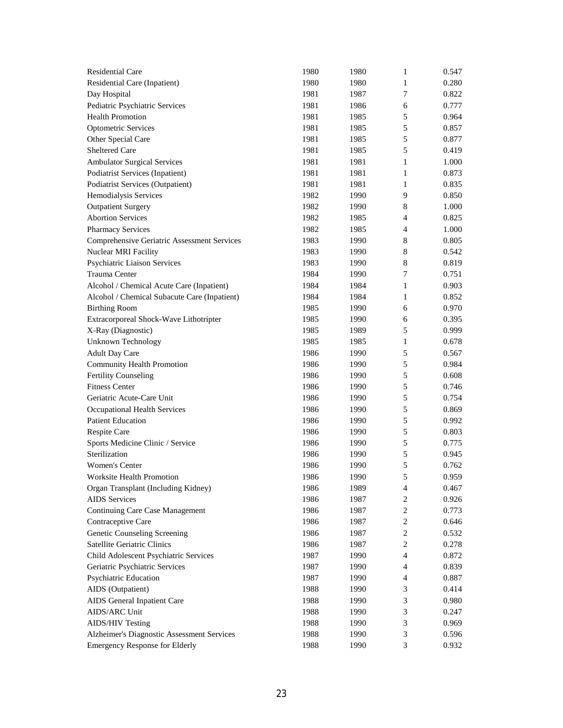| | | | | |
|---|---|---|---|---|
| Residential Care | 1980 | 1980 | 1 | 0.547 |
| Residential Care (Inpatient) | 1980 | 1980 | 1 | 0.280 |
| Day Hospital | 1981 | 1987 | 7 | 0.822 |
| Pediatric Psychiatric Services | 1981 | 1986 | 6 | 0.777 |
| Health Promotion | 1981 | 1985 | 5 | 0.964 |
| Optometric Services | 1981 | 1985 | 5 | 0.857 |
| Other Special Care | 1981 | 1985 | 5 | 0.877 |
| Sheltered Care | 1981 | 1985 | 5 | 0.419 |
| Ambulator Surgical Services | 1981 | 1981 | 1 | 1.000 |
| Podiatrist Services (Inpatient) | 1981 | 1981 | 1 | 0.873 |
| Podiatrist Services (Outpatient) | 1981 | 1981 | 1 | 0.835 |
| Hemodialysis Services | 1982 | 1990 | 9 | 0.850 |
| Outpatient Surgery | 1982 | 1990 | 8 | 1.000 |
| Abortion Services | 1982 | 1985 | 4 | 0.825 |
| Pharmacy Services | 1982 | 1985 | 4 | 1.000 |
| Comprehensive Geriatric Assessment Services | 1983 | 1990 | 8 | 0.805 |
| Nuclear MRI Facility | 1983 | 1990 | 8 | 0.542 |
| Psychiatric Liaison Services | 1983 | 1990 | 8 | 0.819 |
| Trauma Center | 1984 | 1990 | 7 | 0.751 |
| Alcohol / Chemical Acute Care (Inpatient) | 1984 | 1984 | 1 | 0.903 |
| Alcohol / Chemical Subacute Care (Inpatient) | 1984 | 1984 | 1 | 0.852 |
| Birthing Room | 1985 | 1990 | 6 | 0.970 |
| Extracorporeal Shock-Wave Lithotripter | 1985 | 1990 | 6 | 0.395 |
| X-Ray (Diagnostic) | 1985 | 1989 | 5 | 0.999 |
| Unknown Technology | 1985 | 1985 | 1 | 0.678 |
| Adult Day Care | 1986 | 1990 | 5 | 0.567 |
| Community Health Promotion | 1986 | 1990 | 5 | 0.984 |
| Fertility Counseling | 1986 | 1990 | 5 | 0.608 |
| Fitness Center | 1986 | 1990 | 5 | 0.746 |
| Geriatric Acute-Care Unit | 1986 | 1990 | 5 | 0.754 |
| Occupational Health Services | 1986 | 1990 | 5 | 0.869 |
| Patient Education | 1986 | 1990 | 5 | 0.992 |
| Respite Care | 1986 | 1990 | 5 | 0.803 |
| Sports Medicine Clinic / Service | 1986 | 1990 | 5 | 0.775 |
| Sterilization | 1986 | 1990 | 5 | 0.945 |
| Women's Center | 1986 | 1990 | 5 | 0.762 |
| Worksite Health Promotion | 1986 | 1990 | 5 | 0.959 |
| Organ Transplant (Including Kidney) | 1986 | 1989 | 4 | 0.467 |
| AIDS Services | 1986 | 1987 | 2 | 0.926 |
| Continuing Care Case Management | 1986 | 1987 | 2 | 0.773 |
| Contraceptive Care | 1986 | 1987 | 2 | 0.646 |
| Genetic Counseling Screening | 1986 | 1987 | 2 | 0.532 |
| Satellite Geriatric Clinics | 1986 | 1987 | 2 | 0.278 |
| Child Adolescent Psychiatric Services | 1987 | 1990 | 4 | 0.872 |
| Geriatric Psychiatric Services | 1987 | 1990 | 4 | 0.839 |
| Psychiatric Education | 1987 | 1990 | 4 | 0.887 |
| AIDS (Outpatient) | 1988 | 1990 | 3 | 0.414 |
| AIDS General Inpatient Care | 1988 | 1990 | 3 | 0.980 |
| AIDS/ARC Unit | 1988 | 1990 | 3 | 0.247 |
| AIDS/HIV Testing | 1988 | 1990 | 3 | 0.969 |
| Alzheimer's Diagnostic Assessment Services | 1988 | 1990 | 3 | 0.596 |
| Emergency Response for Elderly | 1988 | 1990 | 3 | 0.932 |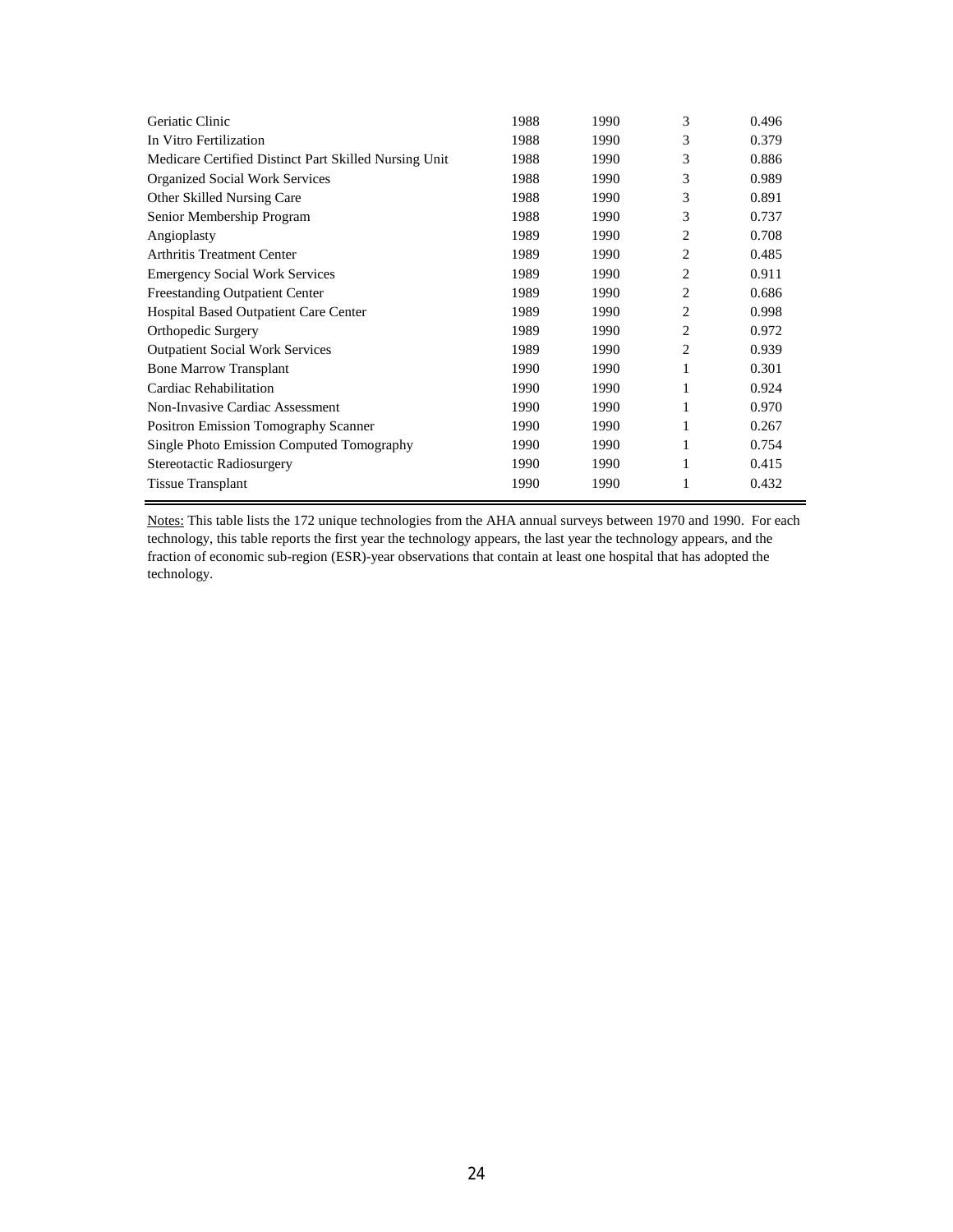| | | | | |
|---|---|---|---|---|
| Geriatic Clinic | 1988 | 1990 | 3 | 0.496 |
| In Vitro Fertilization | 1988 | 1990 | 3 | 0.379 |
| Medicare Certified Distinct Part Skilled Nursing Unit | 1988 | 1990 | 3 | 0.886 |
| Organized Social Work Services | 1988 | 1990 | 3 | 0.989 |
| Other Skilled Nursing Care | 1988 | 1990 | 3 | 0.891 |
| Senior Membership Program | 1988 | 1990 | 3 | 0.737 |
| Angioplasty | 1989 | 1990 | 2 | 0.708 |
| Arthritis Treatment Center | 1989 | 1990 | 2 | 0.485 |
| Emergency Social Work Services | 1989 | 1990 | 2 | 0.911 |
| Freestanding Outpatient Center | 1989 | 1990 | 2 | 0.686 |
| Hospital Based Outpatient Care Center | 1989 | 1990 | 2 | 0.998 |
| Orthopedic Surgery | 1989 | 1990 | 2 | 0.972 |
| Outpatient Social Work Services | 1989 | 1990 | 2 | 0.939 |
| Bone Marrow Transplant | 1990 | 1990 | 1 | 0.301 |
| Cardiac Rehabilitation | 1990 | 1990 | 1 | 0.924 |
| Non-Invasive Cardiac Assessment | 1990 | 1990 | 1 | 0.970 |
| Positron Emission Tomography Scanner | 1990 | 1990 | 1 | 0.267 |
| Single Photo Emission Computed Tomography | 1990 | 1990 | 1 | 0.754 |
| Stereotactic Radiosurgery | 1990 | 1990 | 1 | 0.415 |
| Tissue Transplant | 1990 | 1990 | 1 | 0.432 |

Notes: This table lists the 172 unique technologies from the AHA annual surveys between 1970 and 1990. For each technology, this table reports the first year the technology appears, the last year the technology appears, and the fraction of economic sub-region (ESR)-year observations that contain at least one hospital that has adopted the technology.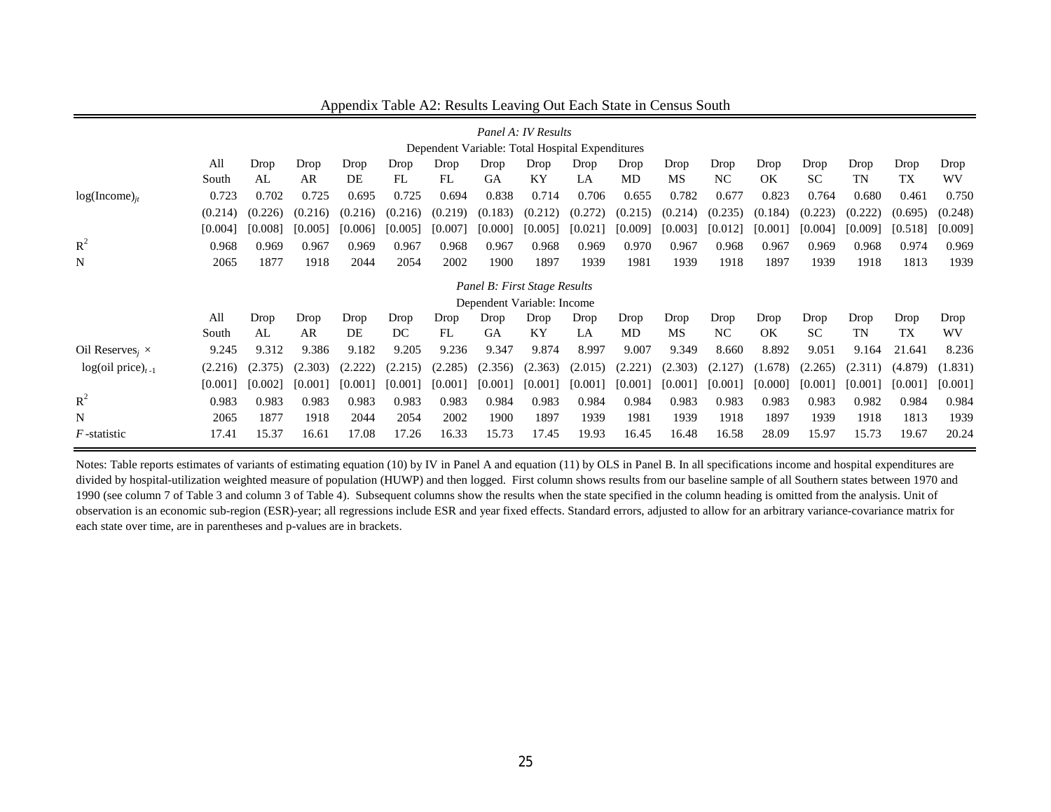# Appendix Table A2: Results Leaving Out Each State in Census South

*Panel A: IV Results*

Dependent Variable: Total Hospital Expenditures

| | All South | Drop AL | Drop AR | Drop DE | Drop FL | Drop FL | Drop GA | Drop KY | Drop LA | Drop MD | Drop MS | Drop NC | Drop OK | Drop SC | Drop TN | Drop TX | Drop WV |
|---|---|---|---|---|---|---|---|---|---|---|---|---|---|---|---|---|---|
| $\log(\text{Income})_{jt}$ | 0.723 | 0.702 | 0.725 | 0.695 | 0.725 | 0.694 | 0.838 | 0.714 | 0.706 | 0.655 | 0.782 | 0.677 | 0.823 | 0.764 | 0.680 | 0.461 | 0.750 |
| | (0.214) | (0.226) | (0.216) | (0.216) | (0.216) | (0.219) | (0.183) | (0.212) | (0.272) | (0.215) | (0.214) | (0.235) | (0.184) | (0.223) | (0.222) | (0.695) | (0.248) |
| | [0.004] | [0.008] | [0.005] | [0.006] | [0.005] | [0.007] | [0.000] | [0.005] | [0.021] | [0.009] | [0.003] | [0.012] | [0.001] | [0.004] | [0.009] | [0.518] | [0.009] |
| $R^2$ | 0.968 | 0.969 | 0.967 | 0.969 | 0.967 | 0.968 | 0.967 | 0.968 | 0.969 | 0.970 | 0.967 | 0.968 | 0.967 | 0.969 | 0.968 | 0.974 | 0.969 |
| N | 2065 | 1877 | 1918 | 2044 | 2054 | 2002 | 1900 | 1897 | 1939 | 1981 | 1939 | 1918 | 1897 | 1939 | 1918 | 1813 | 1939 |

*Panel B: First Stage Results*

Dependent Variable: Income

| | All South | Drop AL | Drop AR | Drop DE | Drop DC | Drop FL | Drop GA | Drop KY | Drop LA | Drop MD | Drop MS | Drop NC | Drop OK | Drop SC | Drop TN | Drop TX | Drop WV |
|---|---|---|---|---|---|---|---|---|---|---|---|---|---|---|---|---|---|
| Oil $\text{Reserves}_j$ × | 9.245 | 9.312 | 9.386 | 9.182 | 9.205 | 9.236 | 9.347 | 9.874 | 8.997 | 9.007 | 9.349 | 8.660 | 8.892 | 9.051 | 9.164 | 21.641 | 8.236 |
| $\log(\text{oil price})_{t-1}$ | (2.216) | (2.375) | (2.303) | (2.222) | (2.215) | (2.285) | (2.356) | (2.363) | (2.015) | (2.221) | (2.303) | (2.127) | (1.678) | (2.265) | (2.311) | (4.879) | (1.831) |
| | [0.001] | [0.002] | [0.001] | [0.001] | [0.001] | [0.001] | [0.001] | [0.001] | [0.001] | [0.001] | [0.001] | [0.001] | [0.000] | [0.001] | [0.001] | [0.001] | [0.001] |
| $R^2$ | 0.983 | 0.983 | 0.983 | 0.983 | 0.983 | 0.983 | 0.984 | 0.983 | 0.984 | 0.984 | 0.983 | 0.983 | 0.983 | 0.983 | 0.982 | 0.984 | 0.984 |
| N | 2065 | 1877 | 1918 | 2044 | 2054 | 2002 | 1900 | 1897 | 1939 | 1981 | 1939 | 1918 | 1897 | 1939 | 1918 | 1813 | 1939 |
| *F*-statistic | 17.41 | 15.37 | 16.61 | 17.08 | 17.26 | 16.33 | 15.73 | 17.45 | 19.93 | 16.45 | 16.48 | 16.58 | 28.09 | 15.97 | 15.73 | 19.67 | 20.24 |

Notes: Table reports estimates of variants of estimating equation (10) by IV in Panel A and equation (11) by OLS in Panel B. In all specifications income and hospital expenditures are divided by hospital-utilization weighted measure of population (HUWP) and then logged. First column shows results from our baseline sample of all Southern states between 1970 and 1990 (see column 7 of Table 3 and column 3 of Table 4). Subsequent columns show the results when the state specified in the column heading is omitted from the analysis. Unit of observation is an economic sub-region (ESR)-year; all regressions include ESR and year fixed effects. Standard errors, adjusted to allow for an arbitrary variance-covariance matrix for each state over time, are in parentheses and p-values are in brackets.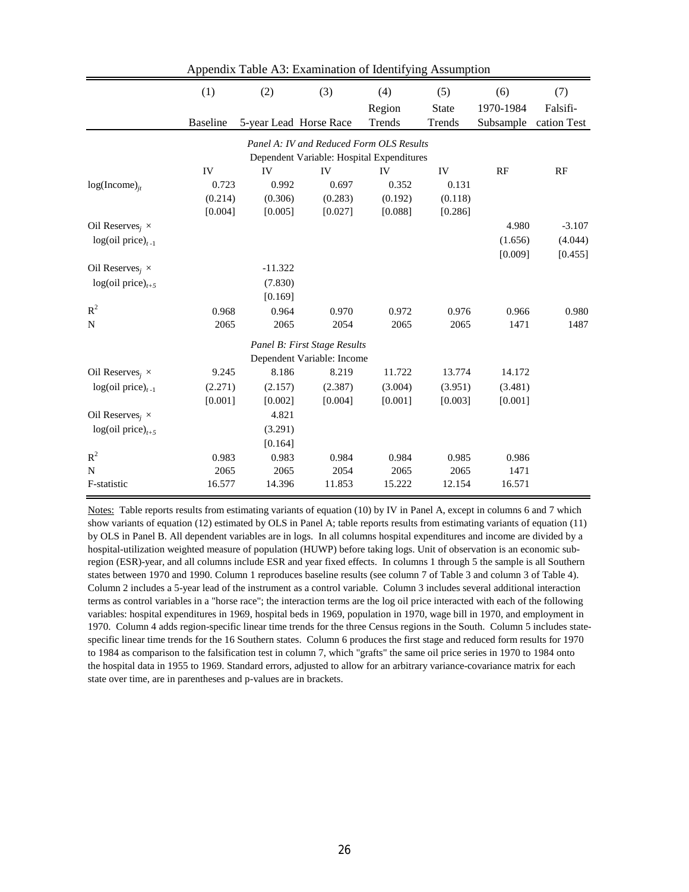Appendix Table A3: Examination of Identifying Assumption

| | (1) | (2) | (3) | (4) | (5) | (6) | (7) |
|---|---|---|---|---|---|---|---|
| | Baseline | 5-year Lead | Horse Race | Region Trends | State Trends | 1970-1984 Subsample | Falsification Test |
| | | | *Panel A: IV and Reduced Form OLS Results* | | | | |
| | | | Dependent Variable: Hospital Expenditures | | | | |
| | IV | IV | IV | IV | IV | RF | RF |
| $\log(\text{Income})_{jt}$ | 0.723 | 0.992 | 0.697 | 0.352 | 0.131 | | |
| | (0.214) | (0.306) | (0.283) | (0.192) | (0.118) | | |
| | [0.004] | [0.005] | [0.027] | [0.088] | [0.286] | | |
| Oil Reserves$_j$ × $\log(\text{oil price})_{t-1}$ | | | | | | 4.980 | -3.107 |
| | | | | | | (1.656) | (4.044) |
| | | | | | | [0.009] | [0.455] |
| Oil Reserves$_j$ × $\log(\text{oil price})_{t+5}$ | | -11.322 | | | | | |
| | | (7.830) | | | | | |
| | | [0.169] | | | | | |
| $R^2$ | 0.968 | 0.964 | 0.970 | 0.972 | 0.976 | 0.966 | 0.980 |
| N | 2065 | 2065 | 2054 | 2065 | 2065 | 1471 | 1487 |
| | | | *Panel B: First Stage Results* | | | | |
| | | | Dependent Variable: Income | | | | |
| Oil Reserves$_j$ × $\log(\text{oil price})_{t-1}$ | 9.245 | 8.186 | 8.219 | 11.722 | 13.774 | 14.172 | |
| | (2.271) | (2.157) | (2.387) | (3.004) | (3.951) | (3.481) | |
| | [0.001] | [0.002] | [0.004] | [0.001] | [0.003] | [0.001] | |
| Oil Reserves$_j$ × $\log(\text{oil price})_{t+5}$ | | 4.821 | | | | | |
| | | (3.291) | | | | | |
| | | [0.164] | | | | | |
| $R^2$ | 0.983 | 0.983 | 0.984 | 0.984 | 0.985 | 0.986 | |
| N | 2065 | 2065 | 2054 | 2065 | 2065 | 1471 | |
| F-statistic | 16.577 | 14.396 | 11.853 | 15.222 | 12.154 | 16.571 | |

Notes: Table reports results from estimating variants of equation (10) by IV in Panel A, except in columns 6 and 7 which show variants of equation (12) estimated by OLS in Panel A; table reports results from estimating variants of equation (11) by OLS in Panel B. All dependent variables are in logs. In all columns hospital expenditures and income are divided by a hospital-utilization weighted measure of population (HUWP) before taking logs. Unit of observation is an economic sub-region (ESR)-year, and all columns include ESR and year fixed effects. In columns 1 through 5 the sample is all Southern states between 1970 and 1990. Column 1 reproduces baseline results (see column 7 of Table 3 and column 3 of Table 4). Column 2 includes a 5-year lead of the instrument as a control variable. Column 3 includes several additional interaction terms as control variables in a "horse race"; the interaction terms are the log oil price interacted with each of the following variables: hospital expenditures in 1969, hospital beds in 1969, population in 1970, wage bill in 1970, and employment in 1970. Column 4 adds region-specific linear time trends for the three Census regions in the South. Column 5 includes state-specific linear time trends for the 16 Southern states. Column 6 produces the first stage and reduced form results for 1970 to 1984 as comparison to the falsification test in column 7, which "grafts" the same oil price series in 1970 to 1984 onto the hospital data in 1955 to 1969. Standard errors, adjusted to allow for an arbitrary variance-covariance matrix for each state over time, are in parentheses and p-values are in brackets.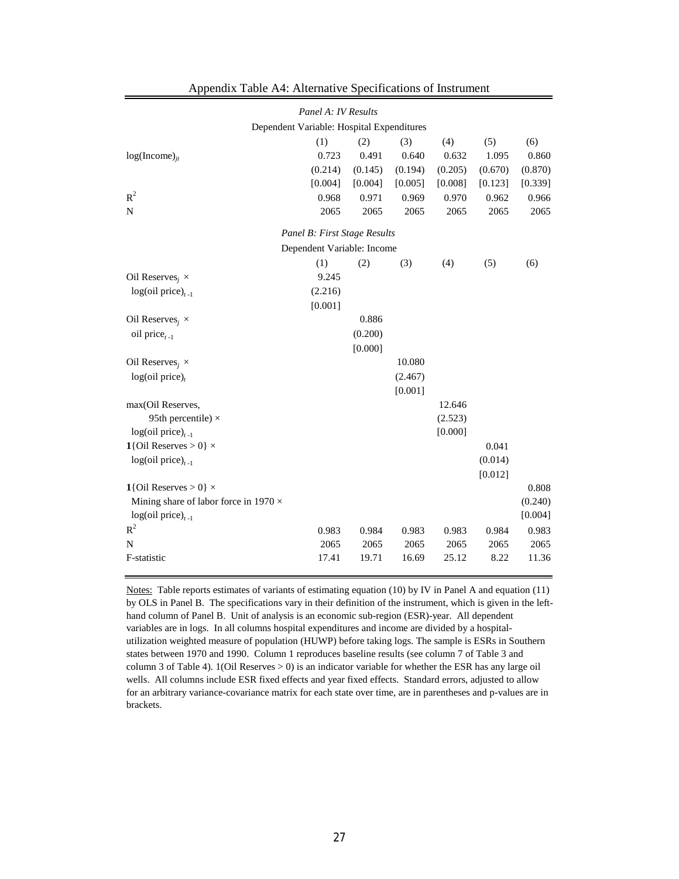## Appendix Table A4: Alternative Specifications of Instrument

| | (1) | (2) | (3) | (4) | (5) | (6) |
|---|---|---|---|---|---|---|
| *Panel A: IV Results* | | | | | | |
| Dependent Variable: Hospital Expenditures | | | | | | |
| $\log(\text{Income})_{jt}$ | 0.723 | 0.491 | 0.640 | 0.632 | 1.095 | 0.860 |
| | (0.214) | (0.145) | (0.194) | (0.205) | (0.670) | (0.870) |
| | [0.004] | [0.004] | [0.005] | [0.008] | [0.123] | [0.339] |
| $R^2$ | 0.968 | 0.971 | 0.969 | 0.970 | 0.962 | 0.966 |
| N | 2065 | 2065 | 2065 | 2065 | 2065 | 2065 |
| *Panel B: First Stage Results* | | | | | | |
| Dependent Variable: Income | | | | | | |
| Oil Reserves$_j$ × $\log(\text{oil price})_{t-1}$ | 9.245 | | | | | |
| | (2.216) | | | | | |
| | [0.001] | | | | | |
| Oil Reserves$_j$ × oil price$_{t-1}$ | | 0.886 | | | | |
| | | (0.200) | | | | |
| | | [0.000] | | | | |
| Oil Reserves$_j$ × $\log(\text{oil price})_t$ | | | 10.080 | | | |
| | | | (2.467) | | | |
| | | | [0.001] | | | |
| max(Oil Reserves, 95th percentile) × $\log(\text{oil price})_{t-1}$ | | | | 12.646 | | |
| | | | | (2.523) | | |
| | | | | [0.000] | | |
| **1**{Oil Reserves > 0} × $\log(\text{oil price})_{t-1}$ | | | | | 0.041 | |
| | | | | | (0.014) | |
| | | | | | [0.012] | |
| **1**{Oil Reserves > 0} × Mining share of labor force in 1970 × $\log(\text{oil price})_{t-1}$ | | | | | | 0.808 |
| | | | | | | (0.240) |
| | | | | | | [0.004] |
| $R^2$ | 0.983 | 0.984 | 0.983 | 0.983 | 0.984 | 0.983 |
| N | 2065 | 2065 | 2065 | 2065 | 2065 | 2065 |
| F-statistic | 17.41 | 19.71 | 16.69 | 25.12 | 8.22 | 11.36 |

Notes: Table reports estimates of variants of estimating equation (10) by IV in Panel A and equation (11) by OLS in Panel B. The specifications vary in their definition of the instrument, which is given in the left-hand column of Panel B. Unit of analysis is an economic sub-region (ESR)-year. All dependent variables are in logs. In all columns hospital expenditures and income are divided by a hospital-utilization weighted measure of population (HUWP) before taking logs. The sample is ESRs in Southern states between 1970 and 1990. Column 1 reproduces baseline results (see column 7 of Table 3 and column 3 of Table 4). 1(Oil Reserves > 0) is an indicator variable for whether the ESR has any large oil wells. All columns include ESR fixed effects and year fixed effects. Standard errors, adjusted to allow for an arbitrary variance-covariance matrix for each state over time, are in parentheses and p-values are in brackets.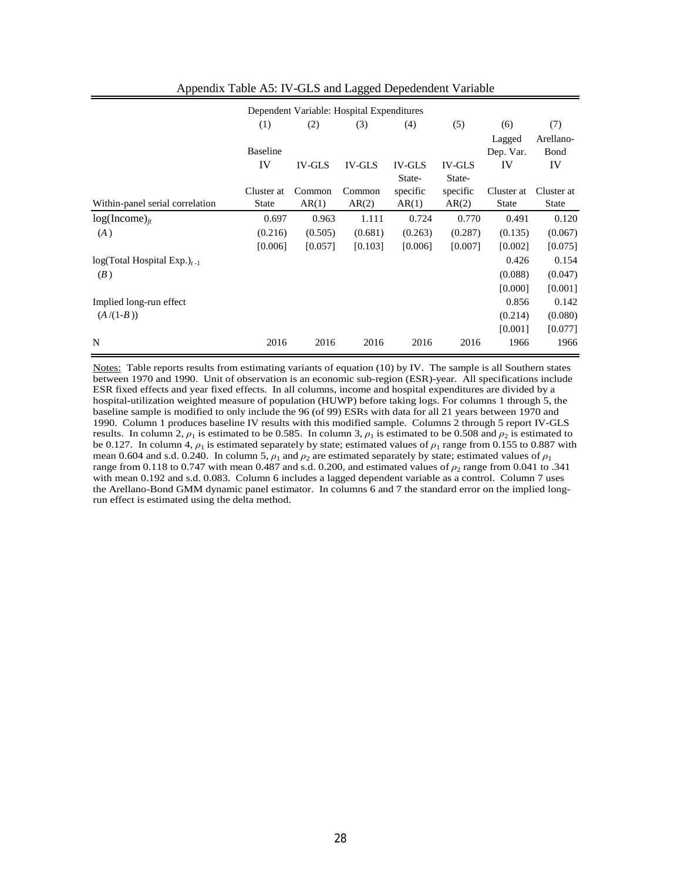Appendix Table A5: IV-GLS and Lagged Depedendent Variable

| | Dependent Variable: Hospital Expenditures | | | | | | |
|---|---|---|---|---|---|---|---|
| | (1) | (2) | (3) | (4) | (5) | (6) | (7) |
| | Baseline IV | IV-GLS | IV-GLS | IV-GLS | IV-GLS | Lagged Dep. Var. IV | Arellano-Bond IV |
| Within-panel serial correlation | Cluster at State | Common AR(1) | Common AR(2) | State-specific AR(1) | State-specific AR(2) | Cluster at State | Cluster at State |
| $\log(\text{Income})_{jt}$ | 0.697 | 0.963 | 1.111 | 0.724 | 0.770 | 0.491 | 0.120 |
| $(A)$ | (0.216) | (0.505) | (0.681) | (0.263) | (0.287) | (0.135) | (0.067) |
| | [0.006] | [0.057] | [0.103] | [0.006] | [0.007] | [0.002] | [0.075] |
| $\log(\text{Total Hospital Exp.})_{t-1}$ | | | | | | 0.426 | 0.154 |
| $(B)$ | | | | | | (0.088) | (0.047) |
| | | | | | | [0.000] | [0.001] |
| Implied long-run effect | | | | | | 0.856 | 0.142 |
| $(A/(1\text{-}B))$ | | | | | | (0.214) | (0.080) |
| | | | | | | [0.001] | [0.077] |
| N | 2016 | 2016 | 2016 | 2016 | 2016 | 1966 | 1966 |

Notes: Table reports results from estimating variants of equation (10) by IV. The sample is all Southern states between 1970 and 1990. Unit of observation is an economic sub-region (ESR)-year. All specifications include ESR fixed effects and year fixed effects. In all columns, income and hospital expenditures are divided by a hospital-utilization weighted measure of population (HUWP) before taking logs. For columns 1 through 5, the baseline sample is modified to only include the 96 (of 99) ESRs with data for all 21 years between 1970 and 1990. Column 1 produces baseline IV results with this modified sample. Columns 2 through 5 report IV-GLS results. In column 2, $\rho_1$ is estimated to be 0.585. In column 3, $\rho_1$ is estimated to be 0.508 and $\rho_2$ is estimated to be 0.127. In column 4, $\rho_1$ is estimated separately by state; estimated values of $\rho_1$ range from 0.155 to 0.887 with mean 0.604 and s.d. 0.240. In column 5, $\rho_1$ and $\rho_2$ are estimated separately by state; estimated values of $\rho_1$ range from 0.118 to 0.747 with mean 0.487 and s.d. 0.200, and estimated values of $\rho_2$ range from 0.041 to .341 with mean 0.192 and s.d. 0.083. Column 6 includes a lagged dependent variable as a control. Column 7 uses the Arellano-Bond GMM dynamic panel estimator. In columns 6 and 7 the standard error on the implied long-run effect is estimated using the delta method.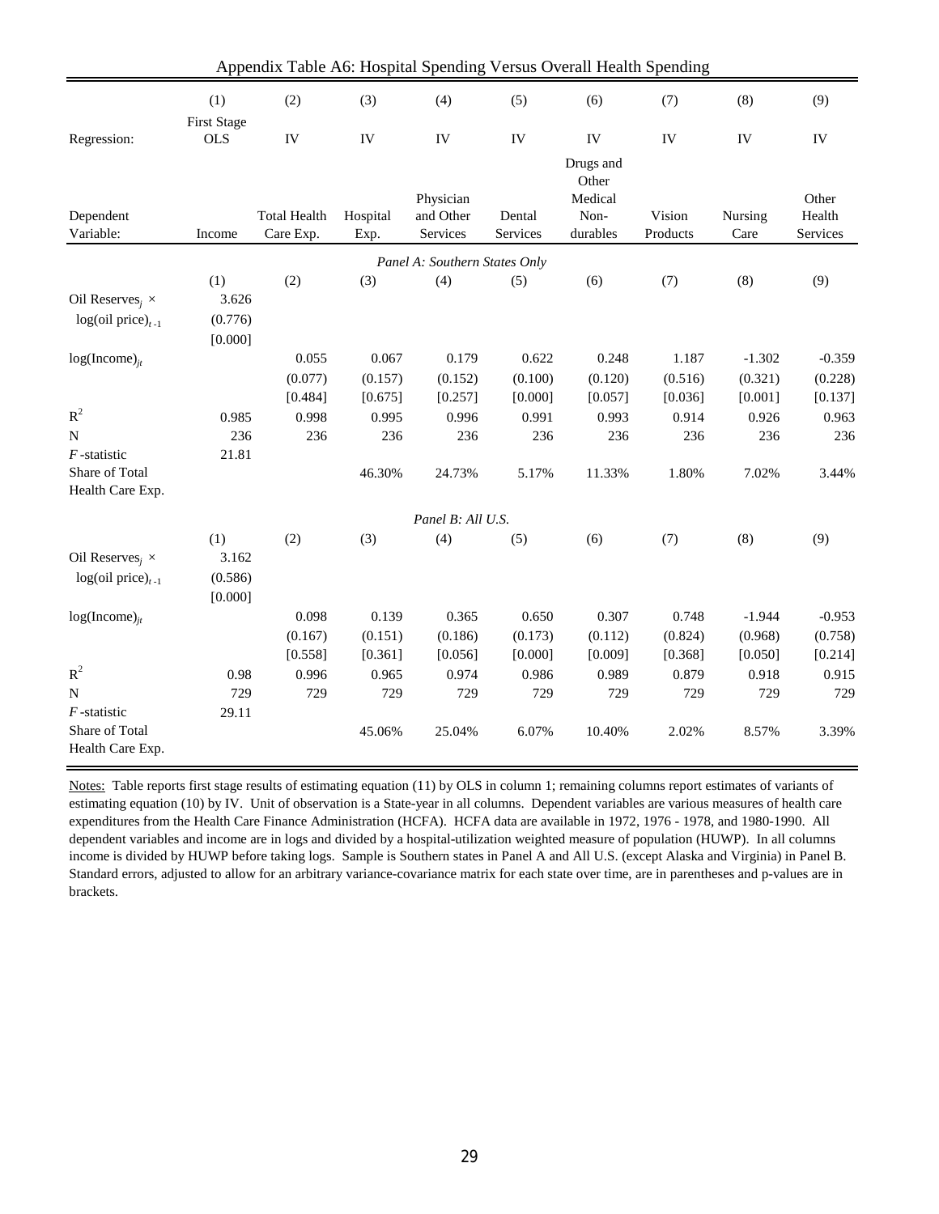## Appendix Table A6: Hospital Spending Versus Overall Health Spending

| | (1) | (2) | (3) | (4) | (5) | (6) | (7) | (8) | (9) |
|---|---|---|---|---|---|---|---|---|---|
| Regression: | First Stage OLS | IV | IV | IV | IV | IV | IV | IV | IV |
| Dependent Variable: | Income | Total Health Care Exp. | Hospital Exp. | Physician and Other Services | Dental Services | Drugs and Other Medical Non-durables | Vision Products | Nursing Care | Other Health Services |
| | | | | *Panel A: Southern States Only* | | | | | |
| | (1) | (2) | (3) | (4) | (5) | (6) | (7) | (8) | (9) |
| Oil Reserves$_j$ × $\log(\text{oil price})_{t-1}$ | 3.626 | | | | | | | | |
| | (0.776) | | | | | | | | |
| | [0.000] | | | | | | | | |
| $\log(\text{Income})_{jt}$ | | 0.055 | 0.067 | 0.179 | 0.622 | 0.248 | 1.187 | -1.302 | -0.359 |
| | | (0.077) | (0.157) | (0.152) | (0.100) | (0.120) | (0.516) | (0.321) | (0.228) |
| | | [0.484] | [0.675] | [0.257] | [0.000] | [0.057] | [0.036] | [0.001] | [0.137] |
| $R^2$ | 0.985 | 0.998 | 0.995 | 0.996 | 0.991 | 0.993 | 0.914 | 0.926 | 0.963 |
| N | 236 | 236 | 236 | 236 | 236 | 236 | 236 | 236 | 236 |
| *F*-statistic | 21.81 | | | | | | | | |
| Share of Total Health Care Exp. | | | 46.30% | 24.73% | 5.17% | 11.33% | 1.80% | 7.02% | 3.44% |
| | | | | *Panel B: All U.S.* | | | | | |
| | (1) | (2) | (3) | (4) | (5) | (6) | (7) | (8) | (9) |
| Oil Reserves$_j$ × $\log(\text{oil price})_{t-1}$ | 3.162 | | | | | | | | |
| | (0.586) | | | | | | | | |
| | [0.000] | | | | | | | | |
| $\log(\text{Income})_{jt}$ | | 0.098 | 0.139 | 0.365 | 0.650 | 0.307 | 0.748 | -1.944 | -0.953 |
| | | (0.167) | (0.151) | (0.186) | (0.173) | (0.112) | (0.824) | (0.968) | (0.758) |
| | | [0.558] | [0.361] | [0.056] | [0.000] | [0.009] | [0.368] | [0.050] | [0.214] |
| $R^2$ | 0.98 | 0.996 | 0.965 | 0.974 | 0.986 | 0.989 | 0.879 | 0.918 | 0.915 |
| N | 729 | 729 | 729 | 729 | 729 | 729 | 729 | 729 | 729 |
| *F*-statistic | 29.11 | | | | | | | | |
| Share of Total Health Care Exp. | | | 45.06% | 25.04% | 6.07% | 10.40% | 2.02% | 8.57% | 3.39% |

Notes: Table reports first stage results of estimating equation (11) by OLS in column 1; remaining columns report estimates of variants of estimating equation (10) by IV. Unit of observation is a State-year in all columns. Dependent variables are various measures of health care expenditures from the Health Care Finance Administration (HCFA). HCFA data are available in 1972, 1976 - 1978, and 1980-1990. All dependent variables and income are in logs and divided by a hospital-utilization weighted measure of population (HUWP). In all columns income is divided by HUWP before taking logs. Sample is Southern states in Panel A and All U.S. (except Alaska and Virginia) in Panel B. Standard errors, adjusted to allow for an arbitrary variance-covariance matrix for each state over time, are in parentheses and p-values are in brackets.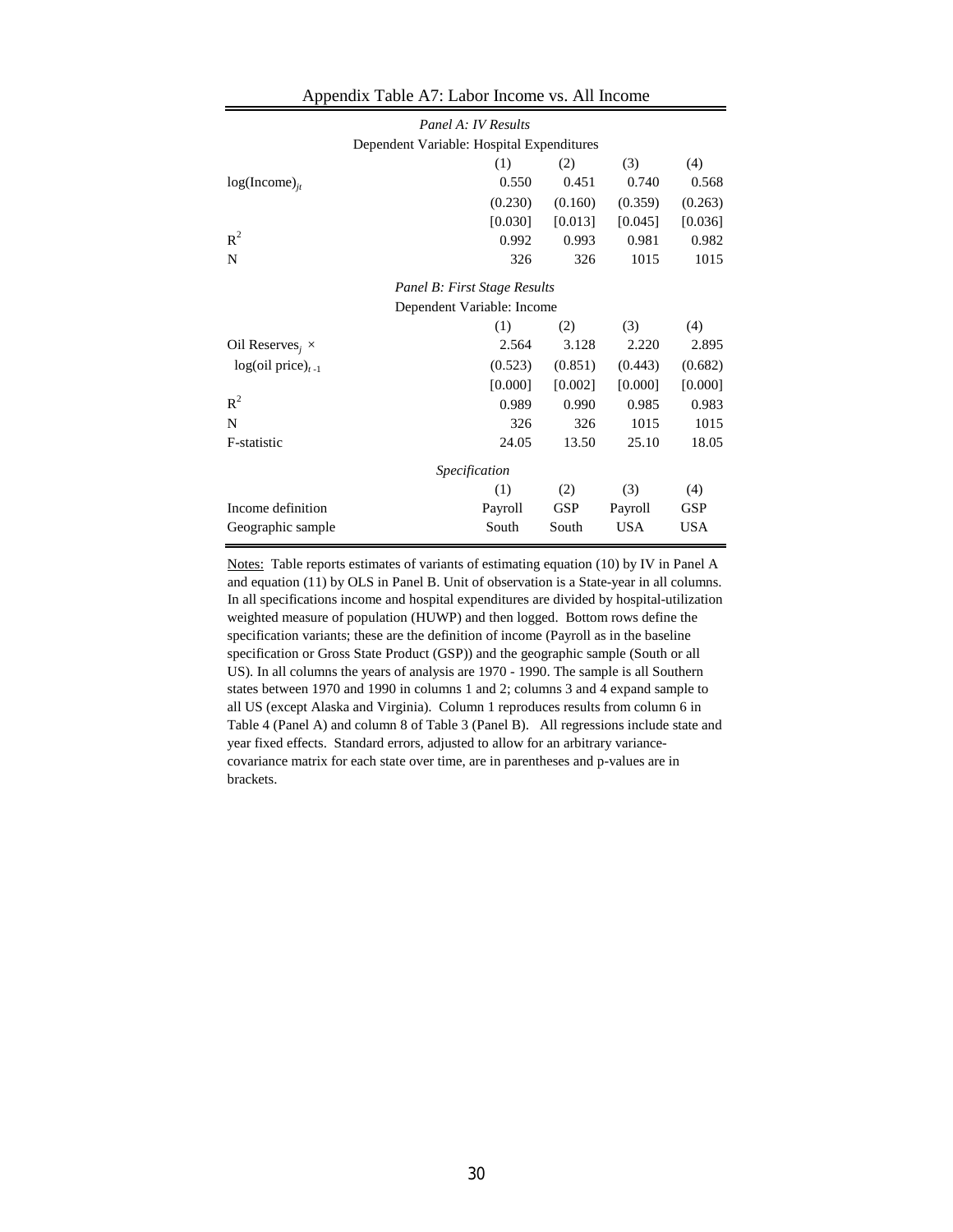Appendix Table A7: Labor Income vs. All Income

| | (1) | (2) | (3) | (4) |
|---|---|---|---|---|
| *Panel A: IV Results* | | | | |
| Dependent Variable: Hospital Expenditures | | | | |
| $\log(\text{Income})_{jt}$ | 0.550 | 0.451 | 0.740 | 0.568 |
| | (0.230) | (0.160) | (0.359) | (0.263) |
| | [0.030] | [0.013] | [0.045] | [0.036] |
| $R^2$ | 0.992 | 0.993 | 0.981 | 0.982 |
| N | 326 | 326 | 1015 | 1015 |
| *Panel B: First Stage Results* | | | | |
| Dependent Variable: Income | | | | |
| Oil Reserves$_j$ × | 2.564 | 3.128 | 2.220 | 2.895 |
| $\log(\text{oil price})_{t-1}$ | (0.523) | (0.851) | (0.443) | (0.682) |
| | [0.000] | [0.002] | [0.000] | [0.000] |
| $R^2$ | 0.989 | 0.990 | 0.985 | 0.983 |
| N | 326 | 326 | 1015 | 1015 |
| F-statistic | 24.05 | 13.50 | 25.10 | 18.05 |
| *Specification* | | | | |
| | (1) | (2) | (3) | (4) |
| Income definition | Payroll | GSP | Payroll | GSP |
| Geographic sample | South | South | USA | USA |

Notes: Table reports estimates of variants of estimating equation (10) by IV in Panel A and equation (11) by OLS in Panel B. Unit of observation is a State-year in all columns. In all specifications income and hospital expenditures are divided by hospital-utilization weighted measure of population (HUWP) and then logged. Bottom rows define the specification variants; these are the definition of income (Payroll as in the baseline specification or Gross State Product (GSP)) and the geographic sample (South or all US). In all columns the years of analysis are 1970 - 1990. The sample is all Southern states between 1970 and 1990 in columns 1 and 2; columns 3 and 4 expand sample to all US (except Alaska and Virginia). Column 1 reproduces results from column 6 in Table 4 (Panel A) and column 8 of Table 3 (Panel B). All regressions include state and year fixed effects. Standard errors, adjusted to allow for an arbitrary variance-covariance matrix for each state over time, are in parentheses and p-values are in brackets.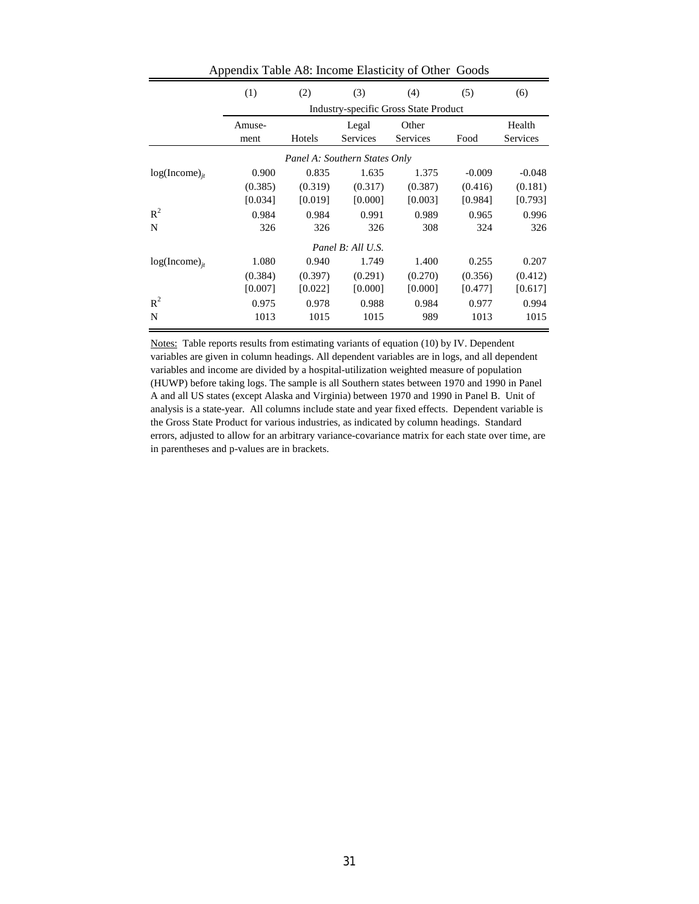Appendix Table A8: Income Elasticity of Other Goods

| | (1) | (2) | (3) | (4) | (5) | (6) |
|---|---|---|---|---|---|---|
| | Industry-specific Gross State Product | | | | | |
| | Amuse-ment | Hotels | Legal Services | Other Services | Food | Health Services |
| | *Panel A: Southern States Only* | | | | | |
| $\log(\text{Income})_{jt}$ | 0.900 | 0.835 | 1.635 | 1.375 | -0.009 | -0.048 |
| | (0.385) | (0.319) | (0.317) | (0.387) | (0.416) | (0.181) |
| | [0.034] | [0.019] | [0.000] | [0.003] | [0.984] | [0.793] |
| $R^2$ | 0.984 | 0.984 | 0.991 | 0.989 | 0.965 | 0.996 |
| N | 326 | 326 | 326 | 308 | 324 | 326 |
| | *Panel B: All U.S.* | | | | | |
| $\log(\text{Income})_{jt}$ | 1.080 | 0.940 | 1.749 | 1.400 | 0.255 | 0.207 |
| | (0.384) | (0.397) | (0.291) | (0.270) | (0.356) | (0.412) |
| | [0.007] | [0.022] | [0.000] | [0.000] | [0.477] | [0.617] |
| $R^2$ | 0.975 | 0.978 | 0.988 | 0.984 | 0.977 | 0.994 |
| N | 1013 | 1015 | 1015 | 989 | 1013 | 1015 |

Notes: Table reports results from estimating variants of equation (10) by IV. Dependent variables are given in column headings. All dependent variables are in logs, and all dependent variables and income are divided by a hospital-utilization weighted measure of population (HUWP) before taking logs. The sample is all Southern states between 1970 and 1990 in Panel A and all US states (except Alaska and Virginia) between 1970 and 1990 in Panel B. Unit of analysis is a state-year. All columns include state and year fixed effects. Dependent variable is the Gross State Product for various industries, as indicated by column headings. Standard errors, adjusted to allow for an arbitrary variance-covariance matrix for each state over time, are in parentheses and p-values are in brackets.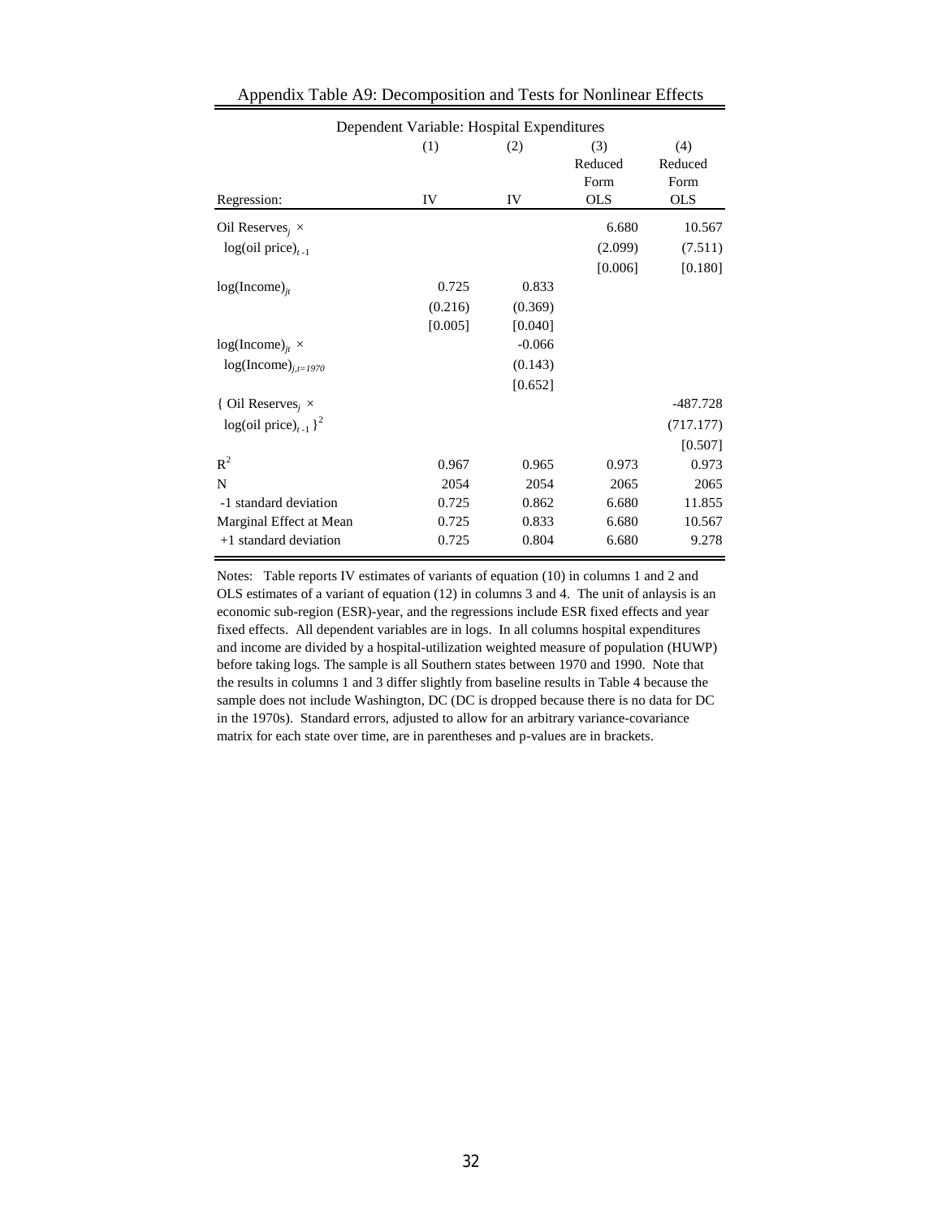Appendix Table A9: Decomposition and Tests for Nonlinear Effects

| Dependent Variable: Hospital Expenditures | | | | |
|---|---|---|---|---|
| | (1) | (2) | (3) Reduced Form | (4) Reduced Form |
| Regression: | IV | IV | OLS | OLS |
| Oil Reserves$_j$ × log(oil price)$_{t-1}$ | | | 6.680 | 10.567 |
| | | | (2.099) | (7.511) |
| | | | [0.006] | [0.180] |
| log(Income)$_{jt}$ | 0.725 | 0.833 | | |
| | (0.216) | (0.369) | | |
| | [0.005] | [0.040] | | |
| log(Income)$_{jt}$ × log(Income)$_{j,t=1970}$ | | -0.066 | | |
| | | (0.143) | | |
| | | [0.652] | | |
| { Oil Reserves$_j$ × log(oil price)$_{t-1}$ }$^2$ | | | | -487.728 |
| | | | | (717.177) |
| | | | | [0.507] |
| $R^2$ | 0.967 | 0.965 | 0.973 | 0.973 |
| N | 2054 | 2054 | 2065 | 2065 |
| -1 standard deviation | 0.725 | 0.862 | 6.680 | 11.855 |
| Marginal Effect at Mean | 0.725 | 0.833 | 6.680 | 10.567 |
| +1 standard deviation | 0.725 | 0.804 | 6.680 | 9.278 |

Notes: Table reports IV estimates of variants of equation (10) in columns 1 and 2 and OLS estimates of a variant of equation (12) in columns 3 and 4. The unit of anlaysis is an economic sub-region (ESR)-year, and the regressions include ESR fixed effects and year fixed effects. All dependent variables are in logs. In all columns hospital expenditures and income are divided by a hospital-utilization weighted measure of population (HUWP) before taking logs. The sample is all Southern states between 1970 and 1990. Note that the results in columns 1 and 3 differ slightly from baseline results in Table 4 because the sample does not include Washington, DC (DC is dropped because there is no data for DC in the 1970s). Standard errors, adjusted to allow for an arbitrary variance-covariance matrix for each state over time, are in parentheses and p-values are in brackets.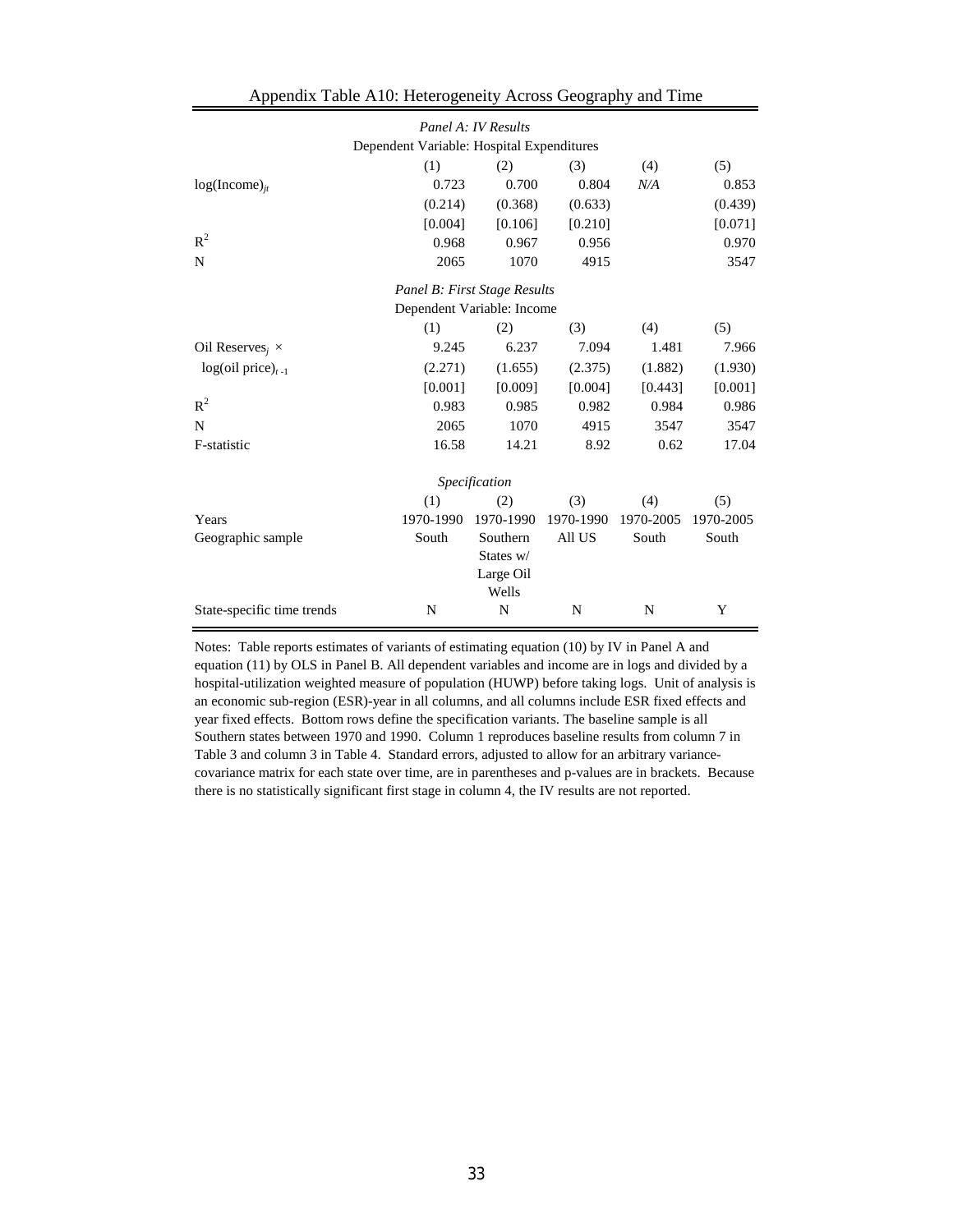Appendix Table A10: Heterogeneity Across Geography and Time

| | (1) | (2) | (3) | (4) | (5) |
|---|---|---|---|---|---|
| *Panel A: IV Results* | | | | | |
| Dependent Variable: Hospital Expenditures | | | | | |
| $\log(\text{Income})_{jt}$ | 0.723 | 0.700 | 0.804 | *N/A* | 0.853 |
| | (0.214) | (0.368) | (0.633) | | (0.439) |
| | [0.004] | [0.106] | [0.210] | | [0.071] |
| $R^2$ | 0.968 | 0.967 | 0.956 | | 0.970 |
| N | 2065 | 1070 | 4915 | | 3547 |
| *Panel B: First Stage Results* | | | | | |
| Dependent Variable: Income | | | | | |
| Oil Reserves$_j$ × $\log(\text{oil price})_{t-1}$ | 9.245 | 6.237 | 7.094 | 1.481 | 7.966 |
| | (2.271) | (1.655) | (2.375) | (1.882) | (1.930) |
| | [0.001] | [0.009] | [0.004] | [0.443] | [0.001] |
| $R^2$ | 0.983 | 0.985 | 0.982 | 0.984 | 0.986 |
| N | 2065 | 1070 | 4915 | 3547 | 3547 |
| F-statistic | 16.58 | 14.21 | 8.92 | 0.62 | 17.04 |
| *Specification* | | | | | |
| Years | 1970-1990 | 1970-1990 | 1970-1990 | 1970-2005 | 1970-2005 |
| Geographic sample | South | Southern States w/ Large Oil Wells | All US | South | South |
| State-specific time trends | N | N | N | N | Y |

Notes: Table reports estimates of variants of estimating equation (10) by IV in Panel A and equation (11) by OLS in Panel B. All dependent variables and income are in logs and divided by a hospital-utilization weighted measure of population (HUWP) before taking logs. Unit of analysis is an economic sub-region (ESR)-year in all columns, and all columns include ESR fixed effects and year fixed effects. Bottom rows define the specification variants. The baseline sample is all Southern states between 1970 and 1990. Column 1 reproduces baseline results from column 7 in Table 3 and column 3 in Table 4. Standard errors, adjusted to allow for an arbitrary variance-covariance matrix for each state over time, are in parentheses and p-values are in brackets. Because there is no statistically significant first stage in column 4, the IV results are not reported.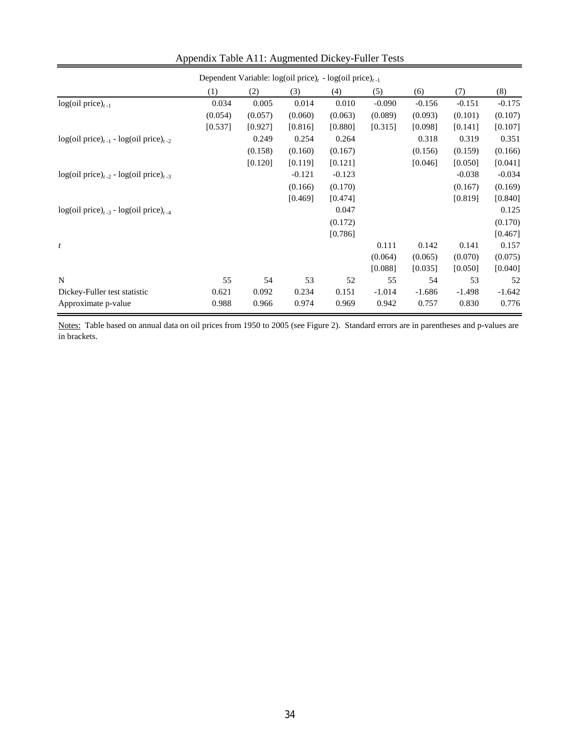Appendix Table A11: Augmented Dickey-Fuller Tests

| | Dependent Variable: $\log(\text{oil price})_t$ - $\log(\text{oil price})_{t-1}$ | | | | | | | |
|---|---|---|---|---|---|---|---|---|
| | (1) | (2) | (3) | (4) | (5) | (6) | (7) | (8) |
| $\log(\text{oil price})_{t-1}$ | 0.034 | 0.005 | 0.014 | 0.010 | -0.090 | -0.156 | -0.151 | -0.175 |
| | (0.054) | (0.057) | (0.060) | (0.063) | (0.089) | (0.093) | (0.101) | (0.107) |
| | [0.537] | [0.927] | [0.816] | [0.880] | [0.315] | [0.098] | [0.141] | [0.107] |
| $\log(\text{oil price})_{t-1}$ - $\log(\text{oil price})_{t-2}$ | | 0.249 | 0.254 | 0.264 | | 0.318 | 0.319 | 0.351 |
| | | (0.158) | (0.160) | (0.167) | | (0.156) | (0.159) | (0.166) |
| | | [0.120] | [0.119] | [0.121] | | [0.046] | [0.050] | [0.041] |
| $\log(\text{oil price})_{t-2}$ - $\log(\text{oil price})_{t-3}$ | | | -0.121 | -0.123 | | | -0.038 | -0.034 |
| | | | (0.166) | (0.170) | | | (0.167) | (0.169) |
| | | | [0.469] | [0.474] | | | [0.819] | [0.840] |
| $\log(\text{oil price})_{t-3}$ - $\log(\text{oil price})_{t-4}$ | | | | 0.047 | | | | 0.125 |
| | | | | (0.172) | | | | (0.170) |
| | | | | [0.786] | | | | [0.467] |
| $t$ | | | | | 0.111 | 0.142 | 0.141 | 0.157 |
| | | | | | (0.064) | (0.065) | (0.070) | (0.075) |
| | | | | | [0.088] | [0.035] | [0.050] | [0.040] |
| N | 55 | 54 | 53 | 52 | 55 | 54 | 53 | 52 |
| Dickey-Fuller test statistic | 0.621 | 0.092 | 0.234 | 0.151 | -1.014 | -1.686 | -1.498 | -1.642 |
| Approximate p-value | 0.988 | 0.966 | 0.974 | 0.969 | 0.942 | 0.757 | 0.830 | 0.776 |

Notes: Table based on annual data on oil prices from 1950 to 2005 (see Figure 2). Standard errors are in parentheses and p-values are in brackets.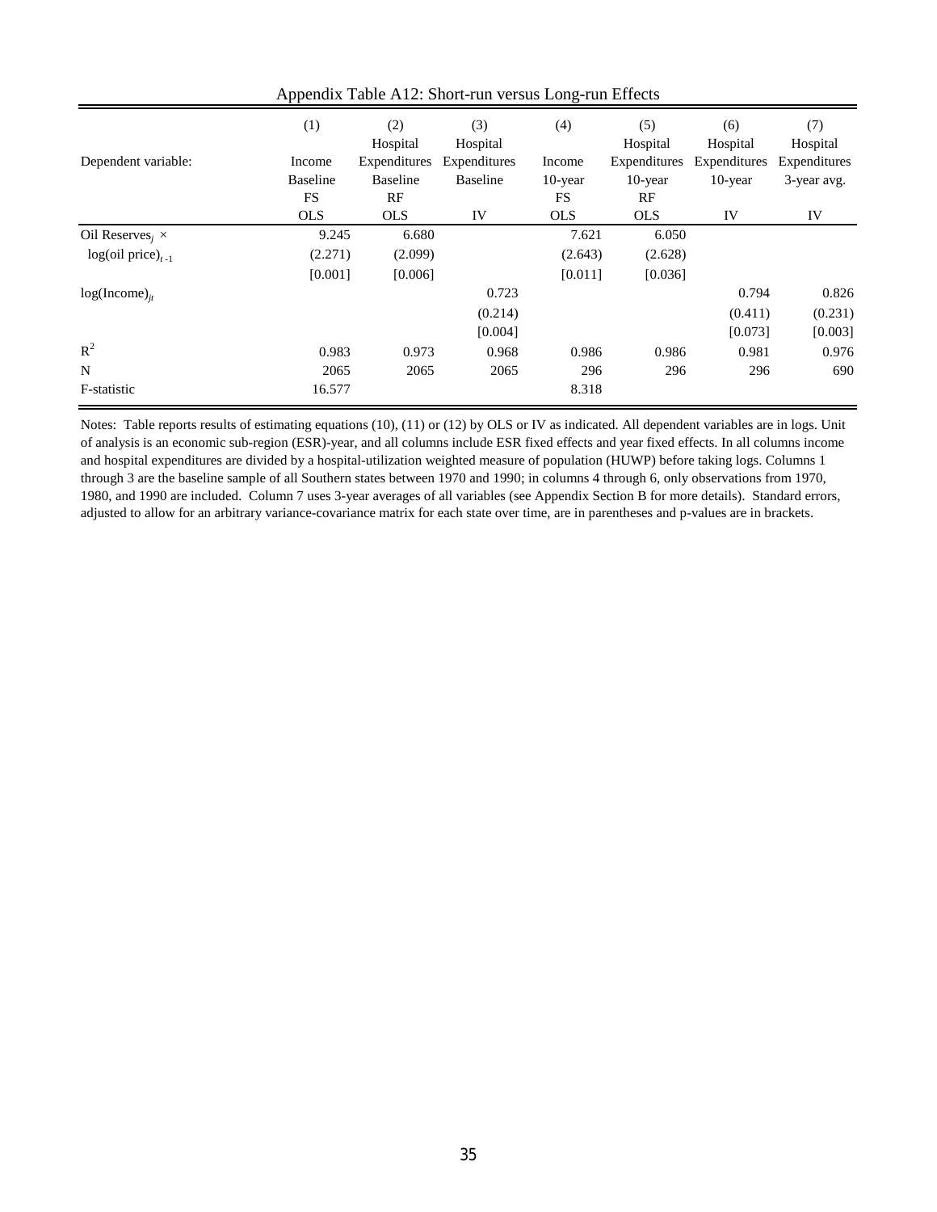Appendix Table A12: Short-run versus Long-run Effects

| | (1) | (2) | (3) | (4) | (5) | (6) | (7) |
|---|---|---|---|---|---|---|---|
| Dependent variable: | Income | Hospital Expenditures | Hospital Expenditures | Income | Hospital Expenditures | Hospital Expenditures | Hospital Expenditures |
| | Baseline | Baseline | Baseline | 10-year | 10-year | 10-year | 3-year avg. |
| | FS | RF | | FS | RF | | |
| | OLS | OLS | IV | OLS | OLS | IV | IV |
| Oil Reserves$_j$ × | 9.245 | 6.680 | | 7.621 | 6.050 | | |
| log(oil price)$_{t-1}$ | (2.271) | (2.099) | | (2.643) | (2.628) | | |
| | [0.001] | [0.006] | | [0.011] | [0.036] | | |
| log(Income)$_{jt}$ | | | 0.723 | | | 0.794 | 0.826 |
| | | | (0.214) | | | (0.411) | (0.231) |
| | | | [0.004] | | | [0.073] | [0.003] |
| $R^2$ | 0.983 | 0.973 | 0.968 | 0.986 | 0.986 | 0.981 | 0.976 |
| N | 2065 | 2065 | 2065 | 296 | 296 | 296 | 690 |
| F-statistic | 16.577 | | | 8.318 | | | |

Notes: Table reports results of estimating equations (10), (11) or (12) by OLS or IV as indicated. All dependent variables are in logs. Unit of analysis is an economic sub-region (ESR)-year, and all columns include ESR fixed effects and year fixed effects. In all columns income and hospital expenditures are divided by a hospital-utilization weighted measure of population (HUWP) before taking logs. Columns 1 through 3 are the baseline sample of all Southern states between 1970 and 1990; in columns 4 through 6, only observations from 1970, 1980, and 1990 are included. Column 7 uses 3-year averages of all variables (see Appendix Section B for more details). Standard errors, adjusted to allow for an arbitrary variance-covariance matrix for each state over time, are in parentheses and p-values are in brackets.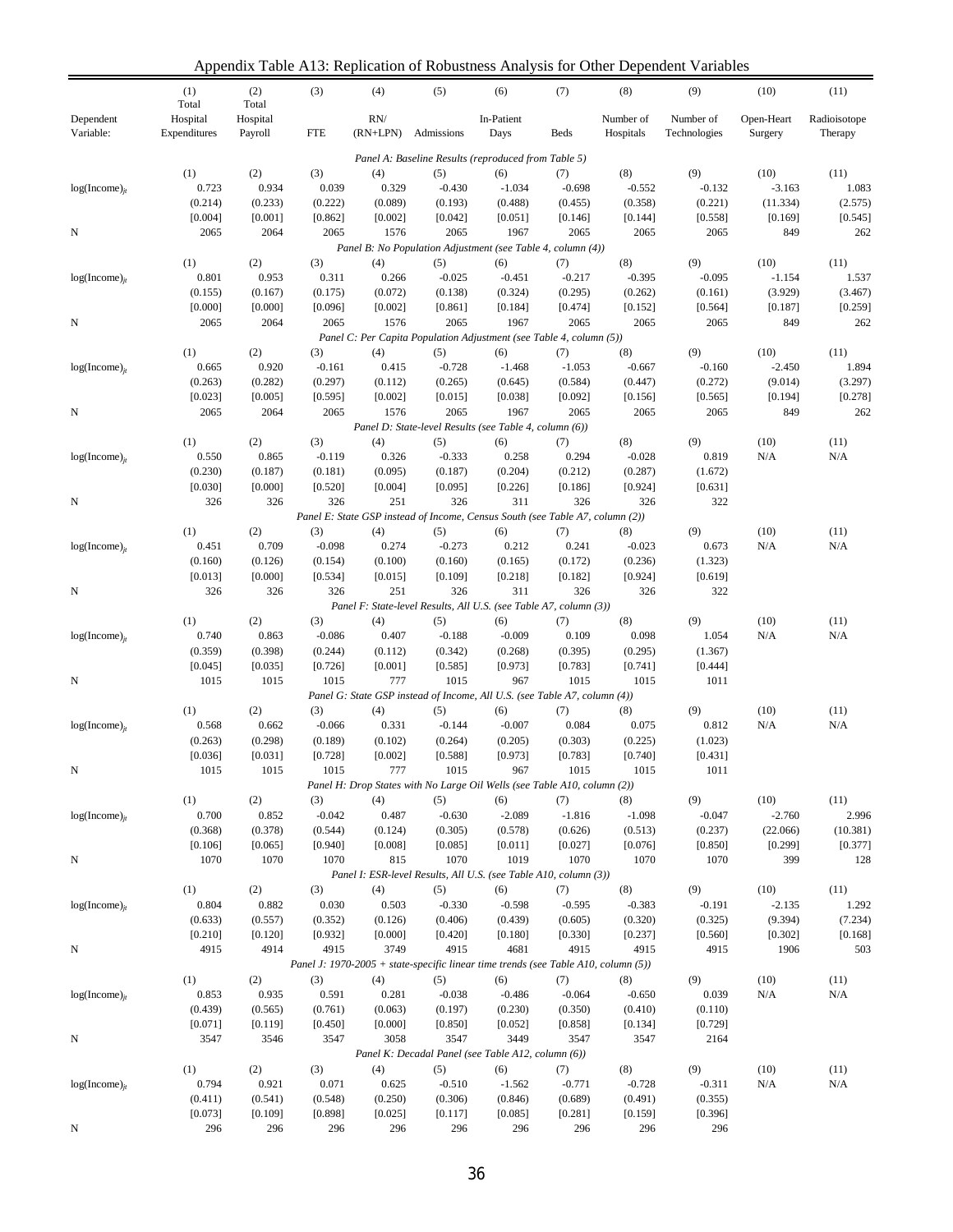Appendix Table A13: Replication of Robustness Analysis for Other Dependent Variables

| Dependent Variable: | (1) Total Hospital Expenditures | (2) Total Hospital Payroll | (3) FTE | (4) RN/ (RN+LPN) | (5) Admissions | (6) In-Patient Days | (7) Beds | (8) Number of Hospitals | (9) Number of Technologies | (10) Open-Heart Surgery | (11) Radioisotope Therapy |
|---|---|---|---|---|---|---|---|---|---|---|---|
| *Panel A: Baseline Results (reproduced from Table 5)* | | | | | | | | | | | |
| | (1) | (2) | (3) | (4) | (5) | (6) | (7) | (8) | (9) | (10) | (11) |
| $\log(\text{Income})_{jt}$ | 0.723 | 0.934 | 0.039 | 0.329 | -0.430 | -1.034 | -0.698 | -0.552 | -0.132 | -3.163 | 1.083 |
| | (0.214) | (0.233) | (0.222) | (0.089) | (0.193) | (0.488) | (0.455) | (0.358) | (0.221) | (11.334) | (2.575) |
| | [0.004] | [0.001] | [0.862] | [0.002] | [0.042] | [0.051] | [0.146] | [0.144] | [0.558] | [0.169] | [0.545] |
| N | 2065 | 2064 | 2065 | 1576 | 2065 | 1967 | 2065 | 2065 | 2065 | 849 | 262 |
| *Panel B: No Population Adjustment (see Table 4, column (4))* | | | | | | | | | | | |
| | (1) | (2) | (3) | (4) | (5) | (6) | (7) | (8) | (9) | (10) | (11) |
| $\log(\text{Income})_{jt}$ | 0.801 | 0.953 | 0.311 | 0.266 | -0.025 | -0.451 | -0.217 | -0.395 | -0.095 | -1.154 | 1.537 |
| | (0.155) | (0.167) | (0.175) | (0.072) | (0.138) | (0.324) | (0.295) | (0.262) | (0.161) | (3.929) | (3.467) |
| | [0.000] | [0.000] | [0.096] | [0.002] | [0.861] | [0.184] | [0.474] | [0.152] | [0.564] | [0.187] | [0.259] |
| N | 2065 | 2064 | 2065 | 1576 | 2065 | 1967 | 2065 | 2065 | 2065 | 849 | 262 |
| *Panel C: Per Capita Population Adjustment (see Table 4, column (5))* | | | | | | | | | | | |
| | (1) | (2) | (3) | (4) | (5) | (6) | (7) | (8) | (9) | (10) | (11) |
| $\log(\text{Income})_{jt}$ | 0.665 | 0.920 | -0.161 | 0.415 | -0.728 | -1.468 | -1.053 | -0.667 | -0.160 | -2.450 | 1.894 |
| | (0.263) | (0.282) | (0.297) | (0.112) | (0.265) | (0.645) | (0.584) | (0.447) | (0.272) | (9.014) | (3.297) |
| | [0.023] | [0.005] | [0.595] | [0.002] | [0.015] | [0.038] | [0.092] | [0.156] | [0.565] | [0.194] | [0.278] |
| N | 2065 | 2064 | 2065 | 1576 | 2065 | 1967 | 2065 | 2065 | 2065 | 849 | 262 |
| *Panel D: State-level Results (see Table 4, column (6))* | | | | | | | | | | | |
| | (1) | (2) | (3) | (4) | (5) | (6) | (7) | (8) | (9) | (10) | (11) |
| $\log(\text{Income})_{jt}$ | 0.550 | 0.865 | -0.119 | 0.326 | -0.333 | 0.258 | 0.294 | -0.028 | 0.819 | N/A | N/A |
| | (0.230) | (0.187) | (0.181) | (0.095) | (0.187) | (0.204) | (0.212) | (0.287) | (1.672) | | |
| | [0.030] | [0.000] | [0.520] | [0.004] | [0.095] | [0.226] | [0.186] | [0.924] | [0.631] | | |
| N | 326 | 326 | 326 | 251 | 326 | 311 | 326 | 326 | 322 | | |
| *Panel E: State GSP instead of Income, Census South (see Table A7, column (2))* | | | | | | | | | | | |
| | (1) | (2) | (3) | (4) | (5) | (6) | (7) | (8) | (9) | (10) | (11) |
| $\log(\text{Income})_{jt}$ | 0.451 | 0.709 | -0.098 | 0.274 | -0.273 | 0.212 | 0.241 | -0.023 | 0.673 | N/A | N/A |
| | (0.160) | (0.126) | (0.154) | (0.100) | (0.160) | (0.165) | (0.172) | (0.236) | (1.323) | | |
| | [0.013] | [0.000] | [0.534] | [0.015] | [0.109] | [0.218] | [0.182] | [0.924] | [0.619] | | |
| N | 326 | 326 | 326 | 251 | 326 | 311 | 326 | 326 | 322 | | |
| *Panel F: State-level Results, All U.S. (see Table A7, column (3))* | | | | | | | | | | | |
| | (1) | (2) | (3) | (4) | (5) | (6) | (7) | (8) | (9) | (10) | (11) |
| $\log(\text{Income})_{jt}$ | 0.740 | 0.863 | -0.086 | 0.407 | -0.188 | -0.009 | 0.109 | 0.098 | 1.054 | N/A | N/A |
| | (0.359) | (0.398) | (0.244) | (0.112) | (0.342) | (0.268) | (0.395) | (0.295) | (1.367) | | |
| | [0.045] | [0.035] | [0.726] | [0.001] | [0.585] | [0.973] | [0.783] | [0.741] | [0.444] | | |
| N | 1015 | 1015 | 1015 | 777 | 1015 | 967 | 1015 | 1015 | 1011 | | |
| *Panel G: State GSP instead of Income, All U.S. (see Table A7, column (4))* | | | | | | | | | | | |
| | (1) | (2) | (3) | (4) | (5) | (6) | (7) | (8) | (9) | (10) | (11) |
| $\log(\text{Income})_{jt}$ | 0.568 | 0.662 | -0.066 | 0.331 | -0.144 | -0.007 | 0.084 | 0.075 | 0.812 | N/A | N/A |
| | (0.263) | (0.298) | (0.189) | (0.102) | (0.264) | (0.205) | (0.303) | (0.225) | (1.023) | | |
| | [0.036] | [0.031] | [0.728] | [0.002] | [0.588] | [0.973] | [0.783] | [0.740] | [0.431] | | |
| N | 1015 | 1015 | 1015 | 777 | 1015 | 967 | 1015 | 1015 | 1011 | | |
| *Panel H: Drop States with No Large Oil Wells (see Table A10, column (2))* | | | | | | | | | | | |
| | (1) | (2) | (3) | (4) | (5) | (6) | (7) | (8) | (9) | (10) | (11) |
| $\log(\text{Income})_{jt}$ | 0.700 | 0.852 | -0.042 | 0.487 | -0.630 | -2.089 | -1.816 | -1.098 | -0.047 | -2.760 | 2.996 |
| | (0.368) | (0.378) | (0.544) | (0.124) | (0.305) | (0.578) | (0.626) | (0.513) | (0.237) | (22.066) | (10.381) |
| | [0.106] | [0.065] | [0.940] | [0.008] | [0.085] | [0.011] | [0.027] | [0.076] | [0.850] | [0.299] | [0.377] |
| N | 1070 | 1070 | 1070 | 815 | 1070 | 1019 | 1070 | 1070 | 1070 | 399 | 128 |
| *Panel I: ESR-level Results, All U.S. (see Table A10, column (3))* | | | | | | | | | | | |
| | (1) | (2) | (3) | (4) | (5) | (6) | (7) | (8) | (9) | (10) | (11) |
| $\log(\text{Income})_{jt}$ | 0.804 | 0.882 | 0.030 | 0.503 | -0.330 | -0.598 | -0.595 | -0.383 | -0.191 | -2.135 | 1.292 |
| | (0.633) | (0.557) | (0.352) | (0.126) | (0.406) | (0.439) | (0.605) | (0.320) | (0.325) | (9.394) | (7.234) |
| | [0.210] | [0.120] | [0.932] | [0.000] | [0.420] | [0.180] | [0.330] | [0.237] | [0.560] | [0.302] | [0.168] |
| N | 4915 | 4914 | 4915 | 3749 | 4915 | 4681 | 4915 | 4915 | 4915 | 1906 | 503 |
| *Panel J: 1970-2005 + state-specific linear time trends (see Table A10, column (5))* | | | | | | | | | | | |
| | (1) | (2) | (3) | (4) | (5) | (6) | (7) | (8) | (9) | (10) | (11) |
| $\log(\text{Income})_{jt}$ | 0.853 | 0.935 | 0.591 | 0.281 | -0.038 | -0.486 | -0.064 | -0.650 | 0.039 | N/A | N/A |
| | (0.439) | (0.565) | (0.761) | (0.063) | (0.197) | (0.230) | (0.350) | (0.410) | (0.110) | | |
| | [0.071] | [0.119] | [0.450] | [0.000] | [0.850] | [0.052] | [0.858] | [0.134] | [0.729] | | |
| N | 3547 | 3546 | 3547 | 3058 | 3547 | 3449 | 3547 | 3547 | 2164 | | |
| *Panel K: Decadal Panel (see Table A12, column (6))* | | | | | | | | | | | |
| | (1) | (2) | (3) | (4) | (5) | (6) | (7) | (8) | (9) | (10) | (11) |
| $\log(\text{Income})_{jt}$ | 0.794 | 0.921 | 0.071 | 0.625 | -0.510 | -1.562 | -0.771 | -0.728 | -0.311 | N/A | N/A |
| | (0.411) | (0.541) | (0.548) | (0.250) | (0.306) | (0.846) | (0.689) | (0.491) | (0.355) | | |
| | [0.073] | [0.109] | [0.898] | [0.025] | [0.117] | [0.085] | [0.281] | [0.159] | [0.396] | | |
| N | 296 | 296 | 296 | 296 | 296 | 296 | 296 | 296 | 296 | | |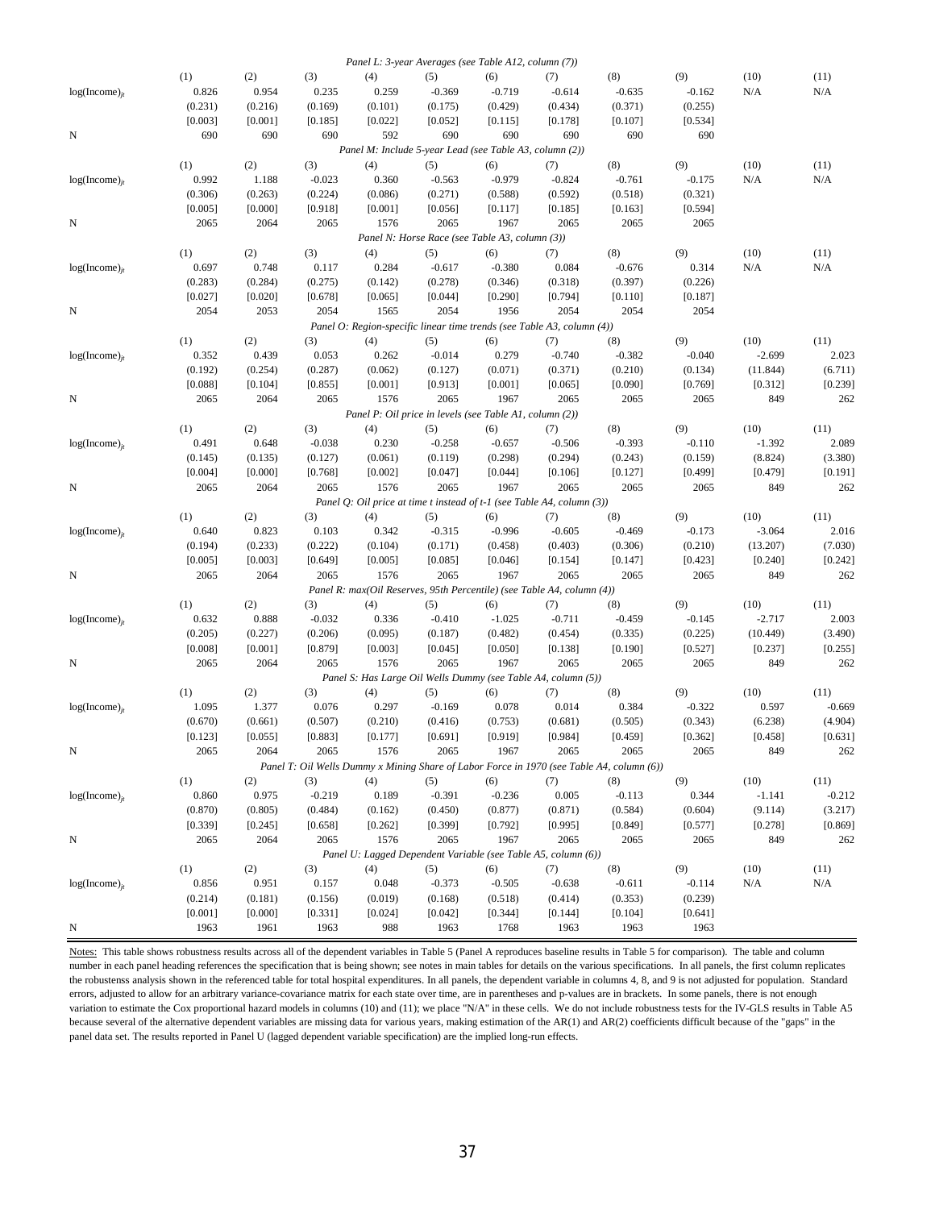| | (1) | (2) | (3) | (4) | (5) | (6) | (7) | (8) | (9) | (10) | (11) |
|---|---|---|---|---|---|---|---|---|---|---|---|
| *Panel L: 3-year Averages (see Table A12, column (7))* | | | | | | | | | | | |
| $\log(\text{Income})_{it}$ | 0.826 | 0.954 | 0.235 | 0.259 | -0.369 | -0.719 | -0.614 | -0.635 | -0.162 | N/A | N/A |
| | (0.231) | (0.216) | (0.169) | (0.101) | (0.175) | (0.429) | (0.434) | (0.371) | (0.255) | | |
| | [0.003] | [0.001] | [0.185] | [0.022] | [0.052] | [0.115] | [0.178] | [0.107] | [0.534] | | |
| N | 690 | 690 | 690 | 592 | 690 | 690 | 690 | 690 | 690 | | |
| *Panel M: Include 5-year Lead (see Table A3, column (2))* | | | | | | | | | | | |
| $\log(\text{Income})_{it}$ | 0.992 | 1.188 | -0.023 | 0.360 | -0.563 | -0.979 | -0.824 | -0.761 | -0.175 | N/A | N/A |
| | (0.306) | (0.263) | (0.224) | (0.086) | (0.271) | (0.588) | (0.592) | (0.518) | (0.321) | | |
| | [0.005] | [0.000] | [0.918] | [0.001] | [0.056] | [0.117] | [0.185] | [0.163] | [0.594] | | |
| N | 2065 | 2064 | 2065 | 1576 | 2065 | 1967 | 2065 | 2065 | 2065 | | |
| *Panel N: Horse Race (see Table A3, column (3))* | | | | | | | | | | | |
| $\log(\text{Income})_{it}$ | 0.697 | 0.748 | 0.117 | 0.284 | -0.617 | -0.380 | 0.084 | -0.676 | 0.314 | N/A | N/A |
| | (0.283) | (0.284) | (0.275) | (0.142) | (0.278) | (0.346) | (0.318) | (0.397) | (0.226) | | |
| | [0.027] | [0.020] | [0.678] | [0.065] | [0.044] | [0.290] | [0.794] | [0.110] | [0.187] | | |
| N | 2054 | 2053 | 2054 | 1565 | 2054 | 1956 | 2054 | 2054 | 2054 | | |
| *Panel O: Region-specific linear time trends (see Table A3, column (4))* | | | | | | | | | | | |
| $\log(\text{Income})_{it}$ | 0.352 | 0.439 | 0.053 | 0.262 | -0.014 | 0.279 | -0.740 | -0.382 | -0.040 | -2.699 | 2.023 |
| | (0.192) | (0.254) | (0.287) | (0.062) | (0.127) | (0.071) | (0.371) | (0.210) | (0.134) | (11.844) | (6.711) |
| | [0.088] | [0.104] | [0.855] | [0.001] | [0.913] | [0.001] | [0.065] | [0.090] | [0.769] | [0.312] | [0.239] |
| N | 2065 | 2064 | 2065 | 1576 | 2065 | 1967 | 2065 | 2065 | 2065 | 849 | 262 |
| *Panel P: Oil price in levels (see Table A1, column (2))* | | | | | | | | | | | |
| $\log(\text{Income})_{it}$ | 0.491 | 0.648 | -0.038 | 0.230 | -0.258 | -0.657 | -0.506 | -0.393 | -0.110 | -1.392 | 2.089 |
| | (0.145) | (0.135) | (0.127) | (0.061) | (0.119) | (0.298) | (0.294) | (0.243) | (0.159) | (8.824) | (3.380) |
| | [0.004] | [0.000] | [0.768] | [0.002] | [0.047] | [0.044] | [0.106] | [0.127] | [0.499] | [0.479] | [0.191] |
| N | 2065 | 2064 | 2065 | 1576 | 2065 | 1967 | 2065 | 2065 | 2065 | 849 | 262 |
| *Panel Q: Oil price at time t instead of t-1 (see Table A4, column (3))* | | | | | | | | | | | |
| $\log(\text{Income})_{it}$ | 0.640 | 0.823 | 0.103 | 0.342 | -0.315 | -0.996 | -0.605 | -0.469 | -0.173 | -3.064 | 2.016 |
| | (0.194) | (0.233) | (0.222) | (0.104) | (0.171) | (0.458) | (0.403) | (0.306) | (0.210) | (13.207) | (7.030) |
| | [0.005] | [0.003] | [0.649] | [0.005] | [0.085] | [0.046] | [0.154] | [0.147] | [0.423] | [0.240] | [0.242] |
| N | 2065 | 2064 | 2065 | 1576 | 2065 | 1967 | 2065 | 2065 | 2065 | 849 | 262 |
| *Panel R: max(Oil Reserves, 95th Percentile) (see Table A4, column (4))* | | | | | | | | | | | |
| $\log(\text{Income})_{it}$ | 0.632 | 0.888 | -0.032 | 0.336 | -0.410 | -1.025 | -0.711 | -0.459 | -0.145 | -2.717 | 2.003 |
| | (0.205) | (0.227) | (0.206) | (0.095) | (0.187) | (0.482) | (0.454) | (0.335) | (0.225) | (10.449) | (3.490) |
| | [0.008] | [0.001] | [0.879] | [0.003] | [0.045] | [0.050] | [0.138] | [0.190] | [0.527] | [0.237] | [0.255] |
| N | 2065 | 2064 | 2065 | 1576 | 2065 | 1967 | 2065 | 2065 | 2065 | 849 | 262 |
| *Panel S: Has Large Oil Wells Dummy (see Table A4, column (5))* | | | | | | | | | | | |
| $\log(\text{Income})_{it}$ | 1.095 | 1.377 | 0.076 | 0.297 | -0.169 | 0.078 | 0.014 | 0.384 | -0.322 | 0.597 | -0.669 |
| | (0.670) | (0.661) | (0.507) | (0.210) | (0.416) | (0.753) | (0.681) | (0.505) | (0.343) | (6.238) | (4.904) |
| | [0.123] | [0.055] | [0.883] | [0.177] | [0.691] | [0.919] | [0.984] | [0.459] | [0.362] | [0.458] | [0.631] |
| N | 2065 | 2064 | 2065 | 1576 | 2065 | 1967 | 2065 | 2065 | 2065 | 849 | 262 |
| *Panel T: Oil Wells Dummy x Mining Share of Labor Force in 1970 (see Table A4, column (6))* | | | | | | | | | | | |
| $\log(\text{Income})_{it}$ | 0.860 | 0.975 | -0.219 | 0.189 | -0.391 | -0.236 | 0.005 | -0.113 | 0.344 | -1.141 | -0.212 |
| | (0.870) | (0.805) | (0.484) | (0.162) | (0.450) | (0.877) | (0.871) | (0.584) | (0.604) | (9.114) | (3.217) |
| | [0.339] | [0.245] | [0.658] | [0.262] | [0.399] | [0.792] | [0.995] | [0.849] | [0.577] | [0.278] | [0.869] |
| N | 2065 | 2064 | 2065 | 1576 | 2065 | 1967 | 2065 | 2065 | 2065 | 849 | 262 |
| *Panel U: Lagged Dependent Variable (see Table A5, column (6))* | | | | | | | | | | | |
| $\log(\text{Income})_{it}$ | 0.856 | 0.951 | 0.157 | 0.048 | -0.373 | -0.505 | -0.638 | -0.611 | -0.114 | N/A | N/A |
| | (0.214) | (0.181) | (0.156) | (0.019) | (0.168) | (0.518) | (0.414) | (0.353) | (0.239) | | |
| | [0.001] | [0.000] | [0.331] | [0.024] | [0.042] | [0.344] | [0.144] | [0.104] | [0.641] | | |
| N | 1963 | 1961 | 1963 | 988 | 1963 | 1768 | 1963 | 1963 | 1963 | | |

Notes: This table shows robustness results across all of the dependent variables in Table 5 (Panel A reproduces baseline results in Table 5 for comparison). The table and column number in each panel heading references the specification that is being shown; see notes in main tables for details on the various specifications. In all panels, the first column replicates the robustness analysis shown in the referenced table for total hospital expenditures. In all panels, the dependent variable in columns 4, 8, and 9 is not adjusted for population. Standard errors, adjusted to allow for an arbitrary variance-covariance matrix for each state over time, are in parentheses and p-values are in brackets. In some panels, there is not enough variation to estimate the Cox proportional hazard models in columns (10) and (11); we place "N/A" in these cells. We do not include robustness tests for the IV-GLS results in Table A5 because several of the alternative dependent variables are missing data for various years, making estimation of the AR(1) and AR(2) coefficients difficult because of the "gaps" in the panel data set. The results reported in Panel U (lagged dependent variable specification) are the implied long-run effects.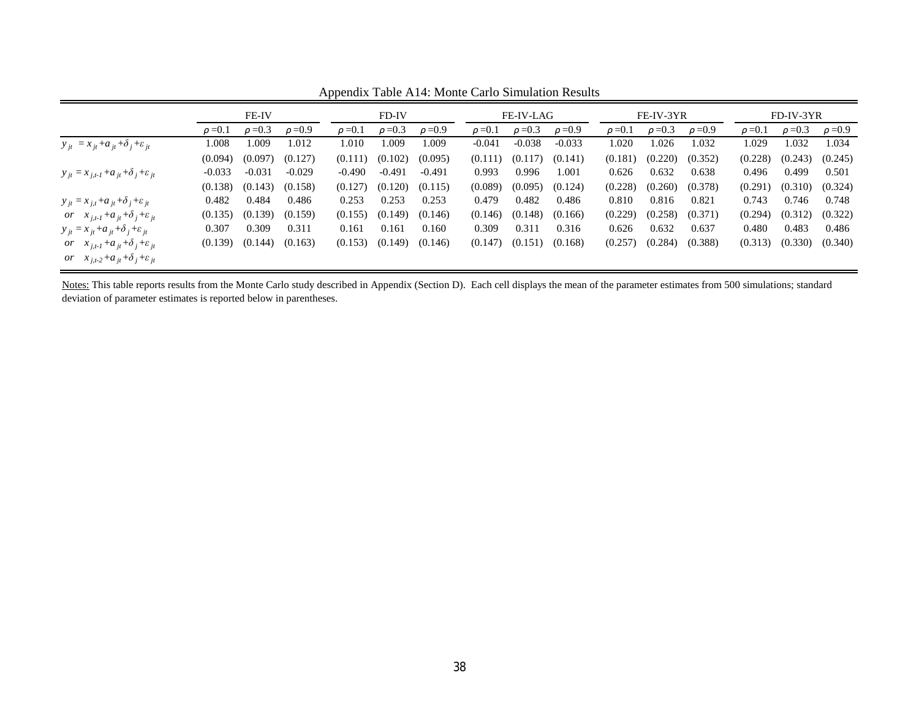Appendix Table A14: Monte Carlo Simulation Results

| | FE-IV | | | FD-IV | | | FE-IV-LAG | | | FE-IV-3YR | | | FD-IV-3YR | | |
|---|---|---|---|---|---|---|---|---|---|---|---|---|---|---|---|
| | $\rho=0.1$ | $\rho=0.3$ | $\rho=0.9$ | $\rho=0.1$ | $\rho=0.3$ | $\rho=0.9$ | $\rho=0.1$ | $\rho=0.3$ | $\rho=0.9$ | $\rho=0.1$ | $\rho=0.3$ | $\rho=0.9$ | $\rho=0.1$ | $\rho=0.3$ | $\rho=0.9$ |
| $y_{jt} = x_{jt} + a_{jt} + \delta_j + \varepsilon_{jt}$ | 1.008 | 1.009 | 1.012 | 1.010 | 1.009 | 1.009 | -0.041 | -0.038 | -0.033 | 1.020 | 1.026 | 1.032 | 1.029 | 1.032 | 1.034 |
| | (0.094) | (0.097) | (0.127) | (0.111) | (0.102) | (0.095) | (0.111) | (0.117) | (0.141) | (0.181) | (0.220) | (0.352) | (0.228) | (0.243) | (0.245) |
| $y_{jt} = x_{j,t-1} + a_{jt} + \delta_j + \varepsilon_{jt}$ | -0.033 | -0.031 | -0.029 | -0.490 | -0.491 | -0.491 | 0.993 | 0.996 | 1.001 | 0.626 | 0.632 | 0.638 | 0.496 | 0.499 | 0.501 |
| | (0.138) | (0.143) | (0.158) | (0.127) | (0.120) | (0.115) | (0.089) | (0.095) | (0.124) | (0.228) | (0.260) | (0.378) | (0.291) | (0.310) | (0.324) |
| $y_{jt} = x_{j,t} + a_{jt} + \delta_j + \varepsilon_{jt}$ | 0.482 | 0.484 | 0.486 | 0.253 | 0.253 | 0.253 | 0.479 | 0.482 | 0.486 | 0.810 | 0.816 | 0.821 | 0.743 | 0.746 | 0.748 |
| *or* $x_{j,t-1} + a_{jt} + \delta_j + \varepsilon_{jt}$ | (0.135) | (0.139) | (0.159) | (0.155) | (0.149) | (0.146) | (0.146) | (0.148) | (0.166) | (0.229) | (0.258) | (0.371) | (0.294) | (0.312) | (0.322) |
| $y_{jt} = x_{jt} + a_{jt} + \delta_j + \varepsilon_{jt}$ | 0.307 | 0.309 | 0.311 | 0.161 | 0.161 | 0.160 | 0.309 | 0.311 | 0.316 | 0.626 | 0.632 | 0.637 | 0.480 | 0.483 | 0.486 |
| *or* $x_{j,t-1} + a_{jt} + \delta_j + \varepsilon_{jt}$ | (0.139) | (0.144) | (0.163) | (0.153) | (0.149) | (0.146) | (0.147) | (0.151) | (0.168) | (0.257) | (0.284) | (0.388) | (0.313) | (0.330) | (0.340) |
| *or* $x_{j,t-2} + a_{jt} + \delta_j + \varepsilon_{jt}$ | | | | | | | | | | | | | | | |

Notes: This table reports results from the Monte Carlo study described in Appendix (Section D). Each cell displays the mean of the parameter estimates from 500 simulations; standard deviation of parameter estimates is reported below in parentheses.